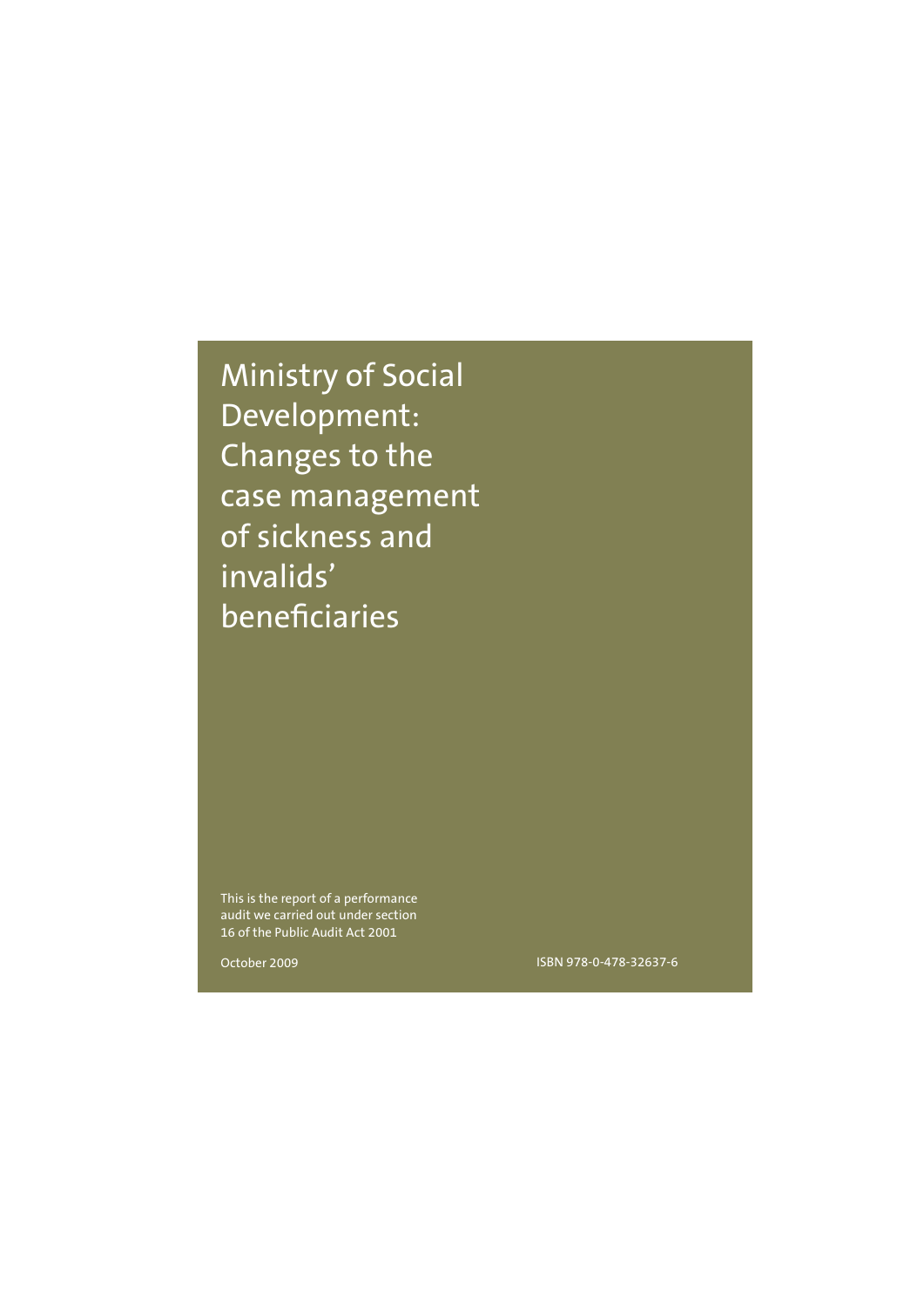# Ministry of Social Development: Changes to the case management of sickness and invalids' beneficiaries

This is the report of a performance audit we carried out under section 16 of the Public Audit Act 2001

October 2009

ISBN 978-0-478-32637-6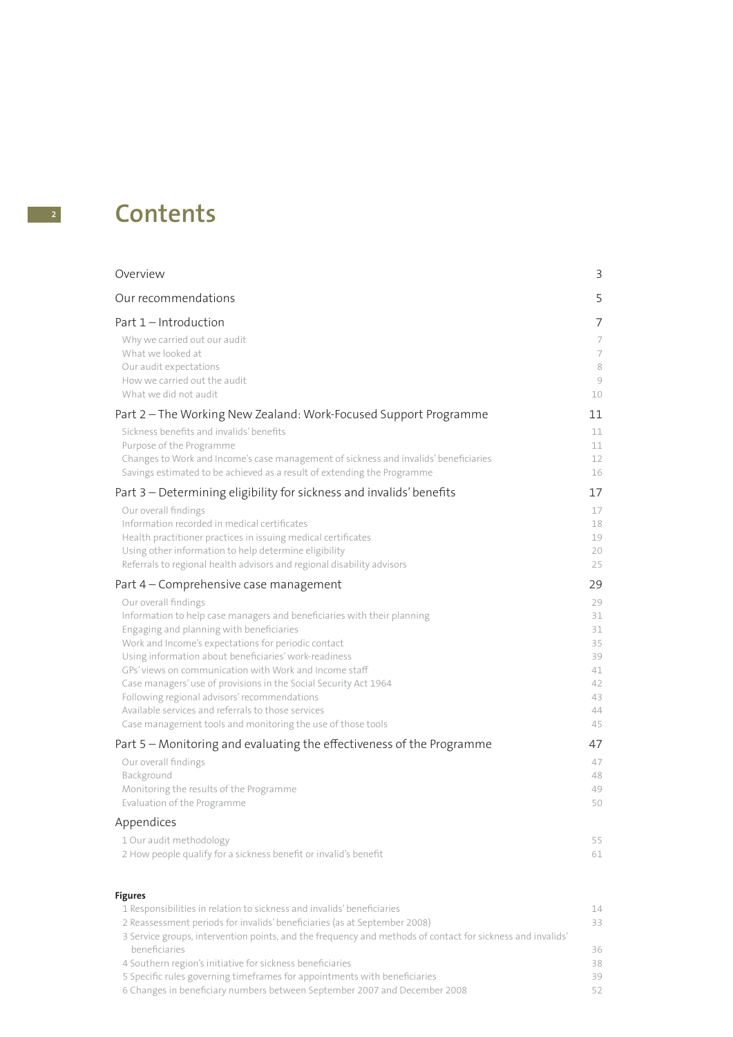# Contents

| | |
|---|---|
| Overview | 3 |
| Our recommendations | 5 |
| Part 1 – Introduction | 7 |
| Why we carried out our audit | 7 |
| What we looked at | 7 |
| Our audit expectations | 8 |
| How we carried out the audit | 9 |
| What we did not audit | 10 |
| Part 2 – The Working New Zealand: Work-Focused Support Programme | 11 |
| Sickness benefits and invalids' benefits | 11 |
| Purpose of the Programme | 11 |
| Changes to Work and Income's case management of sickness and invalids' beneficiaries | 12 |
| Savings estimated to be achieved as a result of extending the Programme | 16 |
| Part 3 – Determining eligibility for sickness and invalids' benefits | 17 |
| Our overall findings | 17 |
| Information recorded in medical certificates | 18 |
| Health practitioner practices in issuing medical certificates | 19 |
| Using other information to help determine eligibility | 20 |
| Referrals to regional health advisors and regional disability advisors | 25 |
| Part 4 – Comprehensive case management | 29 |
| Our overall findings | 29 |
| Information to help case managers and beneficiaries with their planning | 31 |
| Engaging and planning with beneficiaries | 31 |
| Work and Income's expectations for periodic contact | 35 |
| Using information about beneficiaries' work-readiness | 39 |
| GPs' views on communication with Work and Income staff | 41 |
| Case managers' use of provisions in the Social Security Act 1964 | 42 |
| Following regional advisors' recommendations | 43 |
| Available services and referrals to those services | 44 |
| Case management tools and monitoring the use of those tools | 45 |
| Part 5 – Monitoring and evaluating the effectiveness of the Programme | 47 |
| Our overall findings | 47 |
| Background | 48 |
| Monitoring the results of the Programme | 49 |
| Evaluation of the Programme | 50 |
| Appendices | |
| 1 Our audit methodology | 55 |
| 2 How people qualify for a sickness benefit or invalid's benefit | 61 |

**Figures**

| | |
|---|---|
| 1 Responsibilities in relation to sickness and invalids' beneficiaries | 14 |
| 2 Reassessment periods for invalids' beneficiaries (as at September 2008) | 33 |
| 3 Service groups, intervention points, and the frequency and methods of contact for sickness and invalids' beneficiaries | 36 |
| 4 Southern region's initiative for sickness beneficiaries | 38 |
| 5 Specific rules governing timeframes for appointments with beneficiaries | 39 |
| 6 Changes in beneficiary numbers between September 2007 and December 2008 | 52 |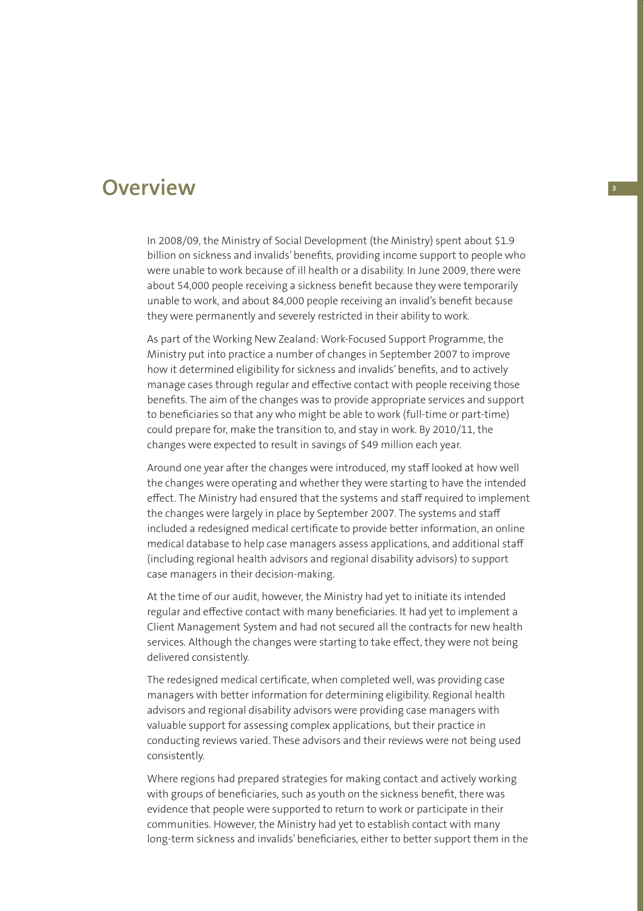# Overview

In 2008/09, the Ministry of Social Development (the Ministry) spent about $1.9 billion on sickness and invalids' benefits, providing income support to people who were unable to work because of ill health or a disability. In June 2009, there were about 54,000 people receiving a sickness benefit because they were temporarily unable to work, and about 84,000 people receiving an invalid's benefit because they were permanently and severely restricted in their ability to work.

As part of the Working New Zealand: Work-Focused Support Programme, the Ministry put into practice a number of changes in September 2007 to improve how it determined eligibility for sickness and invalids' benefits, and to actively manage cases through regular and effective contact with people receiving those benefits. The aim of the changes was to provide appropriate services and support to beneficiaries so that any who might be able to work (full-time or part-time) could prepare for, make the transition to, and stay in work. By 2010/11, the changes were expected to result in savings of $49 million each year.

Around one year after the changes were introduced, my staff looked at how well the changes were operating and whether they were starting to have the intended effect. The Ministry had ensured that the systems and staff required to implement the changes were largely in place by September 2007. The systems and staff included a redesigned medical certificate to provide better information, an online medical database to help case managers assess applications, and additional staff (including regional health advisors and regional disability advisors) to support case managers in their decision-making.

At the time of our audit, however, the Ministry had yet to initiate its intended regular and effective contact with many beneficiaries. It had yet to implement a Client Management System and had not secured all the contracts for new health services. Although the changes were starting to take effect, they were not being delivered consistently.

The redesigned medical certificate, when completed well, was providing case managers with better information for determining eligibility. Regional health advisors and regional disability advisors were providing case managers with valuable support for assessing complex applications, but their practice in conducting reviews varied. These advisors and their reviews were not being used consistently.

Where regions had prepared strategies for making contact and actively working with groups of beneficiaries, such as youth on the sickness benefit, there was evidence that people were supported to return to work or participate in their communities. However, the Ministry had yet to establish contact with many long-term sickness and invalids' beneficiaries, either to better support them in the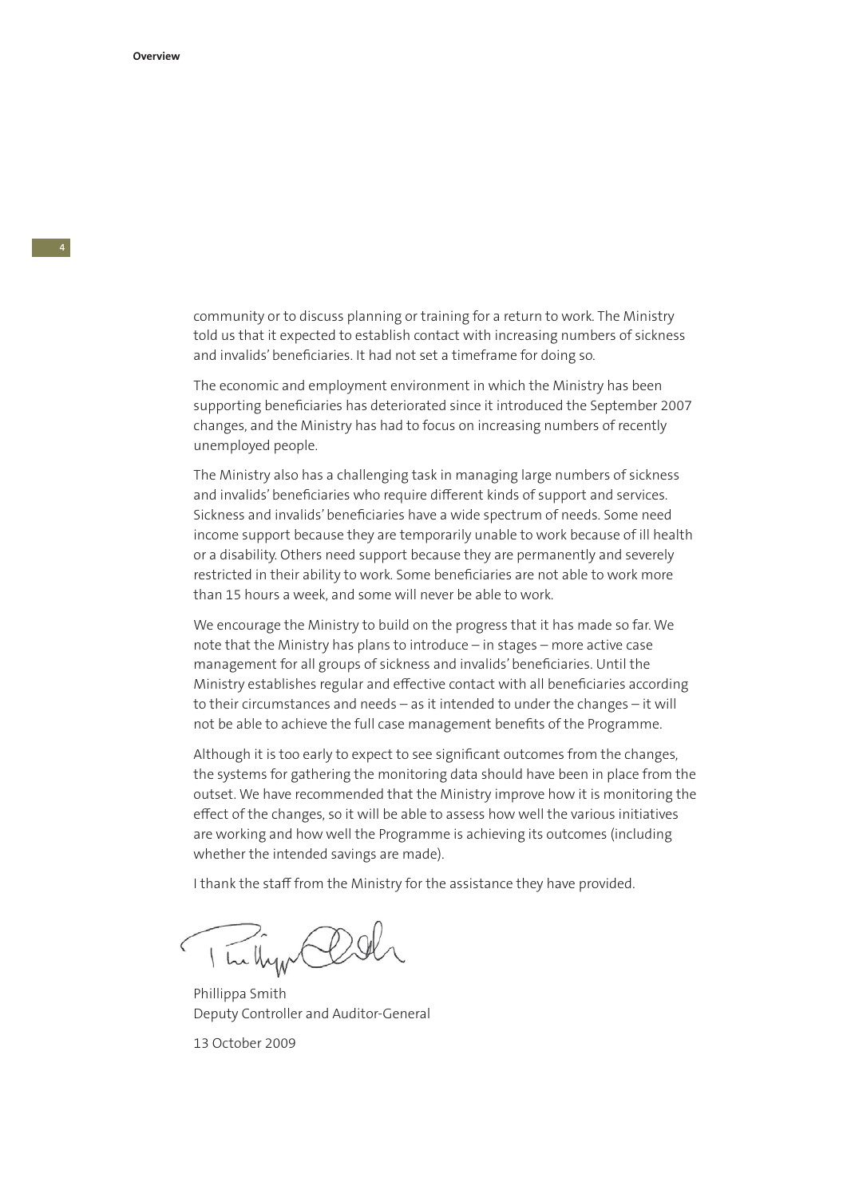community or to discuss planning or training for a return to work. The Ministry told us that it expected to establish contact with increasing numbers of sickness and invalids' beneficiaries. It had not set a timeframe for doing so.

The economic and employment environment in which the Ministry has been supporting beneficiaries has deteriorated since it introduced the September 2007 changes, and the Ministry has had to focus on increasing numbers of recently unemployed people.

The Ministry also has a challenging task in managing large numbers of sickness and invalids' beneficiaries who require different kinds of support and services. Sickness and invalids' beneficiaries have a wide spectrum of needs. Some need income support because they are temporarily unable to work because of ill health or a disability. Others need support because they are permanently and severely restricted in their ability to work. Some beneficiaries are not able to work more than 15 hours a week, and some will never be able to work.

We encourage the Ministry to build on the progress that it has made so far. We note that the Ministry has plans to introduce – in stages – more active case management for all groups of sickness and invalids' beneficiaries. Until the Ministry establishes regular and effective contact with all beneficiaries according to their circumstances and needs – as it intended to under the changes – it will not be able to achieve the full case management benefits of the Programme.

Although it is too early to expect to see significant outcomes from the changes, the systems for gathering the monitoring data should have been in place from the outset. We have recommended that the Ministry improve how it is monitoring the effect of the changes, so it will be able to assess how well the various initiatives are working and how well the Programme is achieving its outcomes (including whether the intended savings are made).

I thank the staff from the Ministry for the assistance they have provided.

Phillippa Smith
Deputy Controller and Auditor-General

13 October 2009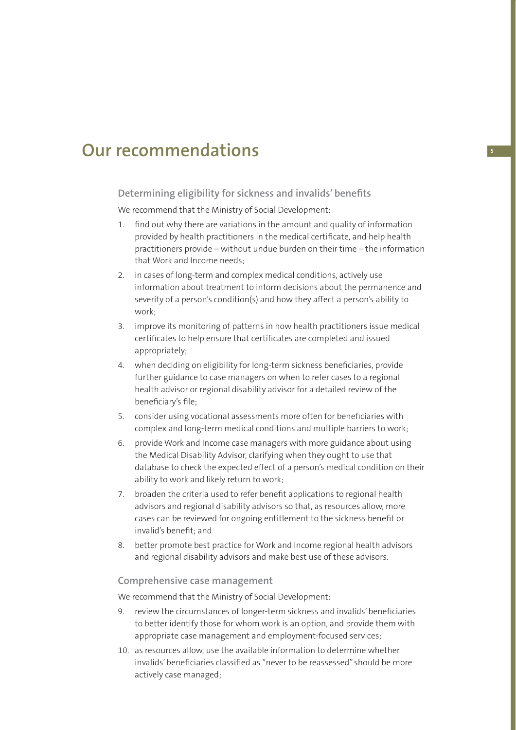# Our recommendations

### Determining eligibility for sickness and invalids' benefits

We recommend that the Ministry of Social Development:

1. find out why there are variations in the amount and quality of information provided by health practitioners in the medical certificate, and help health practitioners provide – without undue burden on their time – the information that Work and Income needs;
2. in cases of long-term and complex medical conditions, actively use information about treatment to inform decisions about the permanence and severity of a person's condition(s) and how they affect a person's ability to work;
3. improve its monitoring of patterns in how health practitioners issue medical certificates to help ensure that certificates are completed and issued appropriately;
4. when deciding on eligibility for long-term sickness beneficiaries, provide further guidance to case managers on when to refer cases to a regional health advisor or regional disability advisor for a detailed review of the beneficiary's file;
5. consider using vocational assessments more often for beneficiaries with complex and long-term medical conditions and multiple barriers to work;
6. provide Work and Income case managers with more guidance about using the Medical Disability Advisor, clarifying when they ought to use that database to check the expected effect of a person's medical condition on their ability to work and likely return to work;
7. broaden the criteria used to refer benefit applications to regional health advisors and regional disability advisors so that, as resources allow, more cases can be reviewed for ongoing entitlement to the sickness benefit or invalid's benefit; and
8. better promote best practice for Work and Income regional health advisors and regional disability advisors and make best use of these advisors.

### Comprehensive case management

We recommend that the Ministry of Social Development:

9. review the circumstances of longer-term sickness and invalids' beneficiaries to better identify those for whom work is an option, and provide them with appropriate case management and employment-focused services;
10. as resources allow, use the available information to determine whether invalids' beneficiaries classified as "never to be reassessed" should be more actively case managed;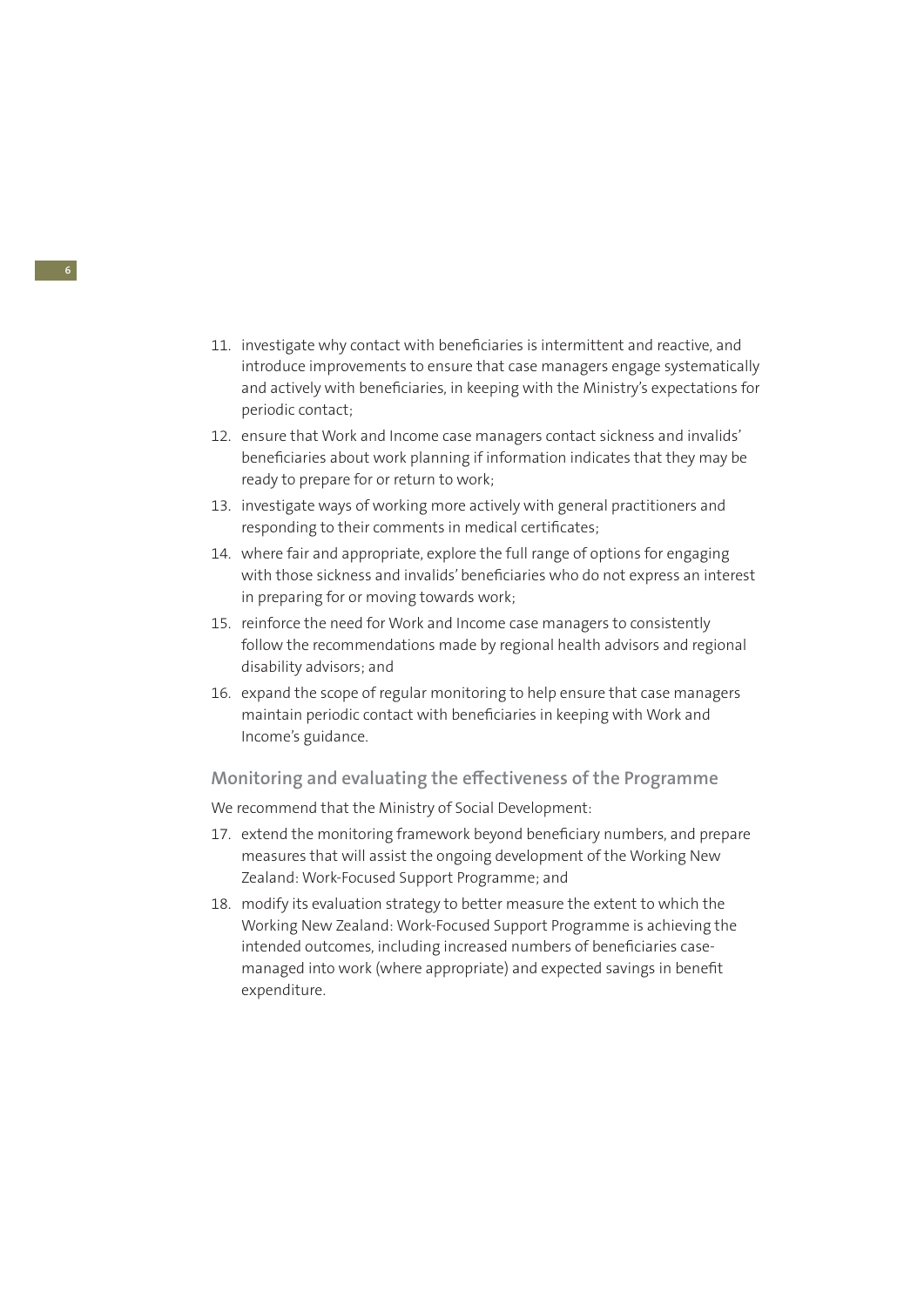11. investigate why contact with beneficiaries is intermittent and reactive, and introduce improvements to ensure that case managers engage systematically and actively with beneficiaries, in keeping with the Ministry's expectations for periodic contact;
12. ensure that Work and Income case managers contact sickness and invalids' beneficiaries about work planning if information indicates that they may be ready to prepare for or return to work;
13. investigate ways of working more actively with general practitioners and responding to their comments in medical certificates;
14. where fair and appropriate, explore the full range of options for engaging with those sickness and invalids' beneficiaries who do not express an interest in preparing for or moving towards work;
15. reinforce the need for Work and Income case managers to consistently follow the recommendations made by regional health advisors and regional disability advisors; and
16. expand the scope of regular monitoring to help ensure that case managers maintain periodic contact with beneficiaries in keeping with Work and Income's guidance.

### Monitoring and evaluating the effectiveness of the Programme

We recommend that the Ministry of Social Development:

17. extend the monitoring framework beyond beneficiary numbers, and prepare measures that will assist the ongoing development of the Working New Zealand: Work-Focused Support Programme; and
18. modify its evaluation strategy to better measure the extent to which the Working New Zealand: Work-Focused Support Programme is achieving the intended outcomes, including increased numbers of beneficiaries case-managed into work (where appropriate) and expected savings in benefit expenditure.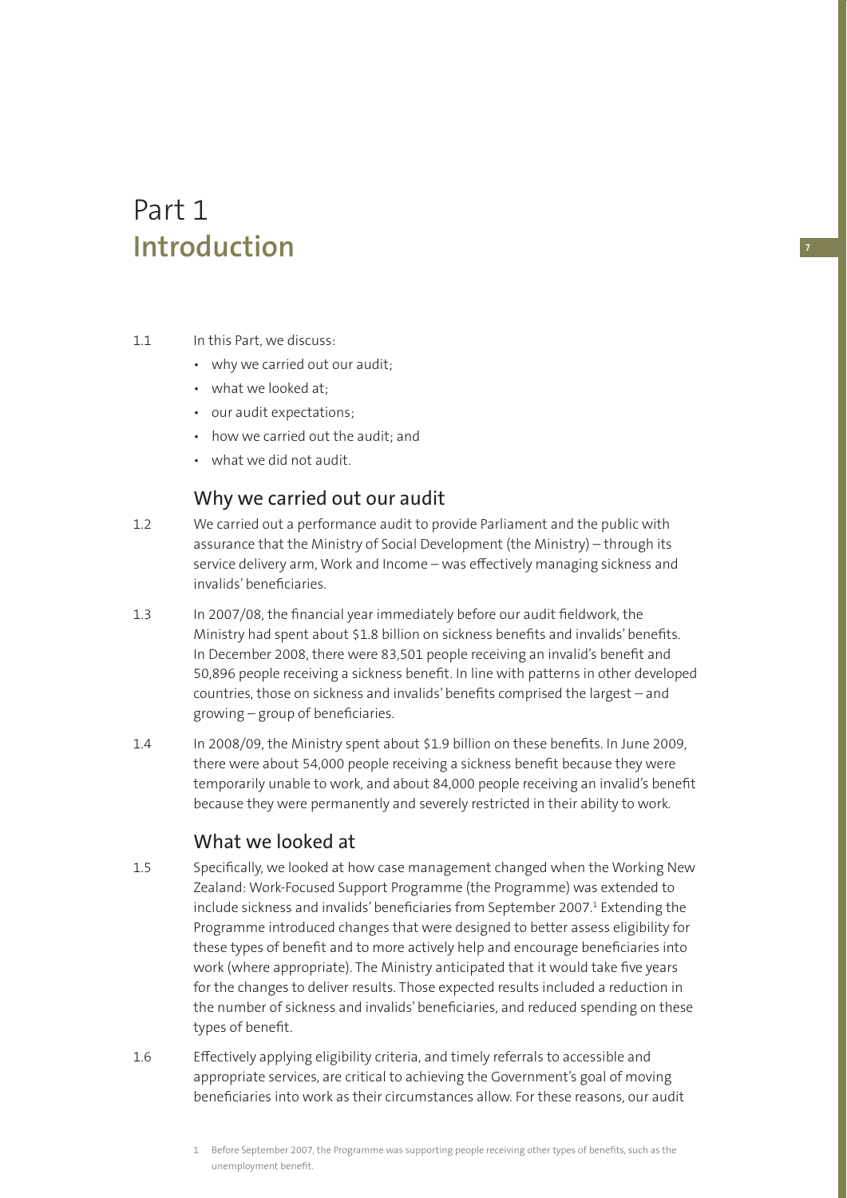# Part 1
# Introduction

1.1 In this Part, we discuss:

- why we carried out our audit;
- what we looked at;
- our audit expectations;
- how we carried out the audit; and
- what we did not audit.

## Why we carried out our audit

1.2 We carried out a performance audit to provide Parliament and the public with assurance that the Ministry of Social Development (the Ministry) – through its service delivery arm, Work and Income – was effectively managing sickness and invalids' beneficiaries.

1.3 In 2007/08, the financial year immediately before our audit fieldwork, the Ministry had spent about $1.8 billion on sickness benefits and invalids' benefits. In December 2008, there were 83,501 people receiving an invalid's benefit and 50,896 people receiving a sickness benefit. In line with patterns in other developed countries, those on sickness and invalids' benefits comprised the largest – and growing – group of beneficiaries.

1.4 In 2008/09, the Ministry spent about $1.9 billion on these benefits. In June 2009, there were about 54,000 people receiving a sickness benefit because they were temporarily unable to work, and about 84,000 people receiving an invalid's benefit because they were permanently and severely restricted in their ability to work.

## What we looked at

1.5 Specifically, we looked at how case management changed when the Working New Zealand: Work-Focused Support Programme (the Programme) was extended to include sickness and invalids' beneficiaries from September 2007.[1] Extending the Programme introduced changes that were designed to better assess eligibility for these types of benefit and to more actively help and encourage beneficiaries into work (where appropriate). The Ministry anticipated that it would take five years for the changes to deliver results. Those expected results included a reduction in the number of sickness and invalids' beneficiaries, and reduced spending on these types of benefit.

1.6 Effectively applying eligibility criteria, and timely referrals to accessible and appropriate services, are critical to achieving the Government's goal of moving beneficiaries into work as their circumstances allow. For these reasons, our audit

[1] Before September 2007, the Programme was supporting people receiving other types of benefits, such as the unemployment benefit.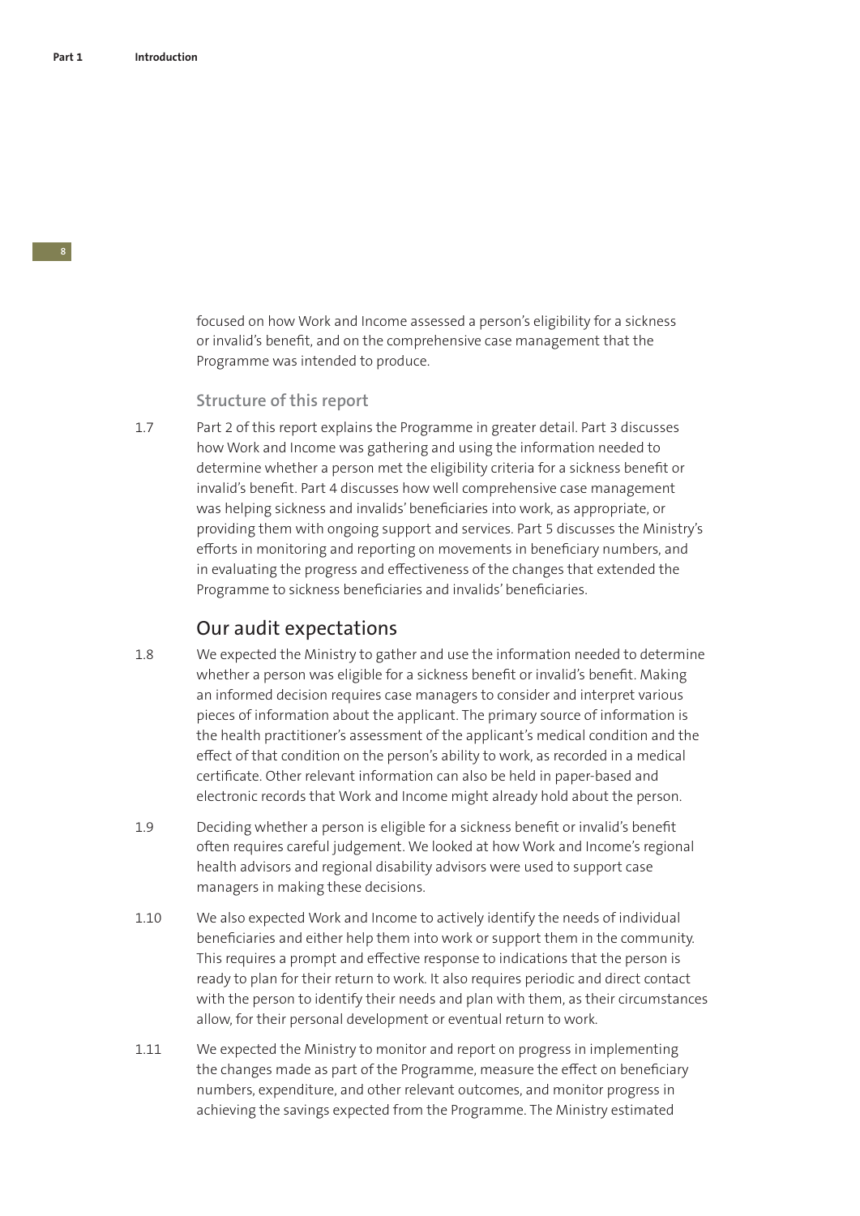focused on how Work and Income assessed a person's eligibility for a sickness or invalid's benefit, and on the comprehensive case management that the Programme was intended to produce.

### Structure of this report

1.7 Part 2 of this report explains the Programme in greater detail. Part 3 discusses how Work and Income was gathering and using the information needed to determine whether a person met the eligibility criteria for a sickness benefit or invalid's benefit. Part 4 discusses how well comprehensive case management was helping sickness and invalids' beneficiaries into work, as appropriate, or providing them with ongoing support and services. Part 5 discusses the Ministry's efforts in monitoring and reporting on movements in beneficiary numbers, and in evaluating the progress and effectiveness of the changes that extended the Programme to sickness beneficiaries and invalids' beneficiaries.

## Our audit expectations

1.8 We expected the Ministry to gather and use the information needed to determine whether a person was eligible for a sickness benefit or invalid's benefit. Making an informed decision requires case managers to consider and interpret various pieces of information about the applicant. The primary source of information is the health practitioner's assessment of the applicant's medical condition and the effect of that condition on the person's ability to work, as recorded in a medical certificate. Other relevant information can also be held in paper-based and electronic records that Work and Income might already hold about the person.

1.9 Deciding whether a person is eligible for a sickness benefit or invalid's benefit often requires careful judgement. We looked at how Work and Income's regional health advisors and regional disability advisors were used to support case managers in making these decisions.

1.10 We also expected Work and Income to actively identify the needs of individual beneficiaries and either help them into work or support them in the community. This requires a prompt and effective response to indications that the person is ready to plan for their return to work. It also requires periodic and direct contact with the person to identify their needs and plan with them, as their circumstances allow, for their personal development or eventual return to work.

1.11 We expected the Ministry to monitor and report on progress in implementing the changes made as part of the Programme, measure the effect on beneficiary numbers, expenditure, and other relevant outcomes, and monitor progress in achieving the savings expected from the Programme. The Ministry estimated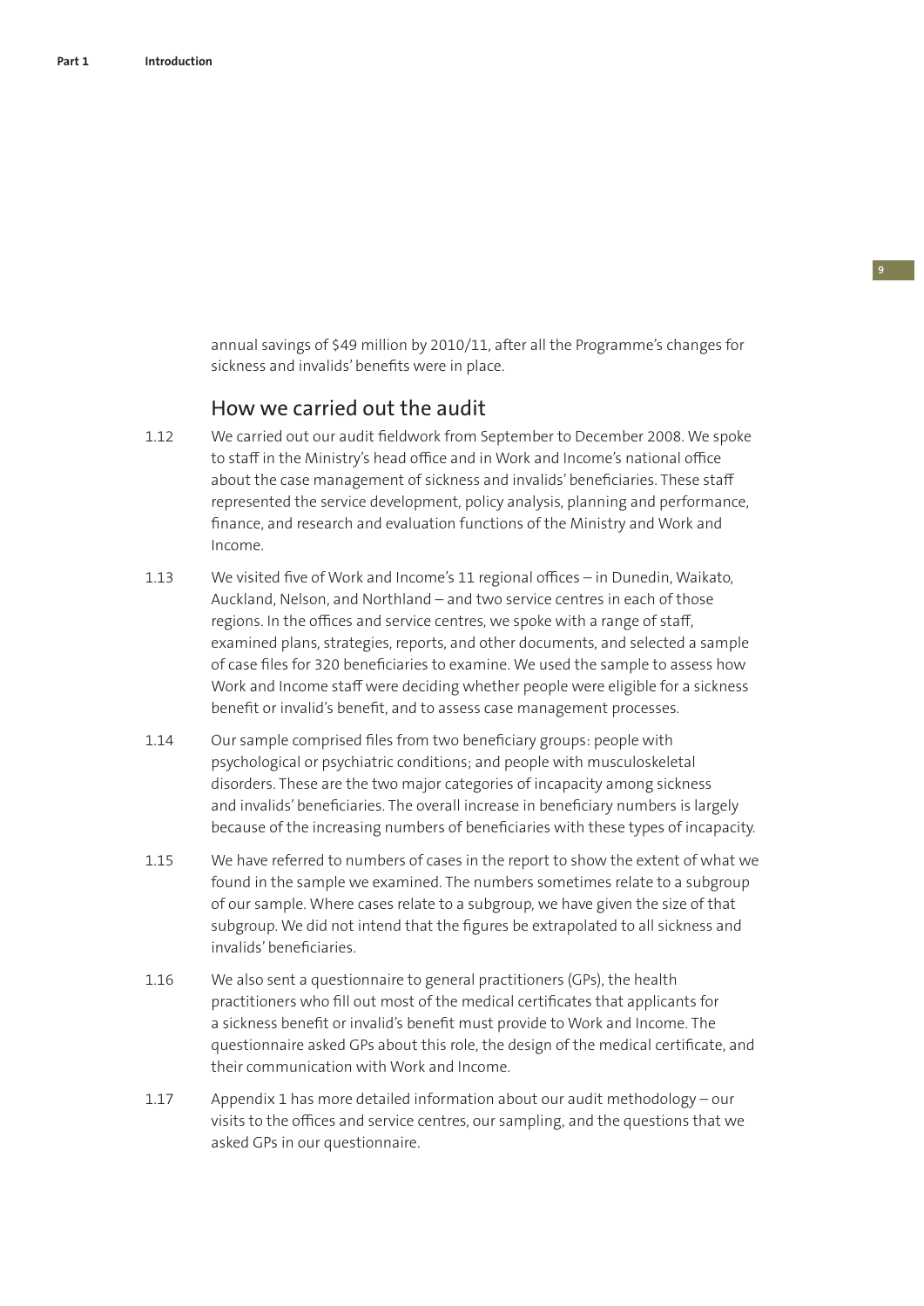annual savings of $49 million by 2010/11, after all the Programme's changes for sickness and invalids' benefits were in place.

## How we carried out the audit

1.12 We carried out our audit fieldwork from September to December 2008. We spoke to staff in the Ministry's head office and in Work and Income's national office about the case management of sickness and invalids' beneficiaries. These staff represented the service development, policy analysis, planning and performance, finance, and research and evaluation functions of the Ministry and Work and Income.

1.13 We visited five of Work and Income's 11 regional offices – in Dunedin, Waikato, Auckland, Nelson, and Northland – and two service centres in each of those regions. In the offices and service centres, we spoke with a range of staff, examined plans, strategies, reports, and other documents, and selected a sample of case files for 320 beneficiaries to examine. We used the sample to assess how Work and Income staff were deciding whether people were eligible for a sickness benefit or invalid's benefit, and to assess case management processes.

1.14 Our sample comprised files from two beneficiary groups: people with psychological or psychiatric conditions; and people with musculoskeletal disorders. These are the two major categories of incapacity among sickness and invalids' beneficiaries. The overall increase in beneficiary numbers is largely because of the increasing numbers of beneficiaries with these types of incapacity.

1.15 We have referred to numbers of cases in the report to show the extent of what we found in the sample we examined. The numbers sometimes relate to a subgroup of our sample. Where cases relate to a subgroup, we have given the size of that subgroup. We did not intend that the figures be extrapolated to all sickness and invalids' beneficiaries.

1.16 We also sent a questionnaire to general practitioners (GPs), the health practitioners who fill out most of the medical certificates that applicants for a sickness benefit or invalid's benefit must provide to Work and Income. The questionnaire asked GPs about this role, the design of the medical certificate, and their communication with Work and Income.

1.17 Appendix 1 has more detailed information about our audit methodology – our visits to the offices and service centres, our sampling, and the questions that we asked GPs in our questionnaire.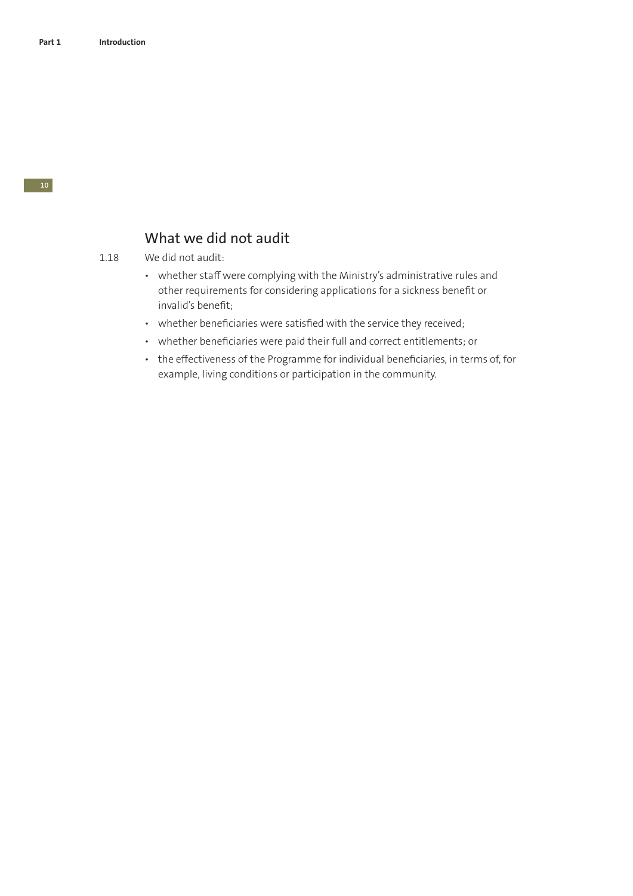## What we did not audit

1.18 We did not audit:

- whether staff were complying with the Ministry's administrative rules and other requirements for considering applications for a sickness benefit or invalid's benefit;
- whether beneficiaries were satisfied with the service they received;
- whether beneficiaries were paid their full and correct entitlements; or
- the effectiveness of the Programme for individual beneficiaries, in terms of, for example, living conditions or participation in the community.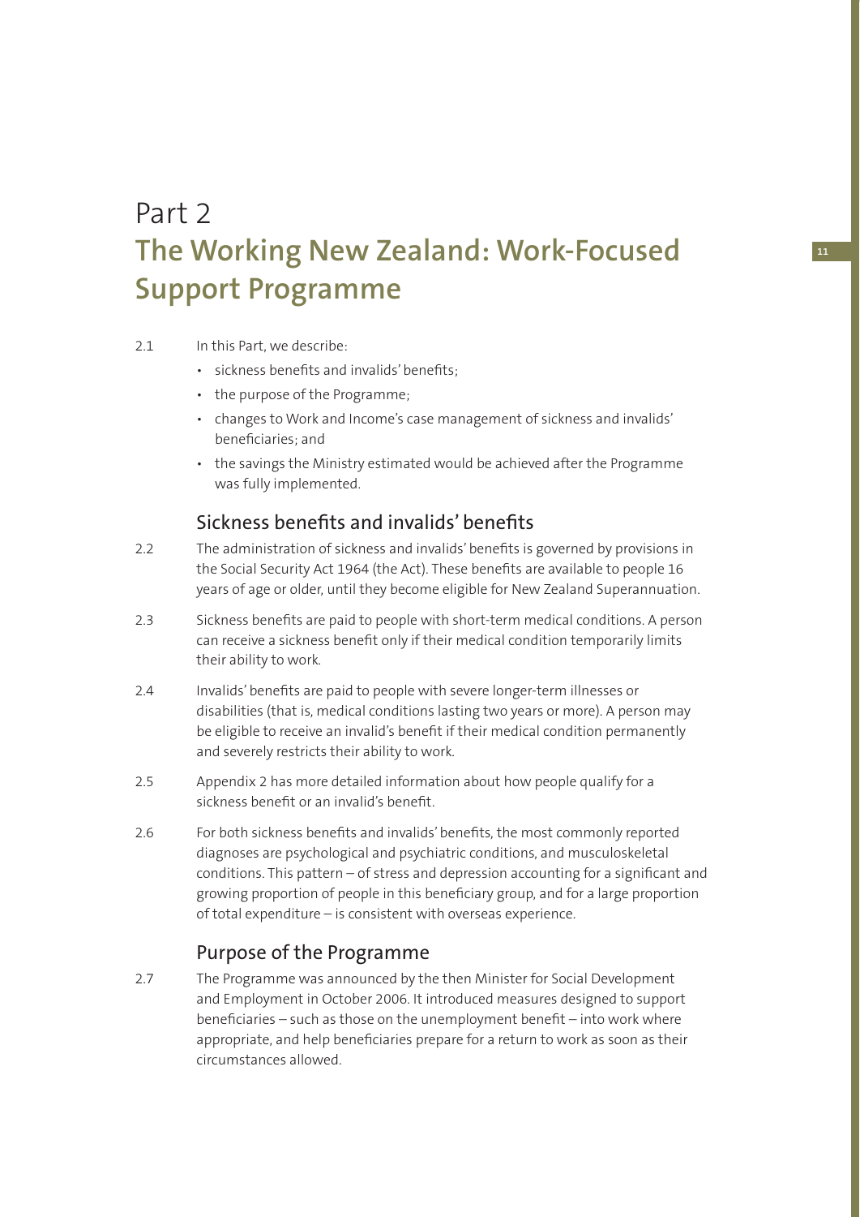# Part 2
# The Working New Zealand: Work-Focused Support Programme

2.1 In this Part, we describe:

- sickness benefits and invalids' benefits;
- the purpose of the Programme;
- changes to Work and Income's case management of sickness and invalids' beneficiaries; and
- the savings the Ministry estimated would be achieved after the Programme was fully implemented.

## Sickness benefits and invalids' benefits

2.2 The administration of sickness and invalids' benefits is governed by provisions in the Social Security Act 1964 (the Act). These benefits are available to people 16 years of age or older, until they become eligible for New Zealand Superannuation.

2.3 Sickness benefits are paid to people with short-term medical conditions. A person can receive a sickness benefit only if their medical condition temporarily limits their ability to work.

2.4 Invalids' benefits are paid to people with severe longer-term illnesses or disabilities (that is, medical conditions lasting two years or more). A person may be eligible to receive an invalid's benefit if their medical condition permanently and severely restricts their ability to work.

2.5 Appendix 2 has more detailed information about how people qualify for a sickness benefit or an invalid's benefit.

2.6 For both sickness benefits and invalids' benefits, the most commonly reported diagnoses are psychological and psychiatric conditions, and musculoskeletal conditions. This pattern – of stress and depression accounting for a significant and growing proportion of people in this beneficiary group, and for a large proportion of total expenditure – is consistent with overseas experience.

## Purpose of the Programme

2.7 The Programme was announced by the then Minister for Social Development and Employment in October 2006. It introduced measures designed to support beneficiaries – such as those on the unemployment benefit – into work where appropriate, and help beneficiaries prepare for a return to work as soon as their circumstances allowed.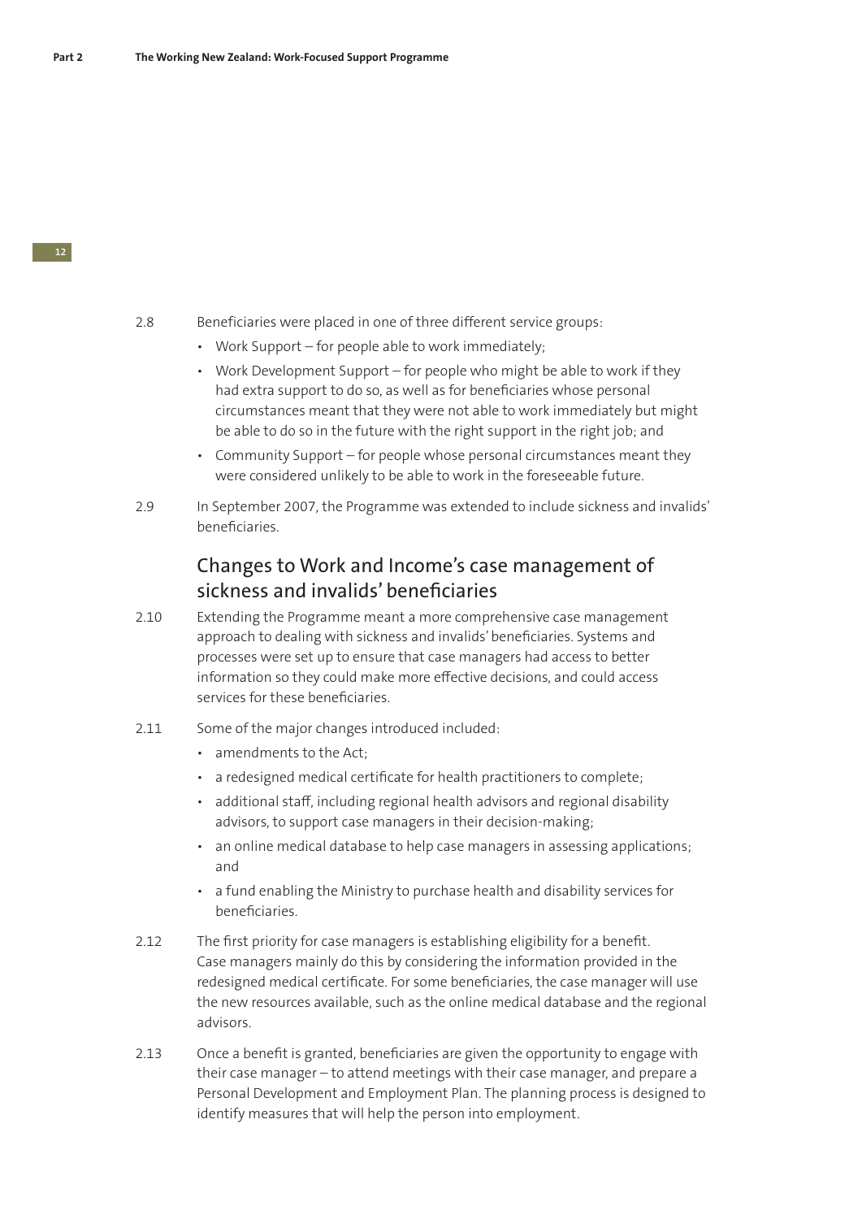2.8 Beneficiaries were placed in one of three different service groups:

- Work Support – for people able to work immediately;
- Work Development Support – for people who might be able to work if they had extra support to do so, as well as for beneficiaries whose personal circumstances meant that they were not able to work immediately but might be able to do so in the future with the right support in the right job; and
- Community Support – for people whose personal circumstances meant they were considered unlikely to be able to work in the foreseeable future.

2.9 In September 2007, the Programme was extended to include sickness and invalids' beneficiaries.

## Changes to Work and Income's case management of sickness and invalids' beneficiaries

2.10 Extending the Programme meant a more comprehensive case management approach to dealing with sickness and invalids' beneficiaries. Systems and processes were set up to ensure that case managers had access to better information so they could make more effective decisions, and could access services for these beneficiaries.

2.11 Some of the major changes introduced included:

- amendments to the Act;
- a redesigned medical certificate for health practitioners to complete;
- additional staff, including regional health advisors and regional disability advisors, to support case managers in their decision-making;
- an online medical database to help case managers in assessing applications; and
- a fund enabling the Ministry to purchase health and disability services for beneficiaries.

2.12 The first priority for case managers is establishing eligibility for a benefit. Case managers mainly do this by considering the information provided in the redesigned medical certificate. For some beneficiaries, the case manager will use the new resources available, such as the online medical database and the regional advisors.

2.13 Once a benefit is granted, beneficiaries are given the opportunity to engage with their case manager – to attend meetings with their case manager, and prepare a Personal Development and Employment Plan. The planning process is designed to identify measures that will help the person into employment.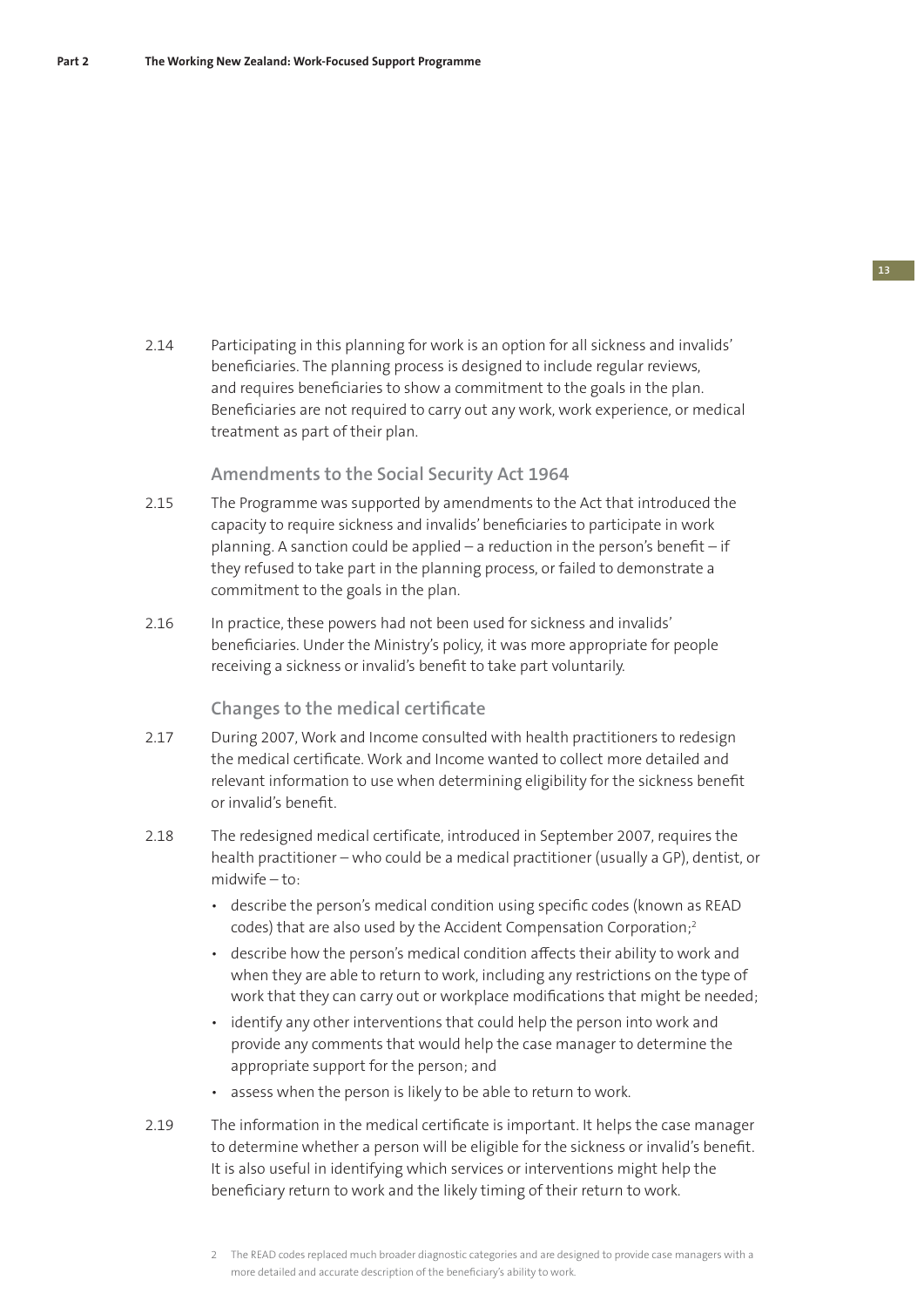2.14 Participating in this planning for work is an option for all sickness and invalids' beneficiaries. The planning process is designed to include regular reviews, and requires beneficiaries to show a commitment to the goals in the plan. Beneficiaries are not required to carry out any work, work experience, or medical treatment as part of their plan.

### Amendments to the Social Security Act 1964

2.15 The Programme was supported by amendments to the Act that introduced the capacity to require sickness and invalids' beneficiaries to participate in work planning. A sanction could be applied – a reduction in the person's benefit – if they refused to take part in the planning process, or failed to demonstrate a commitment to the goals in the plan.

2.16 In practice, these powers had not been used for sickness and invalids' beneficiaries. Under the Ministry's policy, it was more appropriate for people receiving a sickness or invalid's benefit to take part voluntarily.

### Changes to the medical certificate

2.17 During 2007, Work and Income consulted with health practitioners to redesign the medical certificate. Work and Income wanted to collect more detailed and relevant information to use when determining eligibility for the sickness benefit or invalid's benefit.

2.18 The redesigned medical certificate, introduced in September 2007, requires the health practitioner – who could be a medical practitioner (usually a GP), dentist, or midwife – to:

- describe the person's medical condition using specific codes (known as READ codes) that are also used by the Accident Compensation Corporation;[2]
- describe how the person's medical condition affects their ability to work and when they are able to return to work, including any restrictions on the type of work that they can carry out or workplace modifications that might be needed;
- identify any other interventions that could help the person into work and provide any comments that would help the case manager to determine the appropriate support for the person; and
- assess when the person is likely to be able to return to work.

2.19 The information in the medical certificate is important. It helps the case manager to determine whether a person will be eligible for the sickness or invalid's benefit. It is also useful in identifying which services or interventions might help the beneficiary return to work and the likely timing of their return to work.

2 The READ codes replaced much broader diagnostic categories and are designed to provide case managers with a more detailed and accurate description of the beneficiary's ability to work.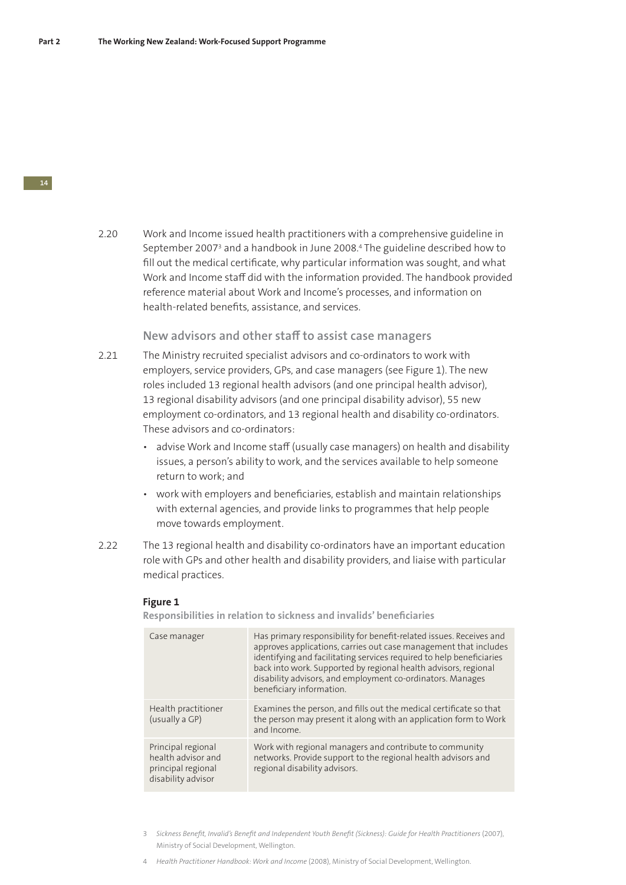2.20 Work and Income issued health practitioners with a comprehensive guideline in September 2007[3] and a handbook in June 2008.[4] The guideline described how to fill out the medical certificate, why particular information was sought, and what Work and Income staff did with the information provided. The handbook provided reference material about Work and Income's processes, and information on health-related benefits, assistance, and services.

### New advisors and other staff to assist case managers

2.21 The Ministry recruited specialist advisors and co-ordinators to work with employers, service providers, GPs, and case managers (see Figure 1). The new roles included 13 regional health advisors (and one principal health advisor), 13 regional disability advisors (and one principal disability advisor), 55 new employment co-ordinators, and 13 regional health and disability co-ordinators. These advisors and co-ordinators:

- advise Work and Income staff (usually case managers) on health and disability issues, a person's ability to work, and the services available to help someone return to work; and
- work with employers and beneficiaries, establish and maintain relationships with external agencies, and provide links to programmes that help people move towards employment.

2.22 The 13 regional health and disability co-ordinators have an important education role with GPs and other health and disability providers, and liaise with particular medical practices.

**Figure 1**

**Responsibilities in relation to sickness and invalids' beneficiaries**

| | |
|---|---|
| Case manager | Has primary responsibility for benefit-related issues. Receives and approves applications, carries out case management that includes identifying and facilitating services required to help beneficiaries back into work. Supported by regional health advisors, regional disability advisors, and employment co-ordinators. Manages beneficiary information. |
| Health practitioner (usually a GP) | Examines the person, and fills out the medical certificate so that the person may present it along with an application form to Work and Income. |
| Principal regional health advisor and principal regional disability advisor | Work with regional managers and contribute to community networks. Provide support to the regional health advisors and regional disability advisors. |

3 *Sickness Benefit, Invalid's Benefit and Independent Youth Benefit (Sickness): Guide for Health Practitioners* (2007), Ministry of Social Development, Wellington.

4 *Health Practitioner Handbook: Work and Income* (2008), Ministry of Social Development, Wellington.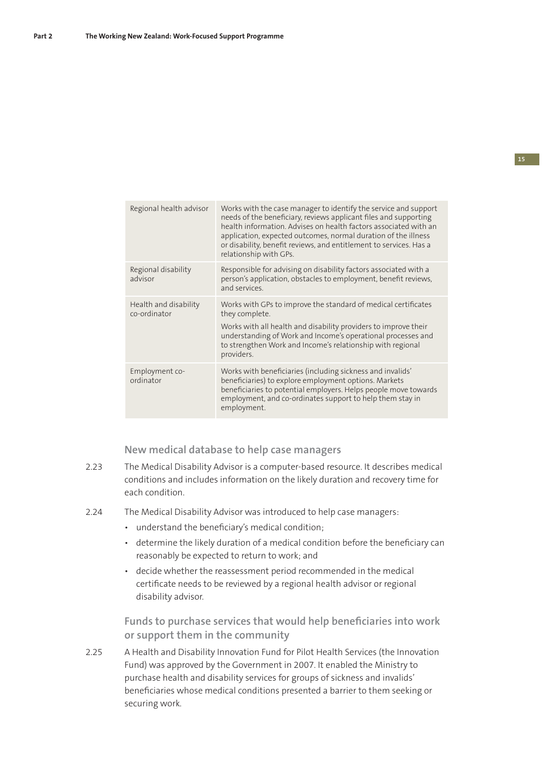| | |
|---|---|
| Regional health advisor | Works with the case manager to identify the service and support needs of the beneficiary, reviews applicant files and supporting health information. Advises on health factors associated with an application, expected outcomes, normal duration of the illness or disability, benefit reviews, and entitlement to services. Has a relationship with GPs. |
| Regional disability advisor | Responsible for advising on disability factors associated with a person's application, obstacles to employment, benefit reviews, and services. |
| Health and disability co-ordinator | Works with GPs to improve the standard of medical certificates they complete. Works with all health and disability providers to improve their understanding of Work and Income's operational processes and to strengthen Work and Income's relationship with regional providers. |
| Employment co-ordinator | Works with beneficiaries (including sickness and invalids' beneficiaries) to explore employment options. Markets beneficiaries to potential employers. Helps people move towards employment, and co-ordinates support to help them stay in employment. |

### New medical database to help case managers

2.23 The Medical Disability Advisor is a computer-based resource. It describes medical conditions and includes information on the likely duration and recovery time for each condition.

2.24 The Medical Disability Advisor was introduced to help case managers:

- understand the beneficiary's medical condition;
- determine the likely duration of a medical condition before the beneficiary can reasonably be expected to return to work; and
- decide whether the reassessment period recommended in the medical certificate needs to be reviewed by a regional health advisor or regional disability advisor.

### Funds to purchase services that would help beneficiaries into work or support them in the community

2.25 A Health and Disability Innovation Fund for Pilot Health Services (the Innovation Fund) was approved by the Government in 2007. It enabled the Ministry to purchase health and disability services for groups of sickness and invalids' beneficiaries whose medical conditions presented a barrier to them seeking or securing work.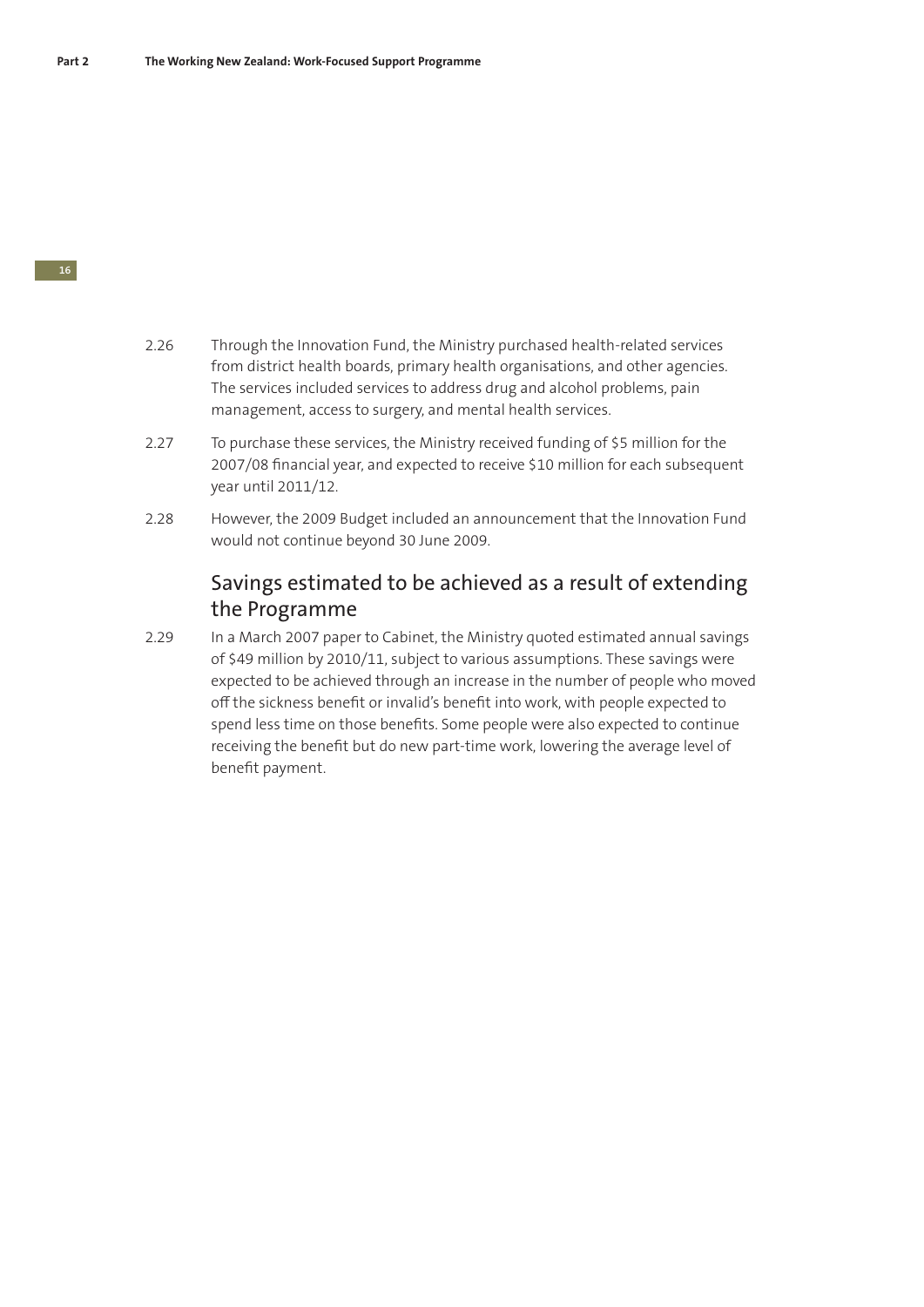2.26 Through the Innovation Fund, the Ministry purchased health-related services from district health boards, primary health organisations, and other agencies. The services included services to address drug and alcohol problems, pain management, access to surgery, and mental health services.

2.27 To purchase these services, the Ministry received funding of $5 million for the 2007/08 financial year, and expected to receive $10 million for each subsequent year until 2011/12.

2.28 However, the 2009 Budget included an announcement that the Innovation Fund would not continue beyond 30 June 2009.

## Savings estimated to be achieved as a result of extending the Programme

2.29 In a March 2007 paper to Cabinet, the Ministry quoted estimated annual savings of $49 million by 2010/11, subject to various assumptions. These savings were expected to be achieved through an increase in the number of people who moved off the sickness benefit or invalid's benefit into work, with people expected to spend less time on those benefits. Some people were also expected to continue receiving the benefit but do new part-time work, lowering the average level of benefit payment.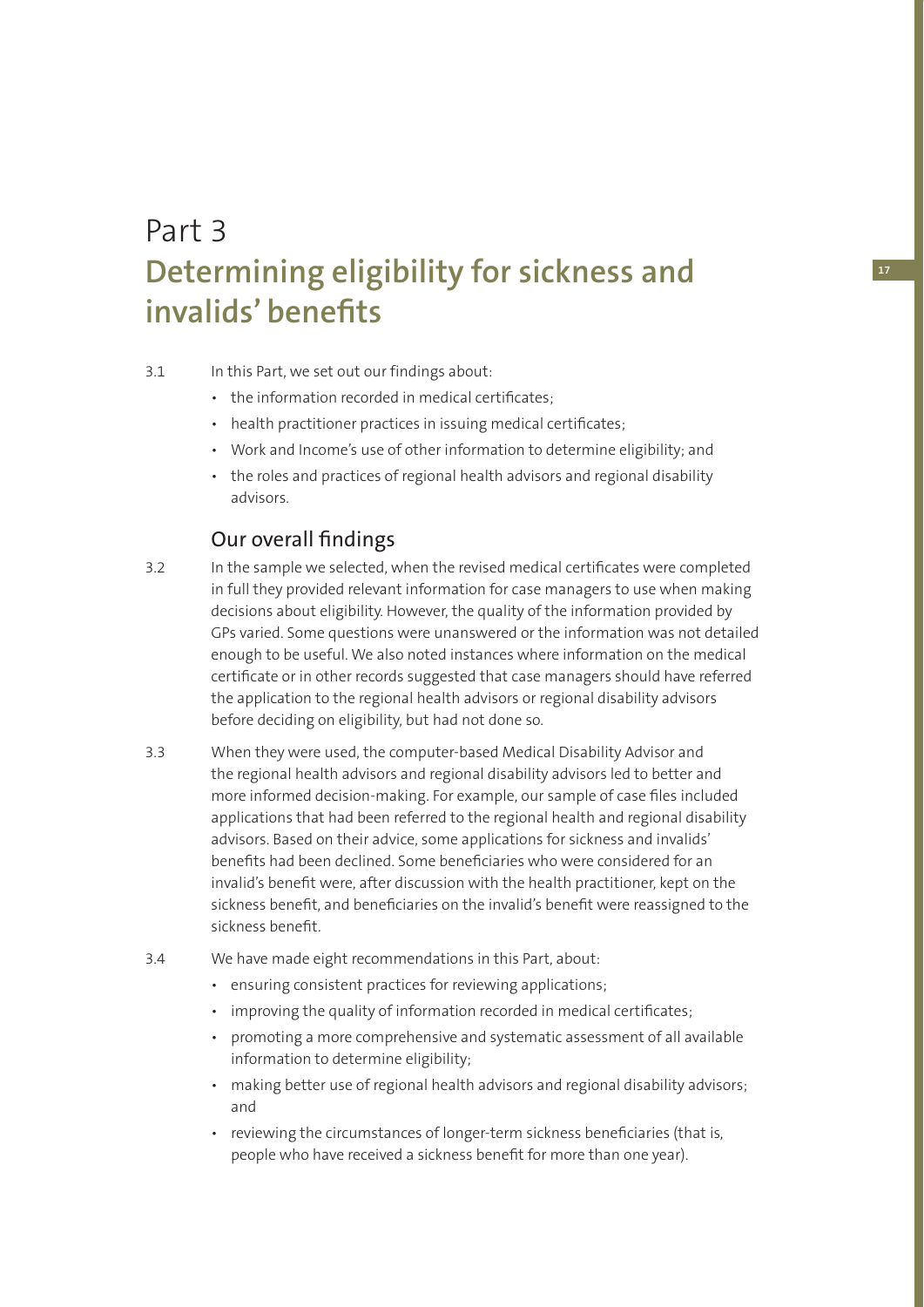# Part 3
# Determining eligibility for sickness and invalids' benefits

3.1 In this Part, we set out our findings about:

- the information recorded in medical certificates;
- health practitioner practices in issuing medical certificates;
- Work and Income's use of other information to determine eligibility; and
- the roles and practices of regional health advisors and regional disability advisors.

## Our overall findings

3.2 In the sample we selected, when the revised medical certificates were completed in full they provided relevant information for case managers to use when making decisions about eligibility. However, the quality of the information provided by GPs varied. Some questions were unanswered or the information was not detailed enough to be useful. We also noted instances where information on the medical certificate or in other records suggested that case managers should have referred the application to the regional health advisors or regional disability advisors before deciding on eligibility, but had not done so.

3.3 When they were used, the computer-based Medical Disability Advisor and the regional health advisors and regional disability advisors led to better and more informed decision-making. For example, our sample of case files included applications that had been referred to the regional health and regional disability advisors. Based on their advice, some applications for sickness and invalids' benefits had been declined. Some beneficiaries who were considered for an invalid's benefit were, after discussion with the health practitioner, kept on the sickness benefit, and beneficiaries on the invalid's benefit were reassigned to the sickness benefit.

3.4 We have made eight recommendations in this Part, about:

- ensuring consistent practices for reviewing applications;
- improving the quality of information recorded in medical certificates;
- promoting a more comprehensive and systematic assessment of all available information to determine eligibility;
- making better use of regional health advisors and regional disability advisors; and
- reviewing the circumstances of longer-term sickness beneficiaries (that is, people who have received a sickness benefit for more than one year).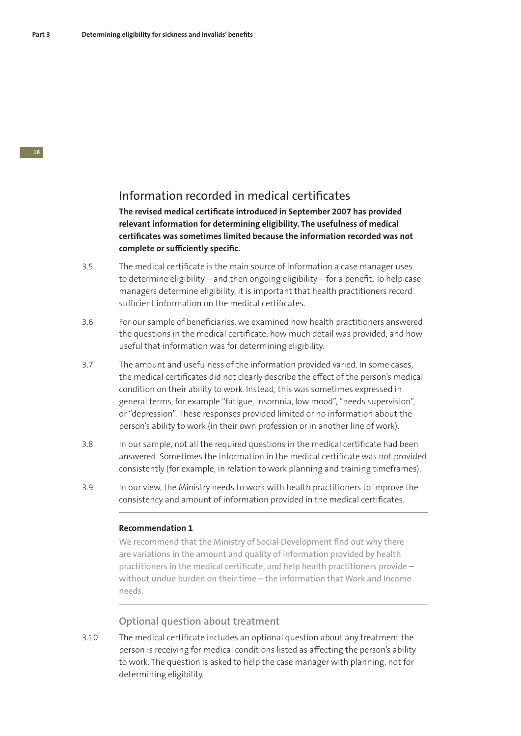## Information recorded in medical certificates

**The revised medical certificate introduced in September 2007 has provided relevant information for determining eligibility. The usefulness of medical certificates was sometimes limited because the information recorded was not complete or sufficiently specific.**

3.5 The medical certificate is the main source of information a case manager uses to determine eligibility – and then ongoing eligibility – for a benefit. To help case managers determine eligibility, it is important that health practitioners record sufficient information on the medical certificates.

3.6 For our sample of beneficiaries, we examined how health practitioners answered the questions in the medical certificate, how much detail was provided, and how useful that information was for determining eligibility.

3.7 The amount and usefulness of the information provided varied. In some cases, the medical certificates did not clearly describe the effect of the person's medical condition on their ability to work. Instead, this was sometimes expressed in general terms, for example "fatigue, insomnia, low mood", "needs supervision", or "depression". These responses provided limited or no information about the person's ability to work (in their own profession or in another line of work).

3.8 In our sample, not all the required questions in the medical certificate had been answered. Sometimes the information in the medical certificate was not provided consistently (for example, in relation to work planning and training timeframes).

3.9 In our view, the Ministry needs to work with health practitioners to improve the consistency and amount of information provided in the medical certificates.

---

**Recommendation 1**

We recommend that the Ministry of Social Development find out why there are variations in the amount and quality of information provided by health practitioners in the medical certificate, and help health practitioners provide – without undue burden on their time – the information that Work and Income needs.

---

### Optional question about treatment

3.10 The medical certificate includes an optional question about any treatment the person is receiving for medical conditions listed as affecting the person's ability to work. The question is asked to help the case manager with planning, not for determining eligibility.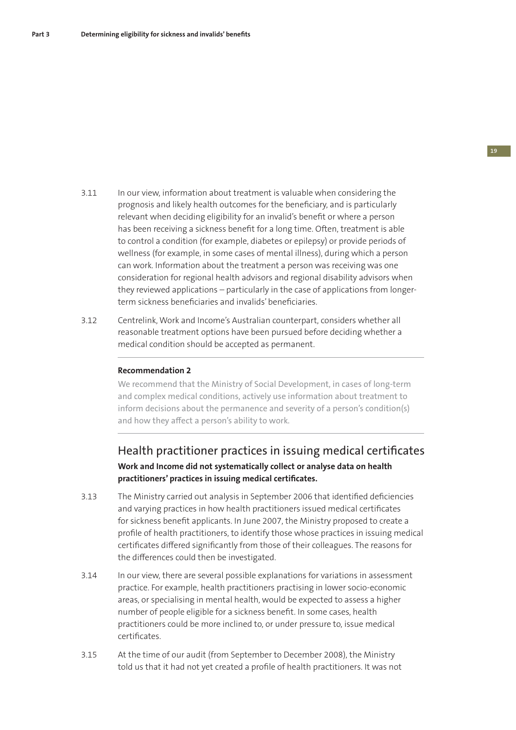3.11 In our view, information about treatment is valuable when considering the prognosis and likely health outcomes for the beneficiary, and is particularly relevant when deciding eligibility for an invalid's benefit or where a person has been receiving a sickness benefit for a long time. Often, treatment is able to control a condition (for example, diabetes or epilepsy) or provide periods of wellness (for example, in some cases of mental illness), during which a person can work. Information about the treatment a person was receiving was one consideration for regional health advisors and regional disability advisors when they reviewed applications – particularly in the case of applications from longer-term sickness beneficiaries and invalids' beneficiaries.

3.12 Centrelink, Work and Income's Australian counterpart, considers whether all reasonable treatment options have been pursued before deciding whether a medical condition should be accepted as permanent.

---

**Recommendation 2**

We recommend that the Ministry of Social Development, in cases of long-term and complex medical conditions, actively use information about treatment to inform decisions about the permanence and severity of a person's condition(s) and how they affect a person's ability to work.

---

## Health practitioner practices in issuing medical certificates

**Work and Income did not systematically collect or analyse data on health practitioners' practices in issuing medical certificates.**

3.13 The Ministry carried out analysis in September 2006 that identified deficiencies and varying practices in how health practitioners issued medical certificates for sickness benefit applicants. In June 2007, the Ministry proposed to create a profile of health practitioners, to identify those whose practices in issuing medical certificates differed significantly from those of their colleagues. The reasons for the differences could then be investigated.

3.14 In our view, there are several possible explanations for variations in assessment practice. For example, health practitioners practising in lower socio-economic areas, or specialising in mental health, would be expected to assess a higher number of people eligible for a sickness benefit. In some cases, health practitioners could be more inclined to, or under pressure to, issue medical certificates.

3.15 At the time of our audit (from September to December 2008), the Ministry told us that it had not yet created a profile of health practitioners. It was not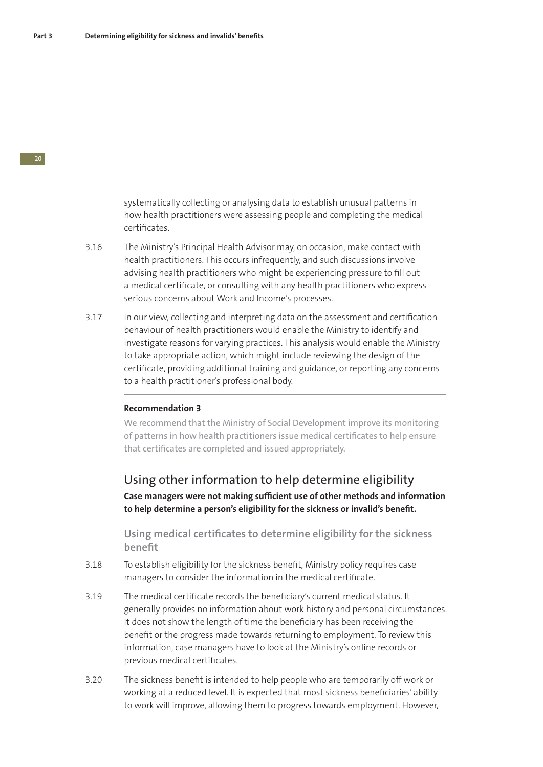systematically collecting or analysing data to establish unusual patterns in how health practitioners were assessing people and completing the medical certificates.

3.16 The Ministry's Principal Health Advisor may, on occasion, make contact with health practitioners. This occurs infrequently, and such discussions involve advising health practitioners who might be experiencing pressure to fill out a medical certificate, or consulting with any health practitioners who express serious concerns about Work and Income's processes.

3.17 In our view, collecting and interpreting data on the assessment and certification behaviour of health practitioners would enable the Ministry to identify and investigate reasons for varying practices. This analysis would enable the Ministry to take appropriate action, which might include reviewing the design of the certificate, providing additional training and guidance, or reporting any concerns to a health practitioner's professional body.

---

**Recommendation 3**

We recommend that the Ministry of Social Development improve its monitoring of patterns in how health practitioners issue medical certificates to help ensure that certificates are completed and issued appropriately.

---

## Using other information to help determine eligibility

**Case managers were not making sufficient use of other methods and information to help determine a person's eligibility for the sickness or invalid's benefit.**

### Using medical certificates to determine eligibility for the sickness benefit

3.18 To establish eligibility for the sickness benefit, Ministry policy requires case managers to consider the information in the medical certificate.

3.19 The medical certificate records the beneficiary's current medical status. It generally provides no information about work history and personal circumstances. It does not show the length of time the beneficiary has been receiving the benefit or the progress made towards returning to employment. To review this information, case managers have to look at the Ministry's online records or previous medical certificates.

3.20 The sickness benefit is intended to help people who are temporarily off work or working at a reduced level. It is expected that most sickness beneficiaries' ability to work will improve, allowing them to progress towards employment. However,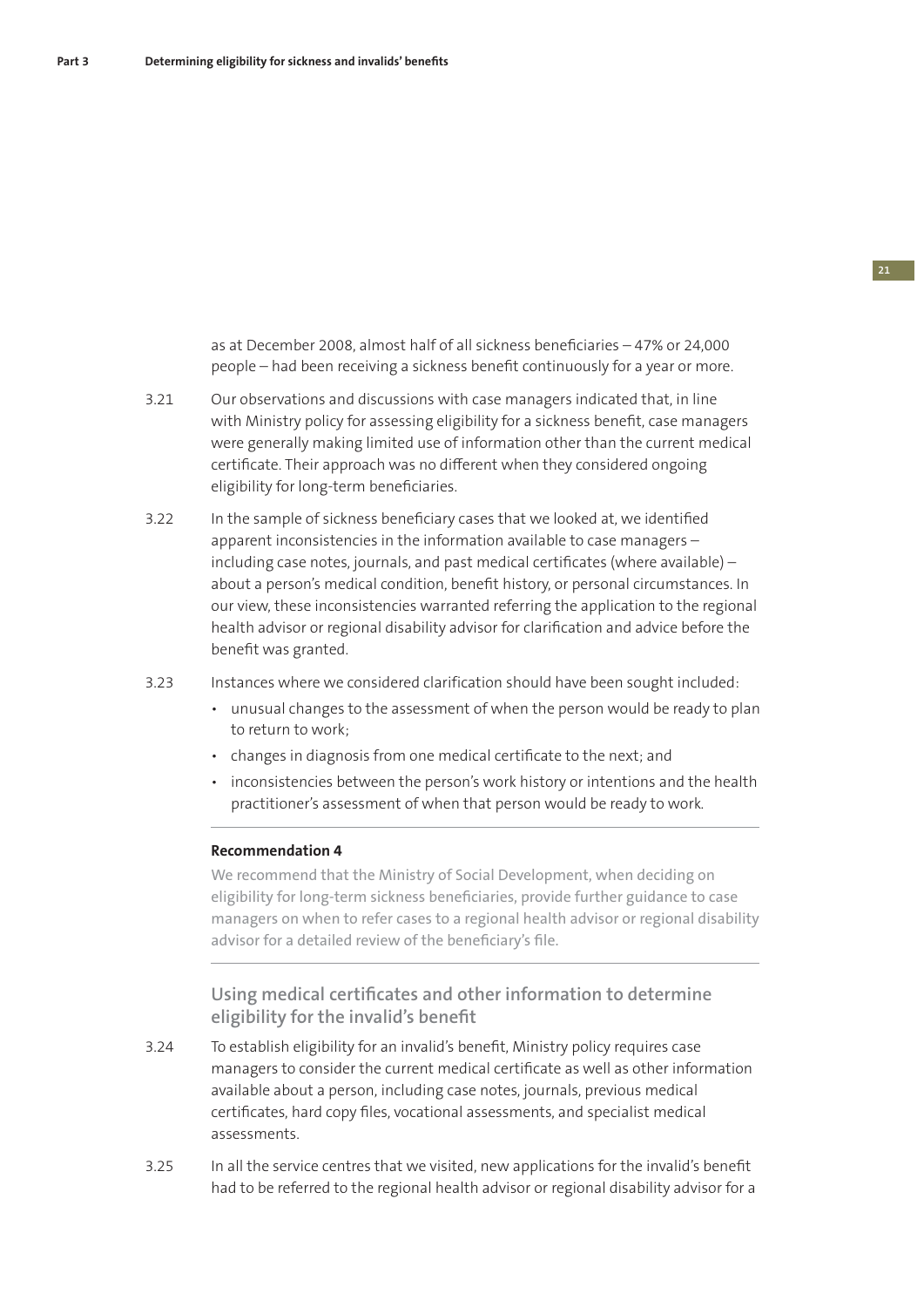as at December 2008, almost half of all sickness beneficiaries – 47% or 24,000 people – had been receiving a sickness benefit continuously for a year or more.

3.21 Our observations and discussions with case managers indicated that, in line with Ministry policy for assessing eligibility for a sickness benefit, case managers were generally making limited use of information other than the current medical certificate. Their approach was no different when they considered ongoing eligibility for long-term beneficiaries.

3.22 In the sample of sickness beneficiary cases that we looked at, we identified apparent inconsistencies in the information available to case managers – including case notes, journals, and past medical certificates (where available) – about a person's medical condition, benefit history, or personal circumstances. In our view, these inconsistencies warranted referring the application to the regional health advisor or regional disability advisor for clarification and advice before the benefit was granted.

3.23 Instances where we considered clarification should have been sought included:

- unusual changes to the assessment of when the person would be ready to plan to return to work;
- changes in diagnosis from one medical certificate to the next; and
- inconsistencies between the person's work history or intentions and the health practitioner's assessment of when that person would be ready to work.

---

**Recommendation 4**

We recommend that the Ministry of Social Development, when deciding on eligibility for long-term sickness beneficiaries, provide further guidance to case managers on when to refer cases to a regional health advisor or regional disability advisor for a detailed review of the beneficiary's file.

---

## Using medical certificates and other information to determine eligibility for the invalid's benefit

3.24 To establish eligibility for an invalid's benefit, Ministry policy requires case managers to consider the current medical certificate as well as other information available about a person, including case notes, journals, previous medical certificates, hard copy files, vocational assessments, and specialist medical assessments.

3.25 In all the service centres that we visited, new applications for the invalid's benefit had to be referred to the regional health advisor or regional disability advisor for a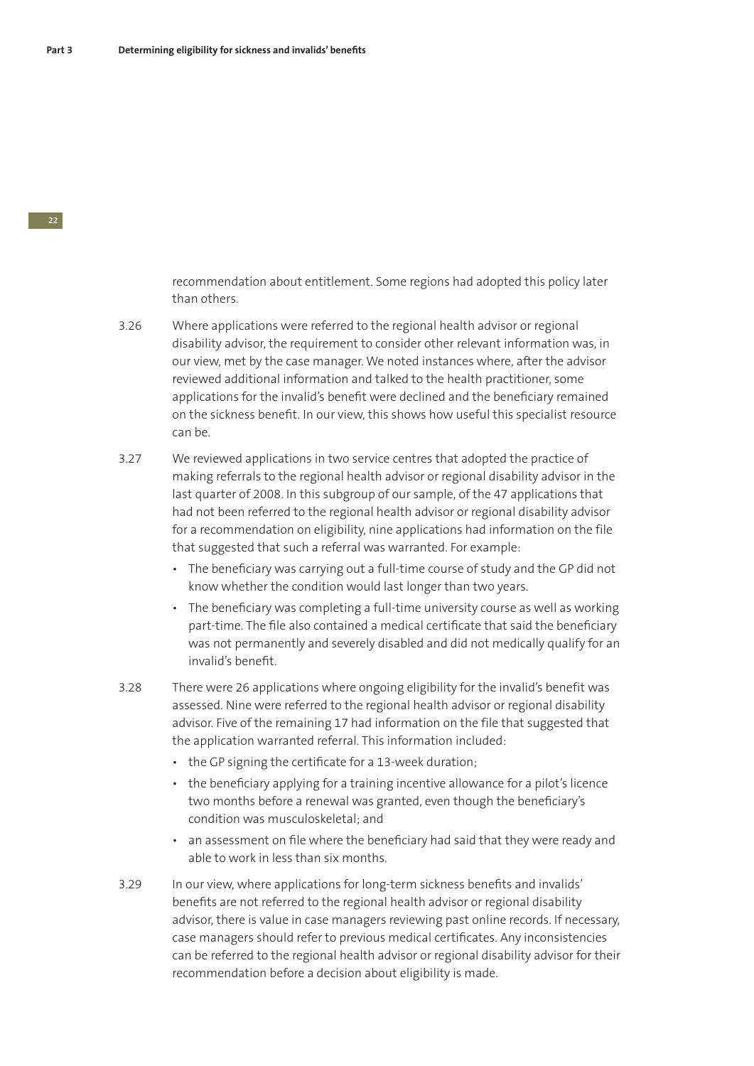recommendation about entitlement. Some regions had adopted this policy later than others.

3.26 Where applications were referred to the regional health advisor or regional disability advisor, the requirement to consider other relevant information was, in our view, met by the case manager. We noted instances where, after the advisor reviewed additional information and talked to the health practitioner, some applications for the invalid's benefit were declined and the beneficiary remained on the sickness benefit. In our view, this shows how useful this specialist resource can be.

3.27 We reviewed applications in two service centres that adopted the practice of making referrals to the regional health advisor or regional disability advisor in the last quarter of 2008. In this subgroup of our sample, of the 47 applications that had not been referred to the regional health advisor or regional disability advisor for a recommendation on eligibility, nine applications had information on the file that suggested that such a referral was warranted. For example:

- The beneficiary was carrying out a full-time course of study and the GP did not know whether the condition would last longer than two years.
- The beneficiary was completing a full-time university course as well as working part-time. The file also contained a medical certificate that said the beneficiary was not permanently and severely disabled and did not medically qualify for an invalid's benefit.

3.28 There were 26 applications where ongoing eligibility for the invalid's benefit was assessed. Nine were referred to the regional health advisor or regional disability advisor. Five of the remaining 17 had information on the file that suggested that the application warranted referral. This information included:

- the GP signing the certificate for a 13-week duration;
- the beneficiary applying for a training incentive allowance for a pilot's licence two months before a renewal was granted, even though the beneficiary's condition was musculoskeletal; and
- an assessment on file where the beneficiary had said that they were ready and able to work in less than six months.

3.29 In our view, where applications for long-term sickness benefits and invalids' benefits are not referred to the regional health advisor or regional disability advisor, there is value in case managers reviewing past online records. If necessary, case managers should refer to previous medical certificates. Any inconsistencies can be referred to the regional health advisor or regional disability advisor for their recommendation before a decision about eligibility is made.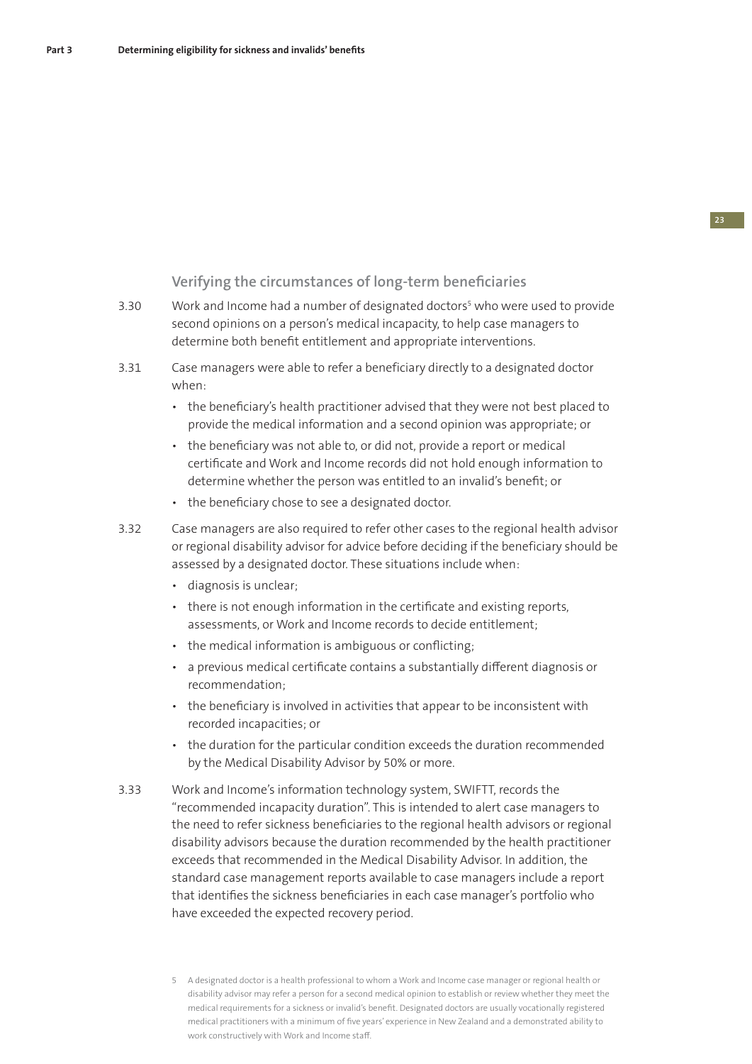### Verifying the circumstances of long-term beneficiaries

3.30 Work and Income had a number of designated doctors[5] who were used to provide second opinions on a person's medical incapacity, to help case managers to determine both benefit entitlement and appropriate interventions.

3.31 Case managers were able to refer a beneficiary directly to a designated doctor when:

- the beneficiary's health practitioner advised that they were not best placed to provide the medical information and a second opinion was appropriate; or
- the beneficiary was not able to, or did not, provide a report or medical certificate and Work and Income records did not hold enough information to determine whether the person was entitled to an invalid's benefit; or
- the beneficiary chose to see a designated doctor.

3.32 Case managers are also required to refer other cases to the regional health advisor or regional disability advisor for advice before deciding if the beneficiary should be assessed by a designated doctor. These situations include when:

- diagnosis is unclear;
- there is not enough information in the certificate and existing reports, assessments, or Work and Income records to decide entitlement;
- the medical information is ambiguous or conflicting;
- a previous medical certificate contains a substantially different diagnosis or recommendation;
- the beneficiary is involved in activities that appear to be inconsistent with recorded incapacities; or
- the duration for the particular condition exceeds the duration recommended by the Medical Disability Advisor by 50% or more.

3.33 Work and Income's information technology system, SWIFTT, records the "recommended incapacity duration". This is intended to alert case managers to the need to refer sickness beneficiaries to the regional health advisors or regional disability advisors because the duration recommended by the health practitioner exceeds that recommended in the Medical Disability Advisor. In addition, the standard case management reports available to case managers include a report that identifies the sickness beneficiaries in each case manager's portfolio who have exceeded the expected recovery period.

5 A designated doctor is a health professional to whom a Work and Income case manager or regional health or disability advisor may refer a person for a second medical opinion to establish or review whether they meet the medical requirements for a sickness or invalid's benefit. Designated doctors are usually vocationally registered medical practitioners with a minimum of five years' experience in New Zealand and a demonstrated ability to work constructively with Work and Income staff.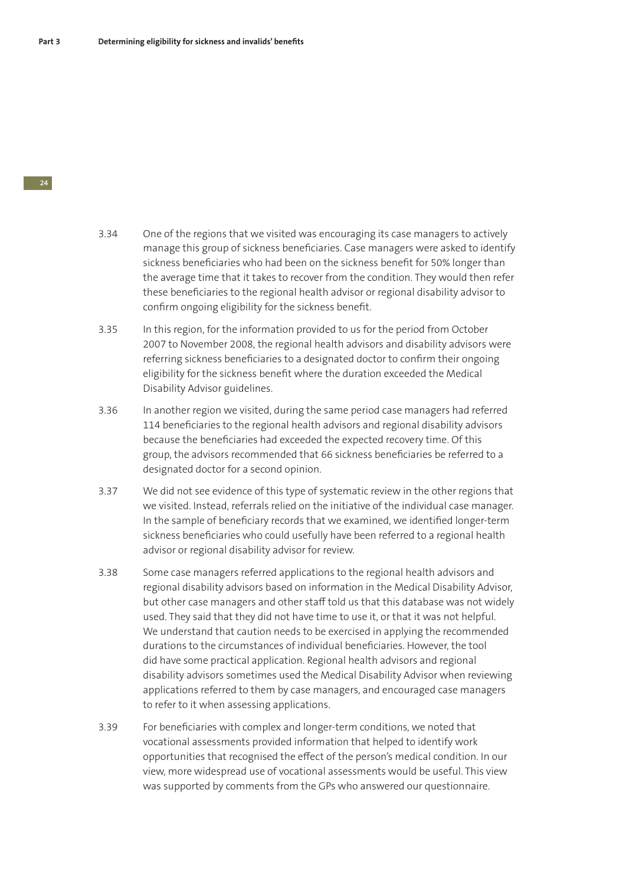3.34 One of the regions that we visited was encouraging its case managers to actively manage this group of sickness beneficiaries. Case managers were asked to identify sickness beneficiaries who had been on the sickness benefit for 50% longer than the average time that it takes to recover from the condition. They would then refer these beneficiaries to the regional health advisor or regional disability advisor to confirm ongoing eligibility for the sickness benefit.

3.35 In this region, for the information provided to us for the period from October 2007 to November 2008, the regional health advisors and disability advisors were referring sickness beneficiaries to a designated doctor to confirm their ongoing eligibility for the sickness benefit where the duration exceeded the Medical Disability Advisor guidelines.

3.36 In another region we visited, during the same period case managers had referred 114 beneficiaries to the regional health advisors and regional disability advisors because the beneficiaries had exceeded the expected recovery time. Of this group, the advisors recommended that 66 sickness beneficiaries be referred to a designated doctor for a second opinion.

3.37 We did not see evidence of this type of systematic review in the other regions that we visited. Instead, referrals relied on the initiative of the individual case manager. In the sample of beneficiary records that we examined, we identified longer-term sickness beneficiaries who could usefully have been referred to a regional health advisor or regional disability advisor for review.

3.38 Some case managers referred applications to the regional health advisors and regional disability advisors based on information in the Medical Disability Advisor, but other case managers and other staff told us that this database was not widely used. They said that they did not have time to use it, or that it was not helpful. We understand that caution needs to be exercised in applying the recommended durations to the circumstances of individual beneficiaries. However, the tool did have some practical application. Regional health advisors and regional disability advisors sometimes used the Medical Disability Advisor when reviewing applications referred to them by case managers, and encouraged case managers to refer to it when assessing applications.

3.39 For beneficiaries with complex and longer-term conditions, we noted that vocational assessments provided information that helped to identify work opportunities that recognised the effect of the person's medical condition. In our view, more widespread use of vocational assessments would be useful. This view was supported by comments from the GPs who answered our questionnaire.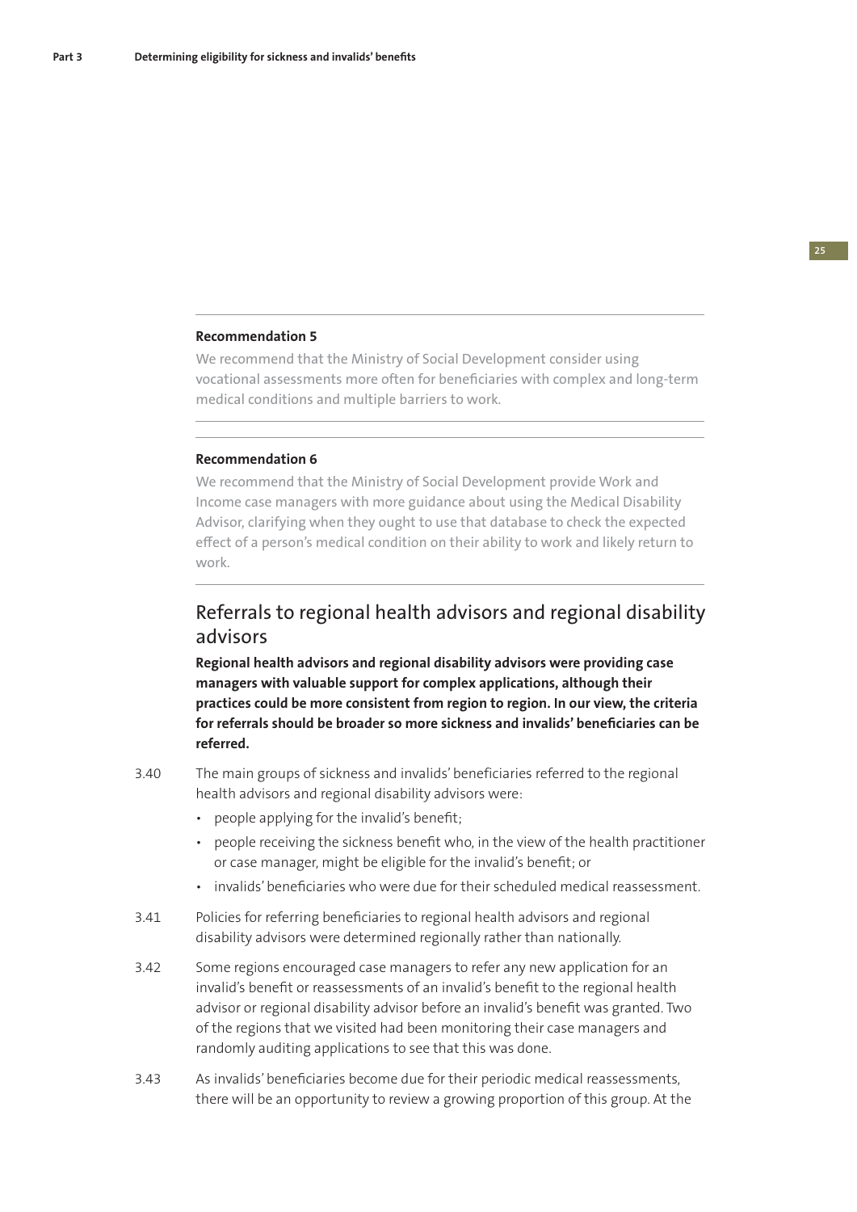**Recommendation 5**

We recommend that the Ministry of Social Development consider using vocational assessments more often for beneficiaries with complex and long-term medical conditions and multiple barriers to work.

**Recommendation 6**

We recommend that the Ministry of Social Development provide Work and Income case managers with more guidance about using the Medical Disability Advisor, clarifying when they ought to use that database to check the expected effect of a person's medical condition on their ability to work and likely return to work.

## Referrals to regional health advisors and regional disability advisors

**Regional health advisors and regional disability advisors were providing case managers with valuable support for complex applications, although their practices could be more consistent from region to region. In our view, the criteria for referrals should be broader so more sickness and invalids' beneficiaries can be referred.**

3.40 The main groups of sickness and invalids' beneficiaries referred to the regional health advisors and regional disability advisors were:

- people applying for the invalid's benefit;
- people receiving the sickness benefit who, in the view of the health practitioner or case manager, might be eligible for the invalid's benefit; or
- invalids' beneficiaries who were due for their scheduled medical reassessment.

3.41 Policies for referring beneficiaries to regional health advisors and regional disability advisors were determined regionally rather than nationally.

3.42 Some regions encouraged case managers to refer any new application for an invalid's benefit or reassessments of an invalid's benefit to the regional health advisor or regional disability advisor before an invalid's benefit was granted. Two of the regions that we visited had been monitoring their case managers and randomly auditing applications to see that this was done.

3.43 As invalids' beneficiaries become due for their periodic medical reassessments, there will be an opportunity to review a growing proportion of this group. At the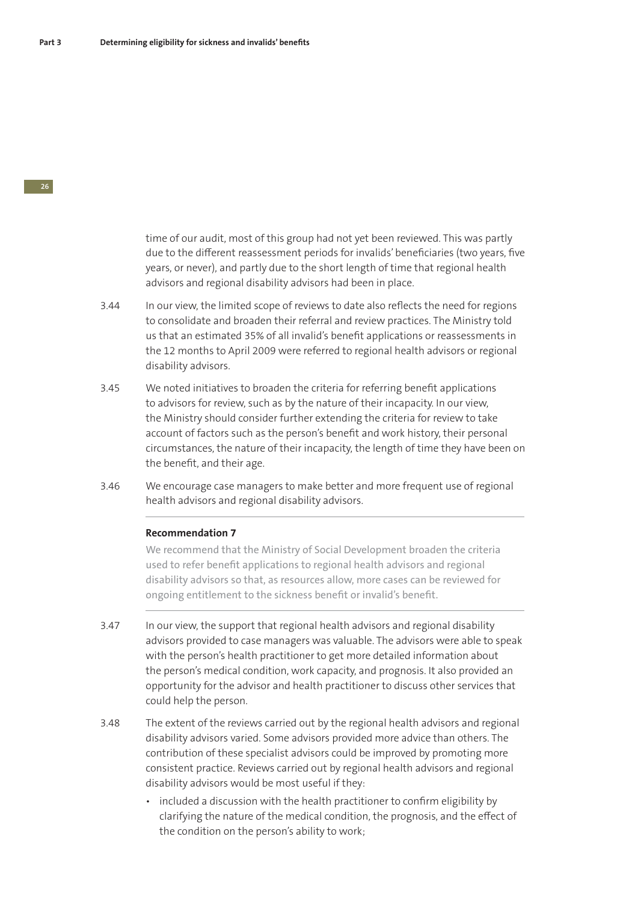time of our audit, most of this group had not yet been reviewed. This was partly due to the different reassessment periods for invalids' beneficiaries (two years, five years, or never), and partly due to the short length of time that regional health advisors and regional disability advisors had been in place.

3.44 In our view, the limited scope of reviews to date also reflects the need for regions to consolidate and broaden their referral and review practices. The Ministry told us that an estimated 35% of all invalid's benefit applications or reassessments in the 12 months to April 2009 were referred to regional health advisors or regional disability advisors.

3.45 We noted initiatives to broaden the criteria for referring benefit applications to advisors for review, such as by the nature of their incapacity. In our view, the Ministry should consider further extending the criteria for review to take account of factors such as the person's benefit and work history, their personal circumstances, the nature of their incapacity, the length of time they have been on the benefit, and their age.

3.46 We encourage case managers to make better and more frequent use of regional health advisors and regional disability advisors.

---

**Recommendation 7**

We recommend that the Ministry of Social Development broaden the criteria used to refer benefit applications to regional health advisors and regional disability advisors so that, as resources allow, more cases can be reviewed for ongoing entitlement to the sickness benefit or invalid's benefit.

---

3.47 In our view, the support that regional health advisors and regional disability advisors provided to case managers was valuable. The advisors were able to speak with the person's health practitioner to get more detailed information about the person's medical condition, work capacity, and prognosis. It also provided an opportunity for the advisor and health practitioner to discuss other services that could help the person.

3.48 The extent of the reviews carried out by the regional health advisors and regional disability advisors varied. Some advisors provided more advice than others. The contribution of these specialist advisors could be improved by promoting more consistent practice. Reviews carried out by regional health advisors and regional disability advisors would be most useful if they:

- included a discussion with the health practitioner to confirm eligibility by clarifying the nature of the medical condition, the prognosis, and the effect of the condition on the person's ability to work;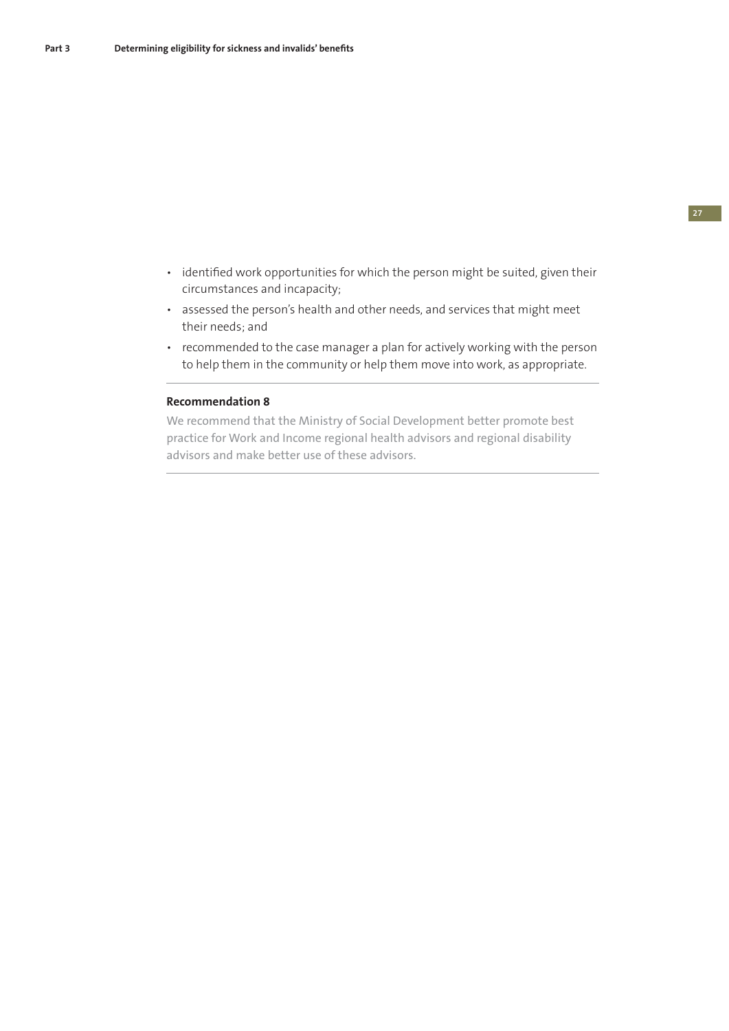- identified work opportunities for which the person might be suited, given their circumstances and incapacity;
- assessed the person's health and other needs, and services that might meet their needs; and
- recommended to the case manager a plan for actively working with the person to help them in the community or help them move into work, as appropriate.

---

**Recommendation 8**

We recommend that the Ministry of Social Development better promote best practice for Work and Income regional health advisors and regional disability advisors and make better use of these advisors.

---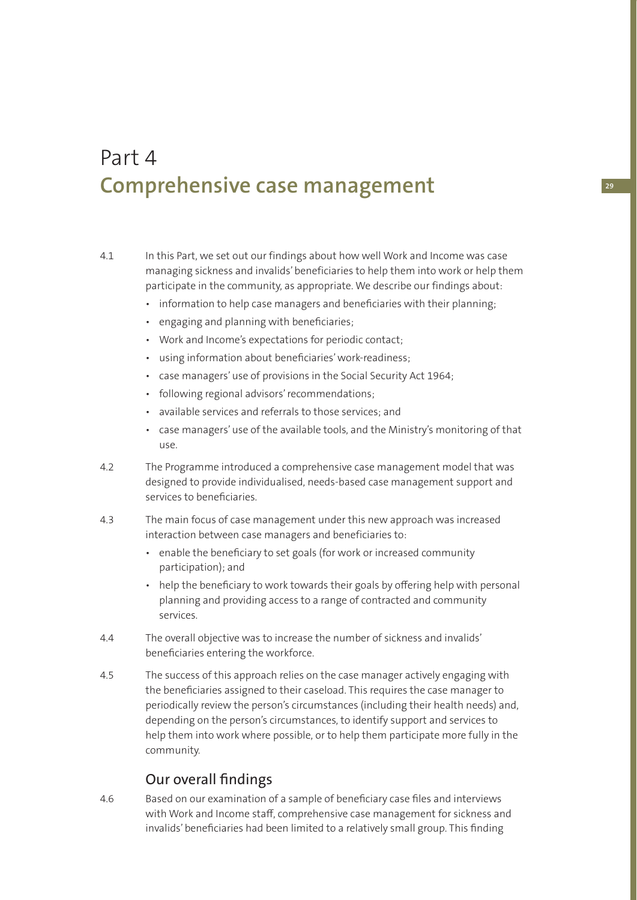# Part 4
# Comprehensive case management

4.1 In this Part, we set out our findings about how well Work and Income was case managing sickness and invalids' beneficiaries to help them into work or help them participate in the community, as appropriate. We describe our findings about:

- information to help case managers and beneficiaries with their planning;
- engaging and planning with beneficiaries;
- Work and Income's expectations for periodic contact;
- using information about beneficiaries' work-readiness;
- case managers' use of provisions in the Social Security Act 1964;
- following regional advisors' recommendations;
- available services and referrals to those services; and
- case managers' use of the available tools, and the Ministry's monitoring of that use.

4.2 The Programme introduced a comprehensive case management model that was designed to provide individualised, needs-based case management support and services to beneficiaries.

4.3 The main focus of case management under this new approach was increased interaction between case managers and beneficiaries to:

- enable the beneficiary to set goals (for work or increased community participation); and
- help the beneficiary to work towards their goals by offering help with personal planning and providing access to a range of contracted and community services.

4.4 The overall objective was to increase the number of sickness and invalids' beneficiaries entering the workforce.

4.5 The success of this approach relies on the case manager actively engaging with the beneficiaries assigned to their caseload. This requires the case manager to periodically review the person's circumstances (including their health needs) and, depending on the person's circumstances, to identify support and services to help them into work where possible, or to help them participate more fully in the community.

## Our overall findings

4.6 Based on our examination of a sample of beneficiary case files and interviews with Work and Income staff, comprehensive case management for sickness and invalids' beneficiaries had been limited to a relatively small group. This finding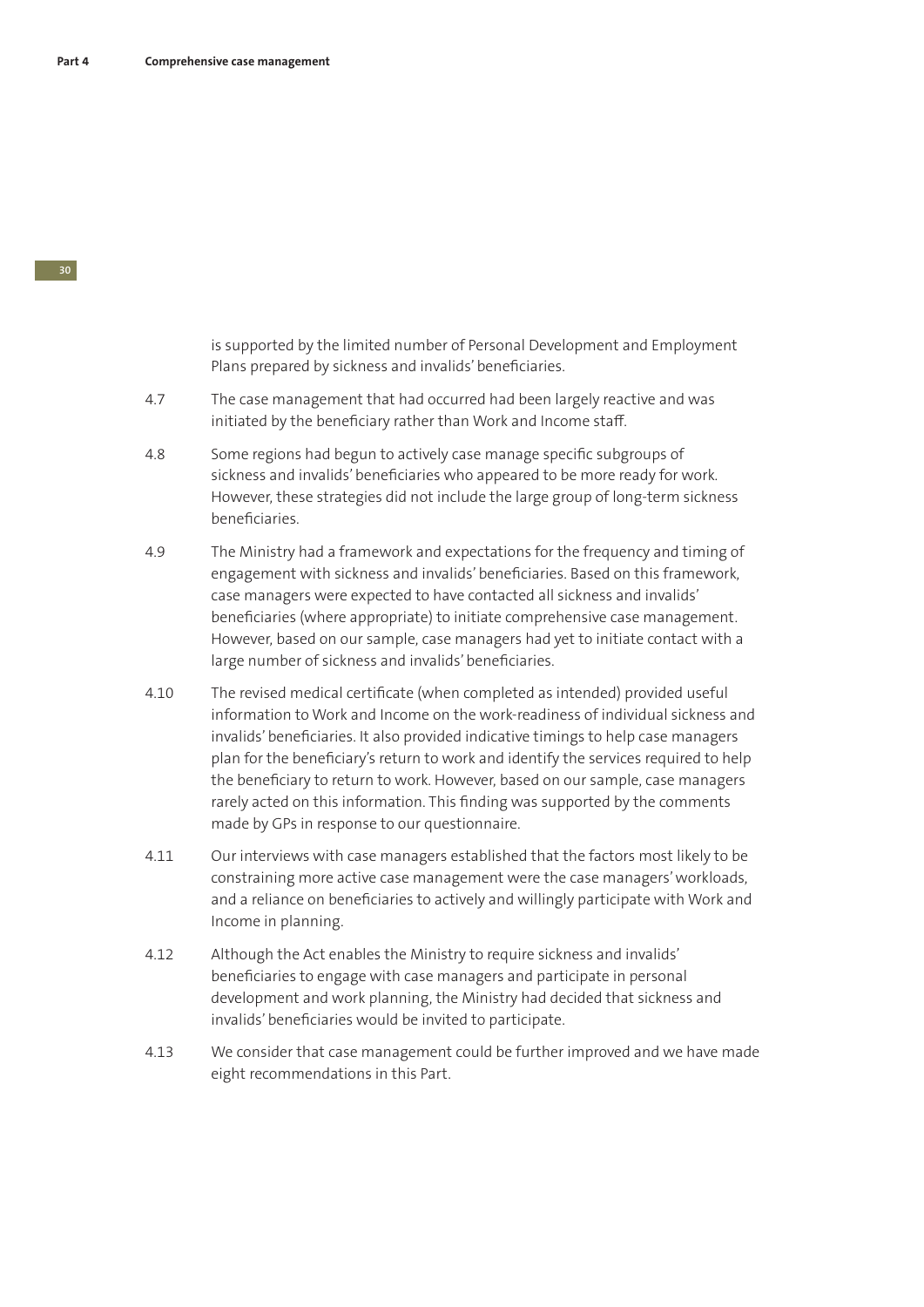is supported by the limited number of Personal Development and Employment Plans prepared by sickness and invalids' beneficiaries.

4.7 The case management that had occurred had been largely reactive and was initiated by the beneficiary rather than Work and Income staff.

4.8 Some regions had begun to actively case manage specific subgroups of sickness and invalids' beneficiaries who appeared to be more ready for work. However, these strategies did not include the large group of long-term sickness beneficiaries.

4.9 The Ministry had a framework and expectations for the frequency and timing of engagement with sickness and invalids' beneficiaries. Based on this framework, case managers were expected to have contacted all sickness and invalids' beneficiaries (where appropriate) to initiate comprehensive case management. However, based on our sample, case managers had yet to initiate contact with a large number of sickness and invalids' beneficiaries.

4.10 The revised medical certificate (when completed as intended) provided useful information to Work and Income on the work-readiness of individual sickness and invalids' beneficiaries. It also provided indicative timings to help case managers plan for the beneficiary's return to work and identify the services required to help the beneficiary to return to work. However, based on our sample, case managers rarely acted on this information. This finding was supported by the comments made by GPs in response to our questionnaire.

4.11 Our interviews with case managers established that the factors most likely to be constraining more active case management were the case managers' workloads, and a reliance on beneficiaries to actively and willingly participate with Work and Income in planning.

4.12 Although the Act enables the Ministry to require sickness and invalids' beneficiaries to engage with case managers and participate in personal development and work planning, the Ministry had decided that sickness and invalids' beneficiaries would be invited to participate.

4.13 We consider that case management could be further improved and we have made eight recommendations in this Part.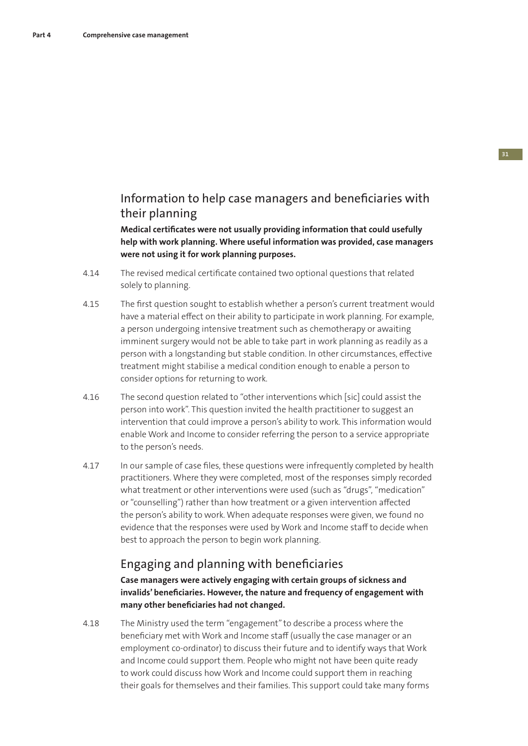## Information to help case managers and beneficiaries with their planning

**Medical certificates were not usually providing information that could usefully help with work planning. Where useful information was provided, case managers were not using it for work planning purposes.**

4.14 The revised medical certificate contained two optional questions that related solely to planning.

4.15 The first question sought to establish whether a person's current treatment would have a material effect on their ability to participate in work planning. For example, a person undergoing intensive treatment such as chemotherapy or awaiting imminent surgery would not be able to take part in work planning as readily as a person with a longstanding but stable condition. In other circumstances, effective treatment might stabilise a medical condition enough to enable a person to consider options for returning to work.

4.16 The second question related to "other interventions which [sic] could assist the person into work". This question invited the health practitioner to suggest an intervention that could improve a person's ability to work. This information would enable Work and Income to consider referring the person to a service appropriate to the person's needs.

4.17 In our sample of case files, these questions were infrequently completed by health practitioners. Where they were completed, most of the responses simply recorded what treatment or other interventions were used (such as "drugs", "medication" or "counselling") rather than how treatment or a given intervention affected the person's ability to work. When adequate responses were given, we found no evidence that the responses were used by Work and Income staff to decide when best to approach the person to begin work planning.

## Engaging and planning with beneficiaries

**Case managers were actively engaging with certain groups of sickness and invalids' beneficiaries. However, the nature and frequency of engagement with many other beneficiaries had not changed.**

4.18 The Ministry used the term "engagement" to describe a process where the beneficiary met with Work and Income staff (usually the case manager or an employment co-ordinator) to discuss their future and to identify ways that Work and Income could support them. People who might not have been quite ready to work could discuss how Work and Income could support them in reaching their goals for themselves and their families. This support could take many forms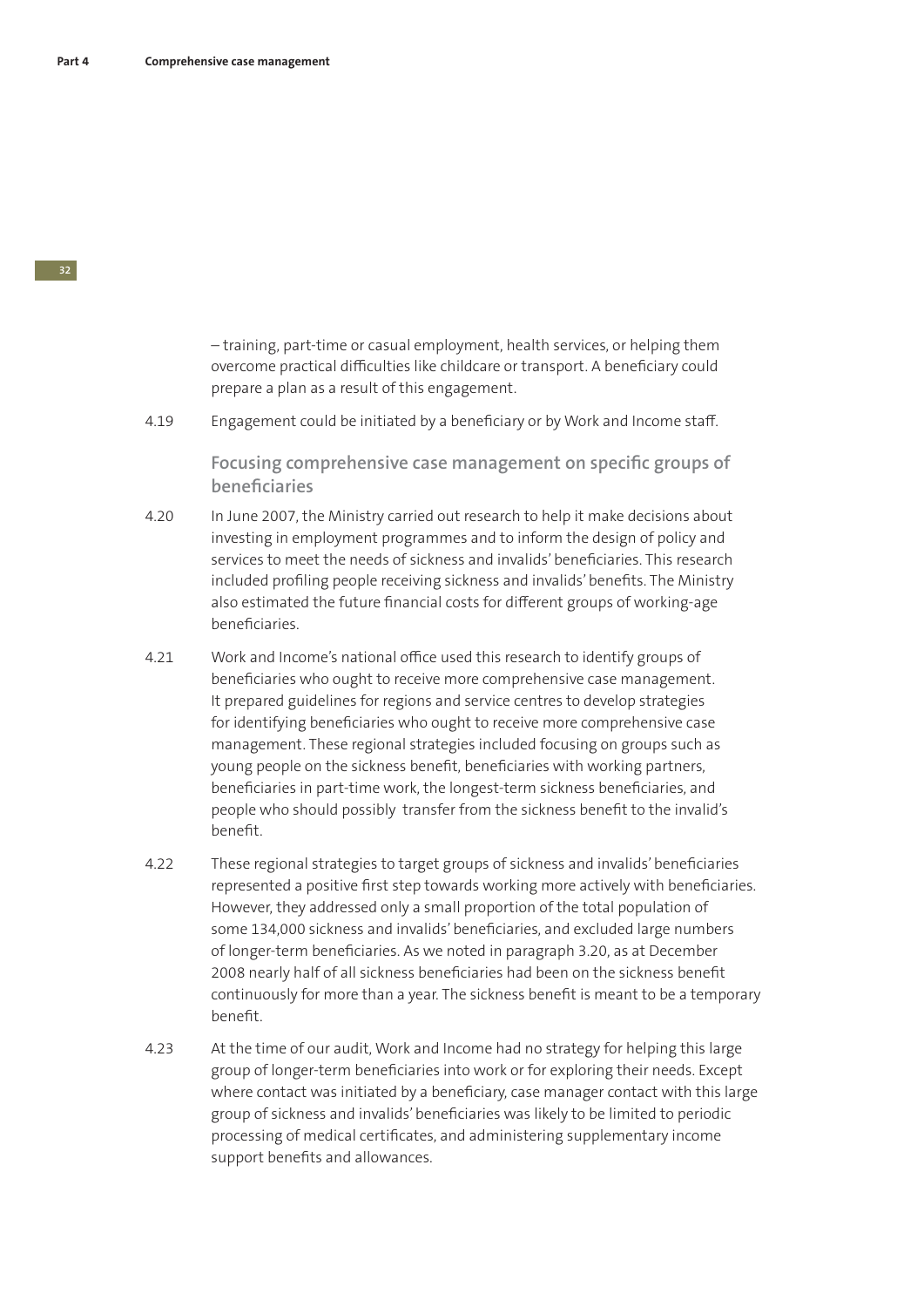– training, part-time or casual employment, health services, or helping them overcome practical difficulties like childcare or transport. A beneficiary could prepare a plan as a result of this engagement.

4.19 Engagement could be initiated by a beneficiary or by Work and Income staff.

### Focusing comprehensive case management on specific groups of beneficiaries

4.20 In June 2007, the Ministry carried out research to help it make decisions about investing in employment programmes and to inform the design of policy and services to meet the needs of sickness and invalids' beneficiaries. This research included profiling people receiving sickness and invalids' benefits. The Ministry also estimated the future financial costs for different groups of working-age beneficiaries.

4.21 Work and Income's national office used this research to identify groups of beneficiaries who ought to receive more comprehensive case management. It prepared guidelines for regions and service centres to develop strategies for identifying beneficiaries who ought to receive more comprehensive case management. These regional strategies included focusing on groups such as young people on the sickness benefit, beneficiaries with working partners, beneficiaries in part-time work, the longest-term sickness beneficiaries, and people who should possibly transfer from the sickness benefit to the invalid's benefit.

4.22 These regional strategies to target groups of sickness and invalids' beneficiaries represented a positive first step towards working more actively with beneficiaries. However, they addressed only a small proportion of the total population of some 134,000 sickness and invalids' beneficiaries, and excluded large numbers of longer-term beneficiaries. As we noted in paragraph 3.20, as at December 2008 nearly half of all sickness beneficiaries had been on the sickness benefit continuously for more than a year. The sickness benefit is meant to be a temporary benefit.

4.23 At the time of our audit, Work and Income had no strategy for helping this large group of longer-term beneficiaries into work or for exploring their needs. Except where contact was initiated by a beneficiary, case manager contact with this large group of sickness and invalids' beneficiaries was likely to be limited to periodic processing of medical certificates, and administering supplementary income support benefits and allowances.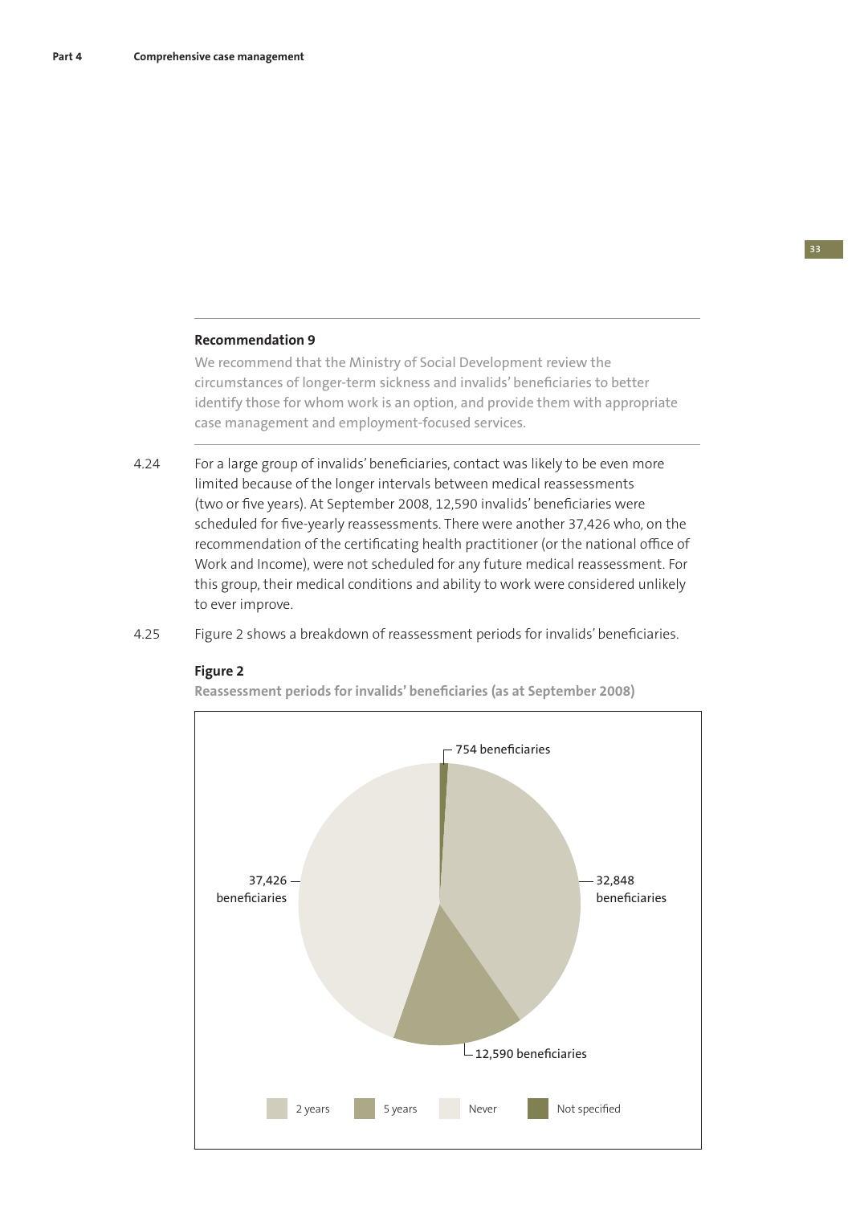**Recommendation 9**

We recommend that the Ministry of Social Development review the circumstances of longer-term sickness and invalids' beneficiaries to better identify those for whom work is an option, and provide them with appropriate case management and employment-focused services.

4.24 For a large group of invalids' beneficiaries, contact was likely to be even more limited because of the longer intervals between medical reassessments (two or five years). At September 2008, 12,590 invalids' beneficiaries were scheduled for five-yearly reassessments. There were another 37,426 who, on the recommendation of the certificating health practitioner (or the national office of Work and Income), were not scheduled for any future medical reassessment. For this group, their medical conditions and ability to work were considered unlikely to ever improve.

4.25 Figure 2 shows a breakdown of reassessment periods for invalids' beneficiaries.

**Figure 2**

**Reassessment periods for invalids' beneficiaries (as at September 2008)**

754 beneficiaries

37,426 beneficiaries

32,848 beneficiaries

12,590 beneficiaries

2 years

5 years

Never

Not specified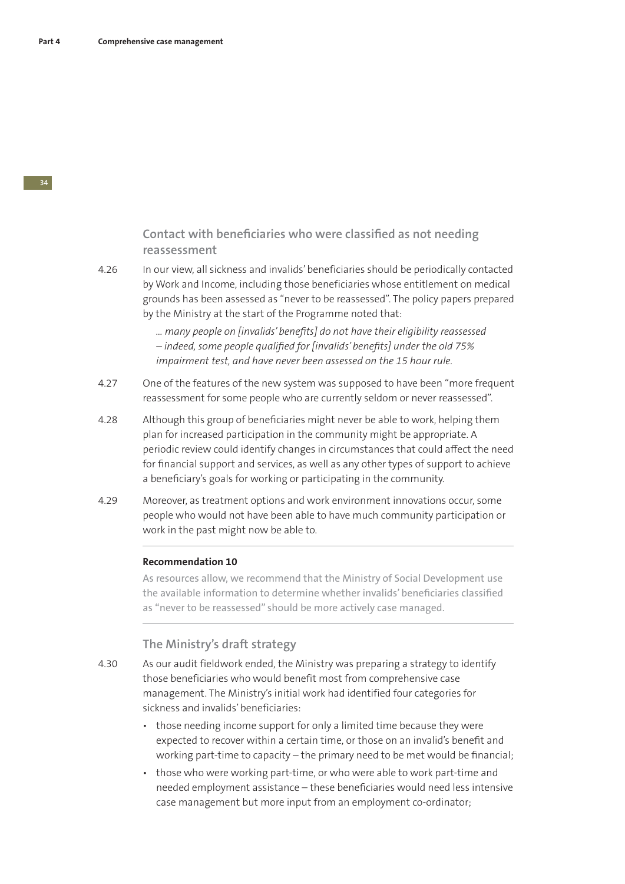### Contact with beneficiaries who were classified as not needing reassessment

4.26 In our view, all sickness and invalids' beneficiaries should be periodically contacted by Work and Income, including those beneficiaries whose entitlement on medical grounds has been assessed as "never to be reassessed". The policy papers prepared by the Ministry at the start of the Programme noted that:

> *… many people on [invalids' benefits] do not have their eligibility reassessed – indeed, some people qualified for [invalids' benefits] under the old 75% impairment test, and have never been assessed on the 15 hour rule.*

4.27 One of the features of the new system was supposed to have been "more frequent reassessment for some people who are currently seldom or never reassessed".

4.28 Although this group of beneficiaries might never be able to work, helping them plan for increased participation in the community might be appropriate. A periodic review could identify changes in circumstances that could affect the need for financial support and services, as well as any other types of support to achieve a beneficiary's goals for working or participating in the community.

4.29 Moreover, as treatment options and work environment innovations occur, some people who would not have been able to have much community participation or work in the past might now be able to.

---

**Recommendation 10**

As resources allow, we recommend that the Ministry of Social Development use the available information to determine whether invalids' beneficiaries classified as "never to be reassessed" should be more actively case managed.

---

### The Ministry's draft strategy

4.30 As our audit fieldwork ended, the Ministry was preparing a strategy to identify those beneficiaries who would benefit most from comprehensive case management. The Ministry's initial work had identified four categories for sickness and invalids' beneficiaries:

- those needing income support for only a limited time because they were expected to recover within a certain time, or those on an invalid's benefit and working part-time to capacity – the primary need to be met would be financial;
- those who were working part-time, or who were able to work part-time and needed employment assistance – these beneficiaries would need less intensive case management but more input from an employment co-ordinator;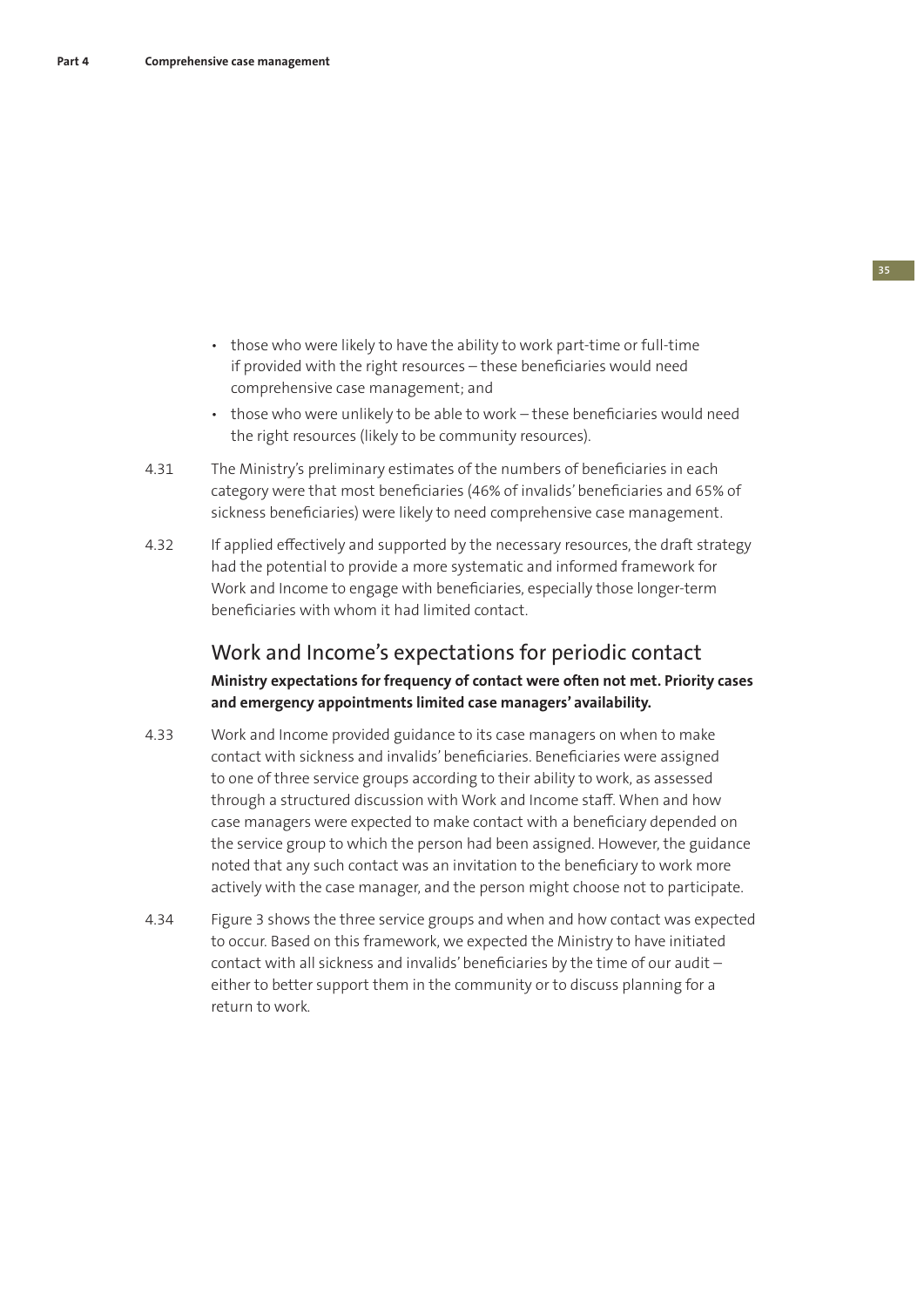- those who were likely to have the ability to work part-time or full-time if provided with the right resources – these beneficiaries would need comprehensive case management; and
- those who were unlikely to be able to work – these beneficiaries would need the right resources (likely to be community resources).

4.31 The Ministry's preliminary estimates of the numbers of beneficiaries in each category were that most beneficiaries (46% of invalids' beneficiaries and 65% of sickness beneficiaries) were likely to need comprehensive case management.

4.32 If applied effectively and supported by the necessary resources, the draft strategy had the potential to provide a more systematic and informed framework for Work and Income to engage with beneficiaries, especially those longer-term beneficiaries with whom it had limited contact.

## Work and Income's expectations for periodic contact

**Ministry expectations for frequency of contact were often not met. Priority cases and emergency appointments limited case managers' availability.**

4.33 Work and Income provided guidance to its case managers on when to make contact with sickness and invalids' beneficiaries. Beneficiaries were assigned to one of three service groups according to their ability to work, as assessed through a structured discussion with Work and Income staff. When and how case managers were expected to make contact with a beneficiary depended on the service group to which the person had been assigned. However, the guidance noted that any such contact was an invitation to the beneficiary to work more actively with the case manager, and the person might choose not to participate.

4.34 Figure 3 shows the three service groups and when and how contact was expected to occur. Based on this framework, we expected the Ministry to have initiated contact with all sickness and invalids' beneficiaries by the time of our audit – either to better support them in the community or to discuss planning for a return to work.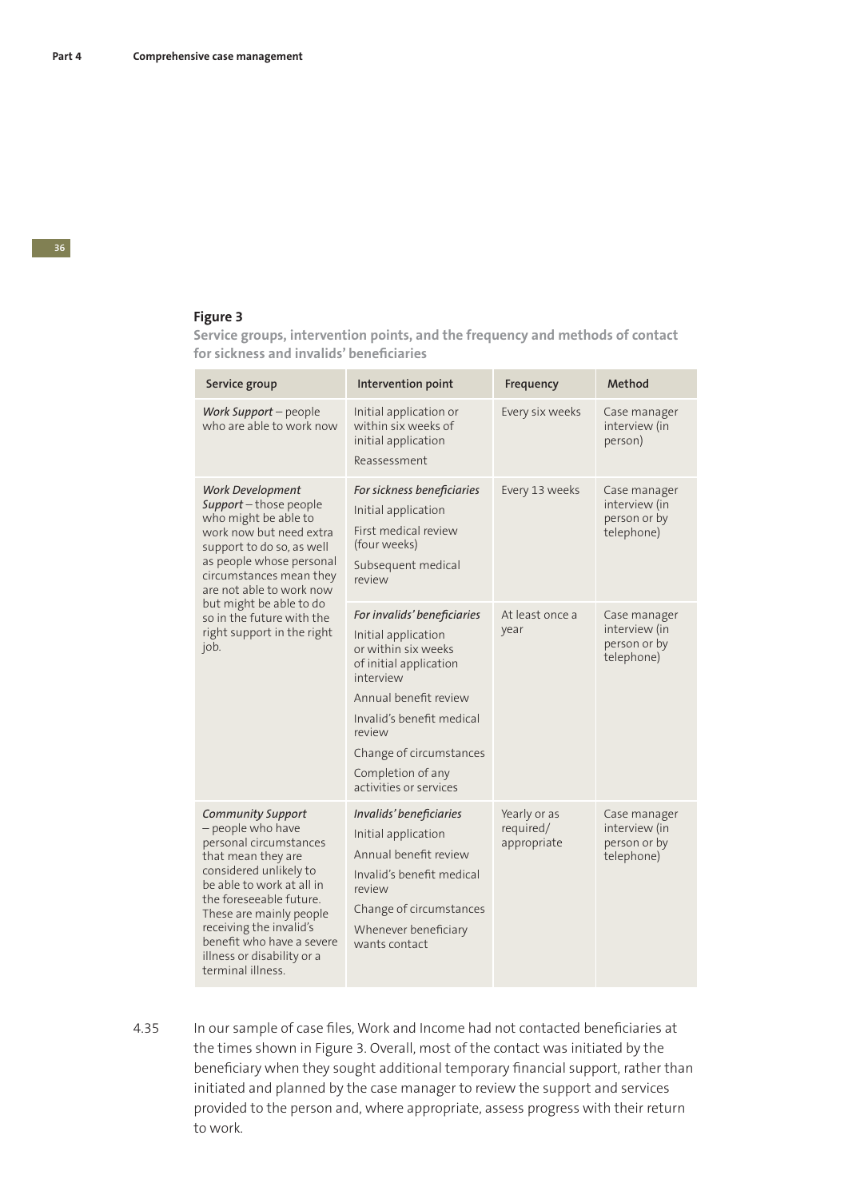**Figure 3**

**Service groups, intervention points, and the frequency and methods of contact for sickness and invalids' beneficiaries**

| Service group | Intervention point | Frequency | Method |
|---|---|---|---|
| *Work Support* – people who are able to work now | Initial application or within six weeks of initial application<br>Reassessment | Every six weeks | Case manager interview (in person) |
| *Work Development Support* – those people who might be able to work now but need extra support to do so, as well as people whose personal circumstances mean they are not able to work now but might be able to do so in the future with the right support in the right job. | *For sickness beneficiaries*<br>Initial application<br>First medical review (four weeks)<br>Subsequent medical review | Every 13 weeks | Case manager interview (in person or by telephone) |
| | *For invalids' beneficiaries*<br>Initial application or within six weeks of initial application interview<br>Annual benefit review<br>Invalid's benefit medical review<br>Change of circumstances<br>Completion of any activities or services | At least once a year | Case manager interview (in person or by telephone) |
| *Community Support* – people who have personal circumstances that mean they are considered unlikely to be able to work at all in the foreseeable future. These are mainly people receiving the invalid's benefit who have a severe illness or disability or a terminal illness. | *Invalids' beneficiaries*<br>Initial application<br>Annual benefit review<br>Invalid's benefit medical review<br>Change of circumstances<br>Whenever beneficiary wants contact | Yearly or as required/ appropriate | Case manager interview (in person or by telephone) |

4.35 In our sample of case files, Work and Income had not contacted beneficiaries at the times shown in Figure 3. Overall, most of the contact was initiated by the beneficiary when they sought additional temporary financial support, rather than initiated and planned by the case manager to review the support and services provided to the person and, where appropriate, assess progress with their return to work.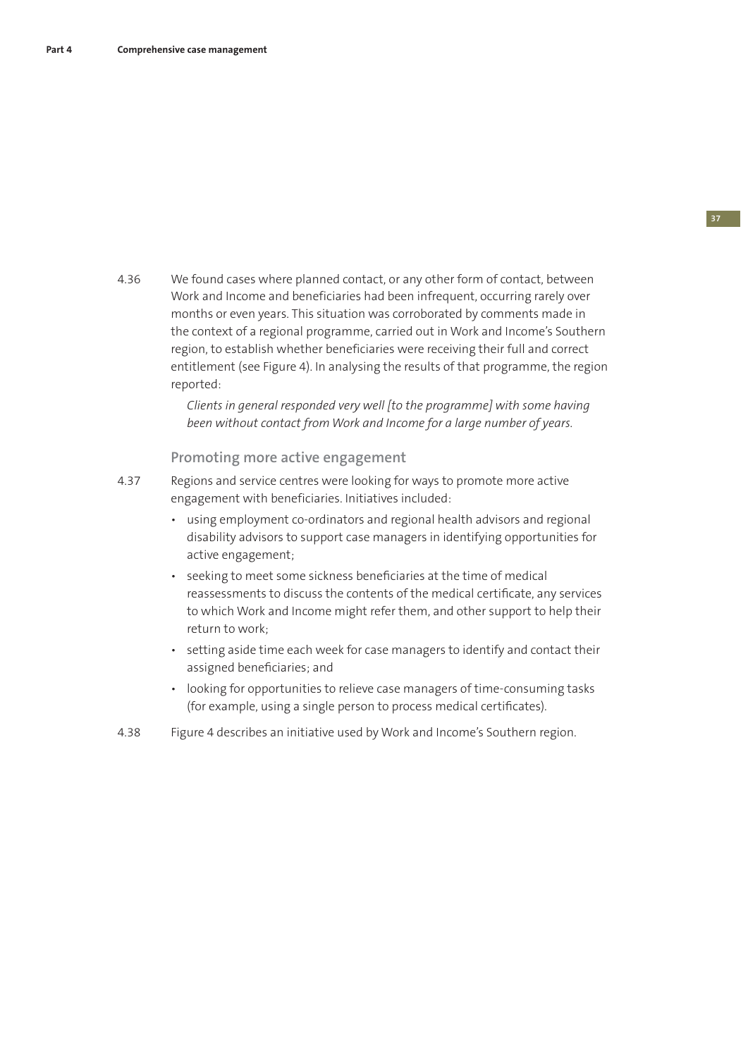4.36 We found cases where planned contact, or any other form of contact, between Work and Income and beneficiaries had been infrequent, occurring rarely over months or even years. This situation was corroborated by comments made in the context of a regional programme, carried out in Work and Income's Southern region, to establish whether beneficiaries were receiving their full and correct entitlement (see Figure 4). In analysing the results of that programme, the region reported:

> *Clients in general responded very well [to the programme] with some having been without contact from Work and Income for a large number of years.*

### Promoting more active engagement

4.37 Regions and service centres were looking for ways to promote more active engagement with beneficiaries. Initiatives included:

- using employment co-ordinators and regional health advisors and regional disability advisors to support case managers in identifying opportunities for active engagement;
- seeking to meet some sickness beneficiaries at the time of medical reassessments to discuss the contents of the medical certificate, any services to which Work and Income might refer them, and other support to help their return to work;
- setting aside time each week for case managers to identify and contact their assigned beneficiaries; and
- looking for opportunities to relieve case managers of time-consuming tasks (for example, using a single person to process medical certificates).

4.38 Figure 4 describes an initiative used by Work and Income's Southern region.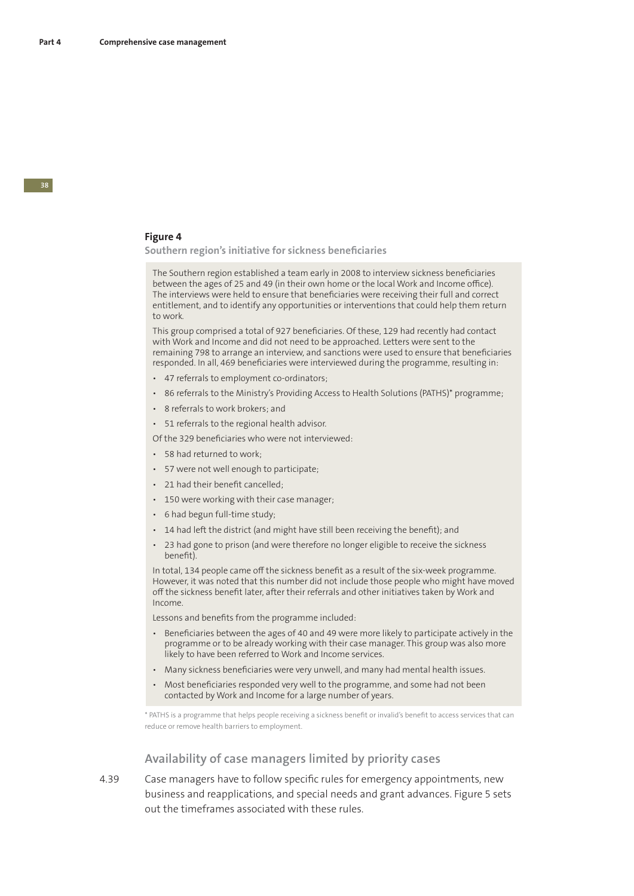**Figure 4**

**Southern region's initiative for sickness beneficiaries**

The Southern region established a team early in 2008 to interview sickness beneficiaries between the ages of 25 and 49 (in their own home or the local Work and Income office). The interviews were held to ensure that beneficiaries were receiving their full and correct entitlement, and to identify any opportunities or interventions that could help them return to work.

This group comprised a total of 927 beneficiaries. Of these, 129 had recently had contact with Work and Income and did not need to be approached. Letters were sent to the remaining 798 to arrange an interview, and sanctions were used to ensure that beneficiaries responded. In all, 469 beneficiaries were interviewed during the programme, resulting in:

- 47 referrals to employment co-ordinators;
- 86 referrals to the Ministry's Providing Access to Health Solutions (PATHS)* programme;
- 8 referrals to work brokers; and
- 51 referrals to the regional health advisor.

Of the 329 beneficiaries who were not interviewed:

- 58 had returned to work;
- 57 were not well enough to participate;
- 21 had their benefit cancelled;
- 150 were working with their case manager;
- 6 had begun full-time study;
- 14 had left the district (and might have still been receiving the benefit); and
- 23 had gone to prison (and were therefore no longer eligible to receive the sickness benefit).

In total, 134 people came off the sickness benefit as a result of the six-week programme. However, it was noted that this number did not include those people who might have moved off the sickness benefit later, after their referrals and other initiatives taken by Work and Income.

Lessons and benefits from the programme included:

- Beneficiaries between the ages of 40 and 49 were more likely to participate actively in the programme or to be already working with their case manager. This group was also more likely to have been referred to Work and Income services.
- Many sickness beneficiaries were very unwell, and many had mental health issues.
- Most beneficiaries responded very well to the programme, and some had not been contacted by Work and Income for a large number of years.

\* PATHS is a programme that helps people receiving a sickness benefit or invalid's benefit to access services that can reduce or remove health barriers to employment.

## Availability of case managers limited by priority cases

4.39 Case managers have to follow specific rules for emergency appointments, new business and reapplications, and special needs and grant advances. Figure 5 sets out the timeframes associated with these rules.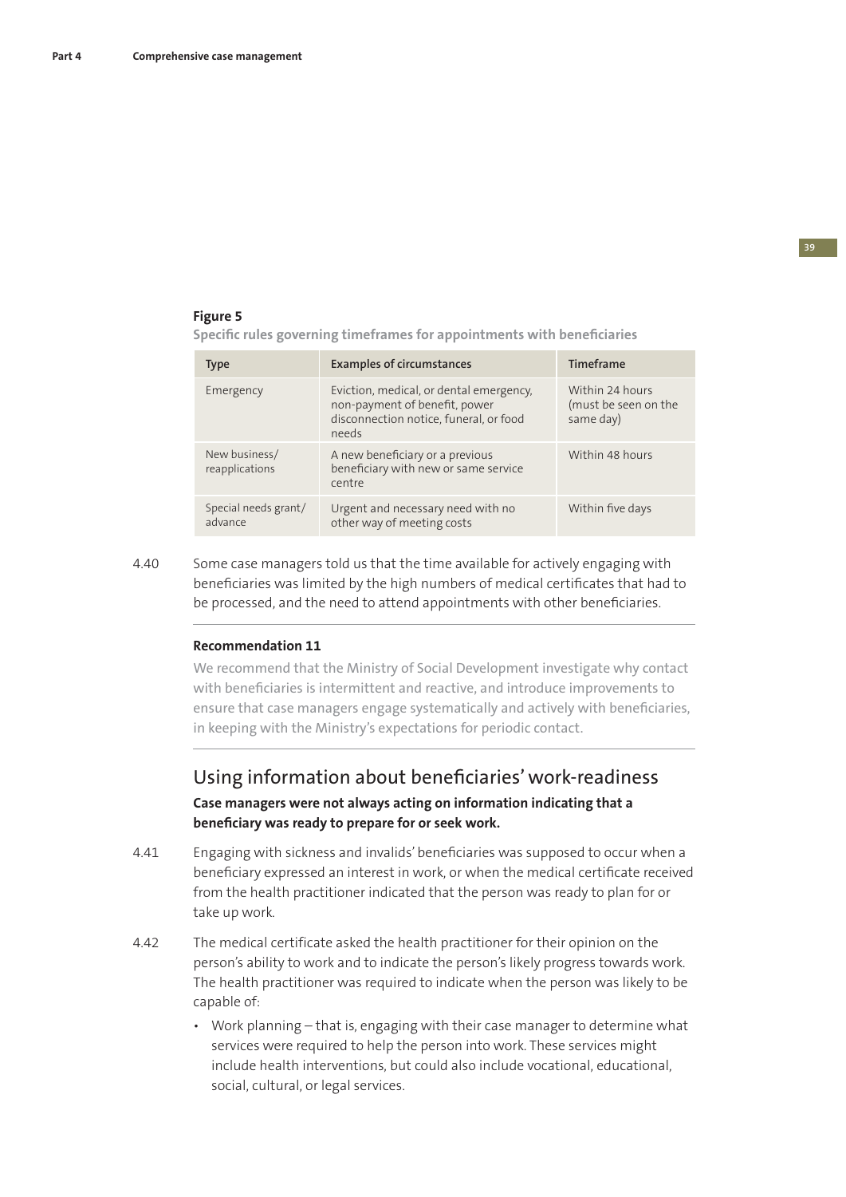**Figure 5**

**Specific rules governing timeframes for appointments with beneficiaries**

| Type | Examples of circumstances | Timeframe |
| --- | --- | --- |
| Emergency | Eviction, medical, or dental emergency, non-payment of benefit, power disconnection notice, funeral, or food needs | Within 24 hours (must be seen on the same day) |
| New business/ reapplications | A new beneficiary or a previous beneficiary with new or same service centre | Within 48 hours |
| Special needs grant/ advance | Urgent and necessary need with no other way of meeting costs | Within five days |

4.40 Some case managers told us that the time available for actively engaging with beneficiaries was limited by the high numbers of medical certificates that had to be processed, and the need to attend appointments with other beneficiaries.

---

**Recommendation 11**

We recommend that the Ministry of Social Development investigate why contact with beneficiaries is intermittent and reactive, and introduce improvements to ensure that case managers engage systematically and actively with beneficiaries, in keeping with the Ministry's expectations for periodic contact.

---

## Using information about beneficiaries' work-readiness

**Case managers were not always acting on information indicating that a beneficiary was ready to prepare for or seek work.**

4.41 Engaging with sickness and invalids' beneficiaries was supposed to occur when a beneficiary expressed an interest in work, or when the medical certificate received from the health practitioner indicated that the person was ready to plan for or take up work.

4.42 The medical certificate asked the health practitioner for their opinion on the person's ability to work and to indicate the person's likely progress towards work. The health practitioner was required to indicate when the person was likely to be capable of:

- Work planning – that is, engaging with their case manager to determine what services were required to help the person into work. These services might include health interventions, but could also include vocational, educational, social, cultural, or legal services.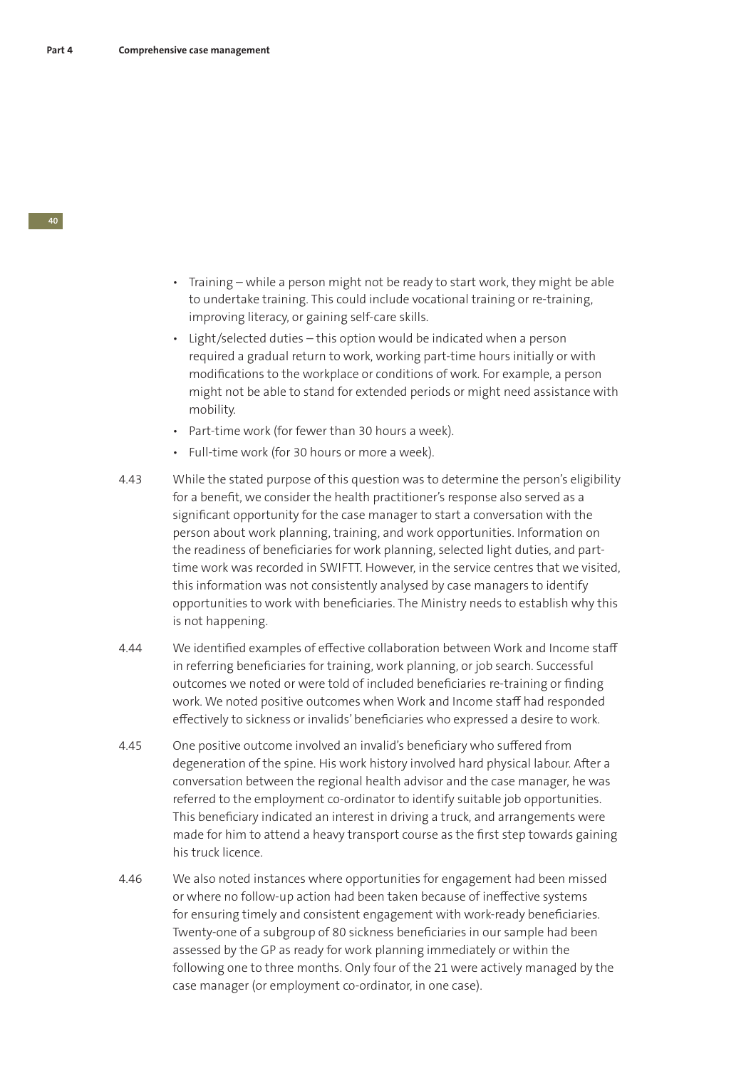- Training – while a person might not be ready to start work, they might be able to undertake training. This could include vocational training or re-training, improving literacy, or gaining self-care skills.
- Light/selected duties – this option would be indicated when a person required a gradual return to work, working part-time hours initially or with modifications to the workplace or conditions of work. For example, a person might not be able to stand for extended periods or might need assistance with mobility.
- Part-time work (for fewer than 30 hours a week).
- Full-time work (for 30 hours or more a week).

4.43 While the stated purpose of this question was to determine the person's eligibility for a benefit, we consider the health practitioner's response also served as a significant opportunity for the case manager to start a conversation with the person about work planning, training, and work opportunities. Information on the readiness of beneficiaries for work planning, selected light duties, and part-time work was recorded in SWIFTT. However, in the service centres that we visited, this information was not consistently analysed by case managers to identify opportunities to work with beneficiaries. The Ministry needs to establish why this is not happening.

4.44 We identified examples of effective collaboration between Work and Income staff in referring beneficiaries for training, work planning, or job search. Successful outcomes we noted or were told of included beneficiaries re-training or finding work. We noted positive outcomes when Work and Income staff had responded effectively to sickness or invalids' beneficiaries who expressed a desire to work.

4.45 One positive outcome involved an invalid's beneficiary who suffered from degeneration of the spine. His work history involved hard physical labour. After a conversation between the regional health advisor and the case manager, he was referred to the employment co-ordinator to identify suitable job opportunities. This beneficiary indicated an interest in driving a truck, and arrangements were made for him to attend a heavy transport course as the first step towards gaining his truck licence.

4.46 We also noted instances where opportunities for engagement had been missed or where no follow-up action had been taken because of ineffective systems for ensuring timely and consistent engagement with work-ready beneficiaries. Twenty-one of a subgroup of 80 sickness beneficiaries in our sample had been assessed by the GP as ready for work planning immediately or within the following one to three months. Only four of the 21 were actively managed by the case manager (or employment co-ordinator, in one case).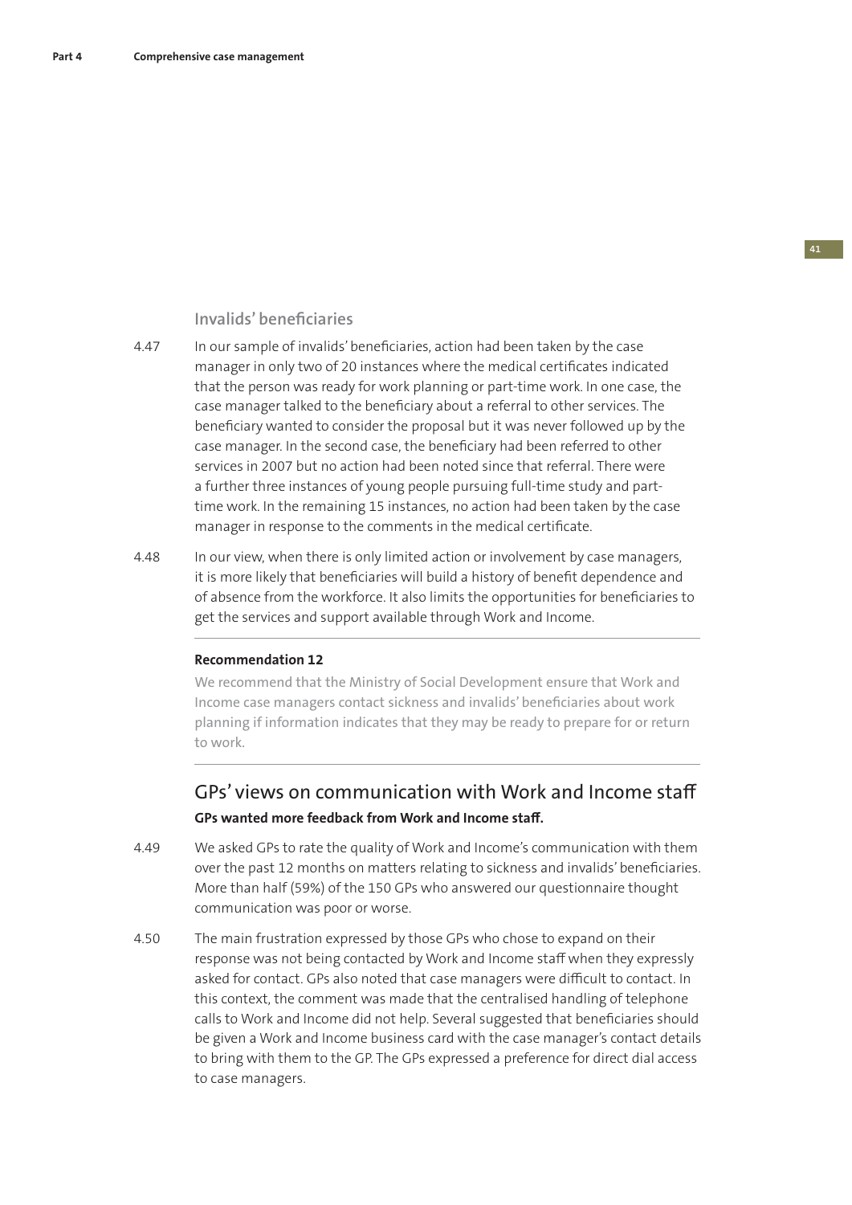### Invalids' beneficiaries

4.47 In our sample of invalids' beneficiaries, action had been taken by the case manager in only two of 20 instances where the medical certificates indicated that the person was ready for work planning or part-time work. In one case, the case manager talked to the beneficiary about a referral to other services. The beneficiary wanted to consider the proposal but it was never followed up by the case manager. In the second case, the beneficiary had been referred to other services in 2007 but no action had been noted since that referral. There were a further three instances of young people pursuing full-time study and part-time work. In the remaining 15 instances, no action had been taken by the case manager in response to the comments in the medical certificate.

4.48 In our view, when there is only limited action or involvement by case managers, it is more likely that beneficiaries will build a history of benefit dependence and of absence from the workforce. It also limits the opportunities for beneficiaries to get the services and support available through Work and Income.

---

**Recommendation 12**

We recommend that the Ministry of Social Development ensure that Work and Income case managers contact sickness and invalids' beneficiaries about work planning if information indicates that they may be ready to prepare for or return to work.

---

## GPs' views on communication with Work and Income staff

**GPs wanted more feedback from Work and Income staff.**

4.49 We asked GPs to rate the quality of Work and Income's communication with them over the past 12 months on matters relating to sickness and invalids' beneficiaries. More than half (59%) of the 150 GPs who answered our questionnaire thought communication was poor or worse.

4.50 The main frustration expressed by those GPs who chose to expand on their response was not being contacted by Work and Income staff when they expressly asked for contact. GPs also noted that case managers were difficult to contact. In this context, the comment was made that the centralised handling of telephone calls to Work and Income did not help. Several suggested that beneficiaries should be given a Work and Income business card with the case manager's contact details to bring with them to the GP. The GPs expressed a preference for direct dial access to case managers.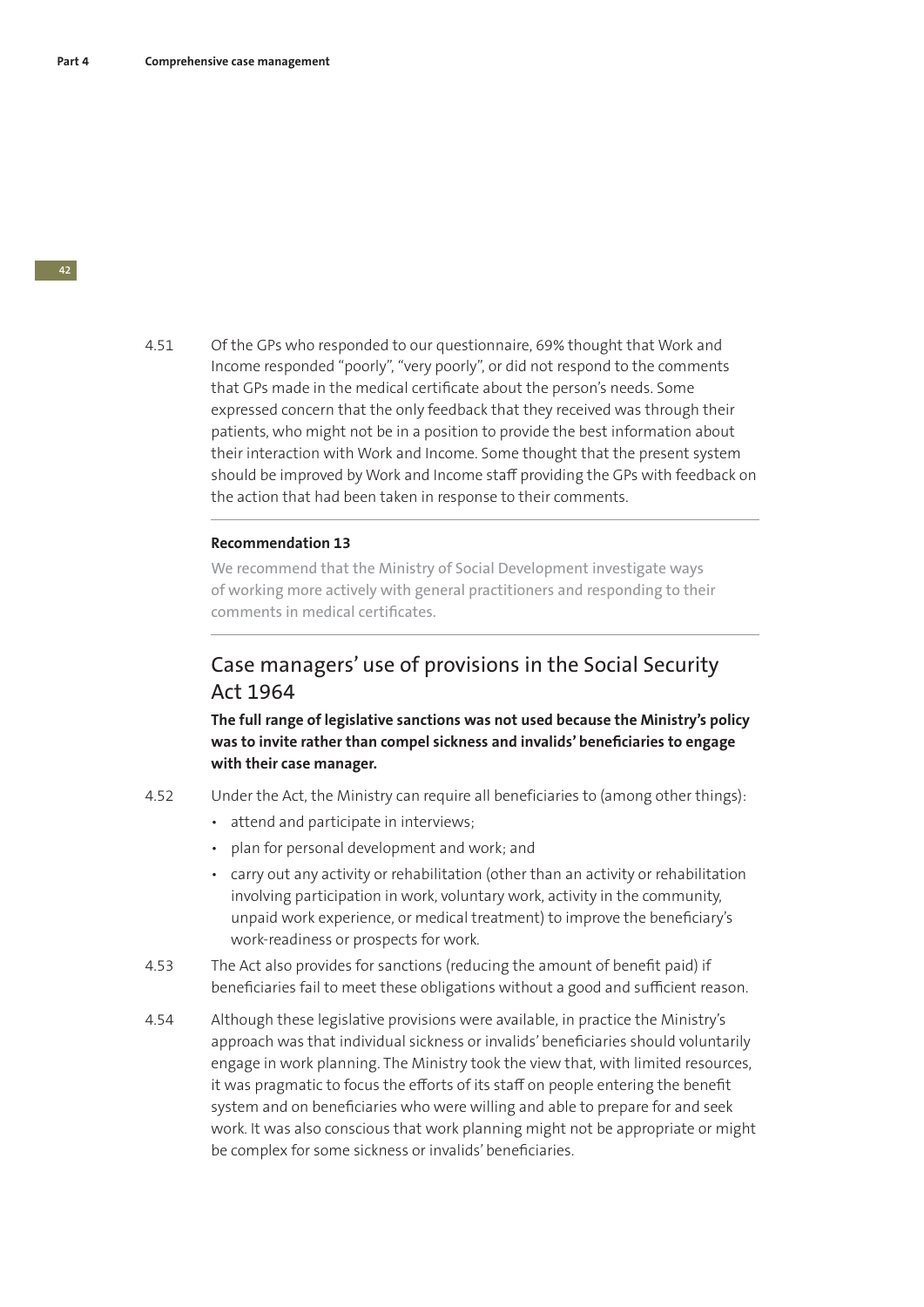4.51 Of the GPs who responded to our questionnaire, 69% thought that Work and Income responded "poorly", "very poorly", or did not respond to the comments that GPs made in the medical certificate about the person's needs. Some expressed concern that the only feedback that they received was through their patients, who might not be in a position to provide the best information about their interaction with Work and Income. Some thought that the present system should be improved by Work and Income staff providing the GPs with feedback on the action that had been taken in response to their comments.

---

**Recommendation 13**

We recommend that the Ministry of Social Development investigate ways of working more actively with general practitioners and responding to their comments in medical certificates.

---

## Case managers' use of provisions in the Social Security Act 1964

**The full range of legislative sanctions was not used because the Ministry's policy was to invite rather than compel sickness and invalids' beneficiaries to engage with their case manager.**

4.52 Under the Act, the Ministry can require all beneficiaries to (among other things):

- attend and participate in interviews;
- plan for personal development and work; and
- carry out any activity or rehabilitation (other than an activity or rehabilitation involving participation in work, voluntary work, activity in the community, unpaid work experience, or medical treatment) to improve the beneficiary's work-readiness or prospects for work.

4.53 The Act also provides for sanctions (reducing the amount of benefit paid) if beneficiaries fail to meet these obligations without a good and sufficient reason.

4.54 Although these legislative provisions were available, in practice the Ministry's approach was that individual sickness or invalids' beneficiaries should voluntarily engage in work planning. The Ministry took the view that, with limited resources, it was pragmatic to focus the efforts of its staff on people entering the benefit system and on beneficiaries who were willing and able to prepare for and seek work. It was also conscious that work planning might not be appropriate or might be complex for some sickness or invalids' beneficiaries.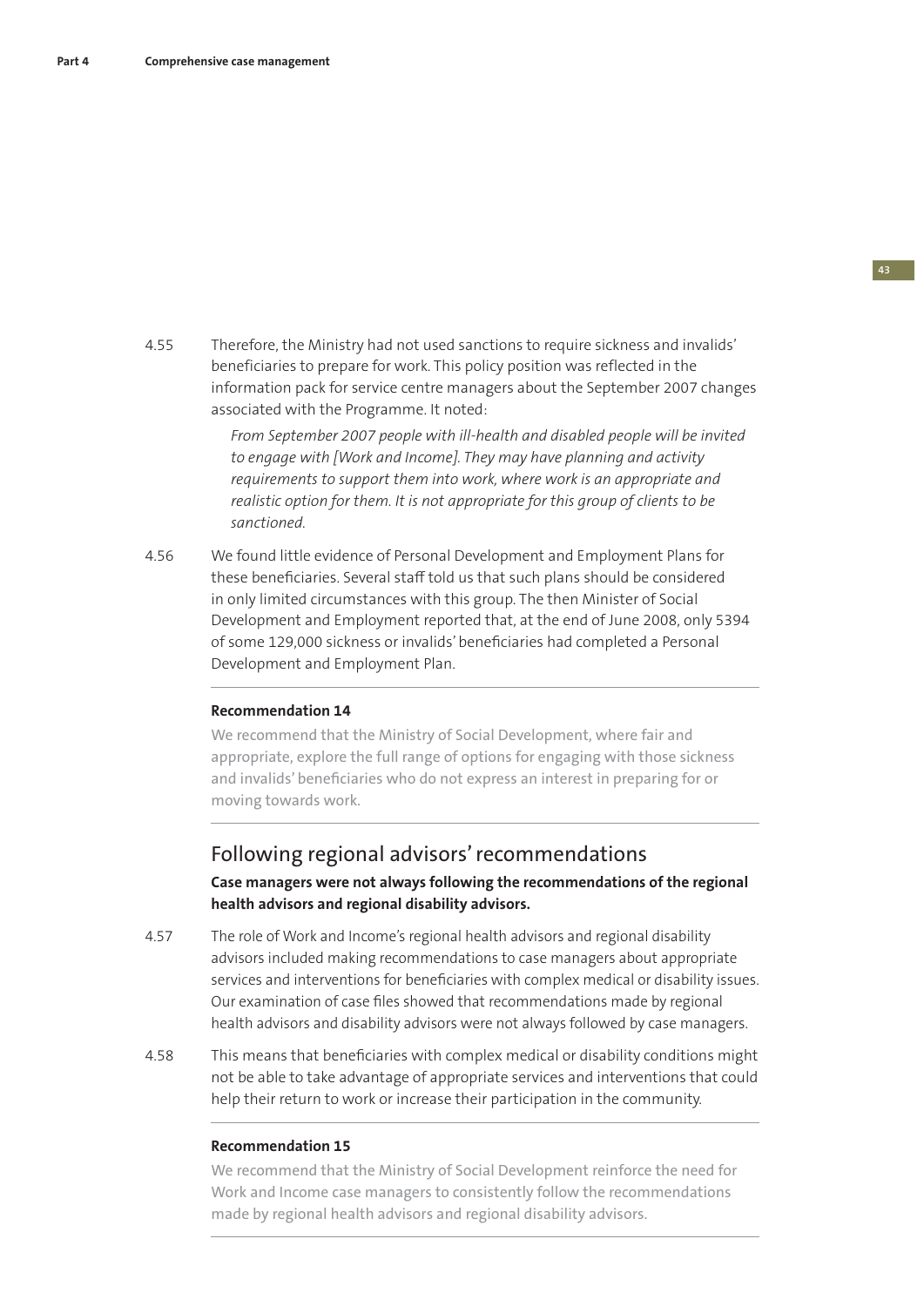4.55 Therefore, the Ministry had not used sanctions to require sickness and invalids' beneficiaries to prepare for work. This policy position was reflected in the information pack for service centre managers about the September 2007 changes associated with the Programme. It noted:

> *From September 2007 people with ill-health and disabled people will be invited to engage with [Work and Income]. They may have planning and activity requirements to support them into work, where work is an appropriate and realistic option for them. It is not appropriate for this group of clients to be sanctioned.*

4.56 We found little evidence of Personal Development and Employment Plans for these beneficiaries. Several staff told us that such plans should be considered in only limited circumstances with this group. The then Minister of Social Development and Employment reported that, at the end of June 2008, only 5394 of some 129,000 sickness or invalids' beneficiaries had completed a Personal Development and Employment Plan.

---

**Recommendation 14**

We recommend that the Ministry of Social Development, where fair and appropriate, explore the full range of options for engaging with those sickness and invalids' beneficiaries who do not express an interest in preparing for or moving towards work.

---

## Following regional advisors' recommendations

**Case managers were not always following the recommendations of the regional health advisors and regional disability advisors.**

4.57 The role of Work and Income's regional health advisors and regional disability advisors included making recommendations to case managers about appropriate services and interventions for beneficiaries with complex medical or disability issues. Our examination of case files showed that recommendations made by regional health advisors and disability advisors were not always followed by case managers.

4.58 This means that beneficiaries with complex medical or disability conditions might not be able to take advantage of appropriate services and interventions that could help their return to work or increase their participation in the community.

---

**Recommendation 15**

We recommend that the Ministry of Social Development reinforce the need for Work and Income case managers to consistently follow the recommendations made by regional health advisors and regional disability advisors.

---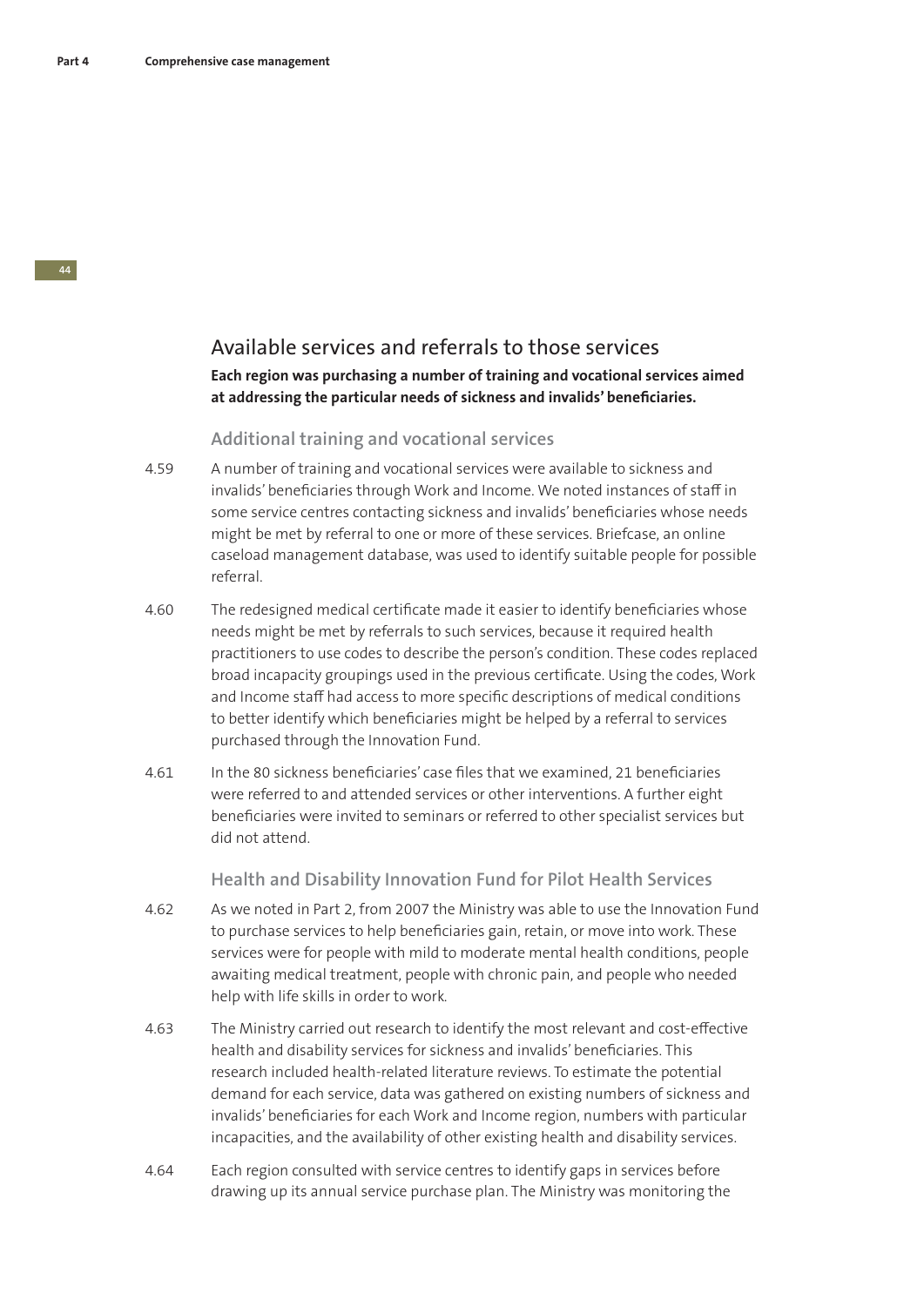## Available services and referrals to those services

**Each region was purchasing a number of training and vocational services aimed at addressing the particular needs of sickness and invalids' beneficiaries.**

### Additional training and vocational services

4.59 A number of training and vocational services were available to sickness and invalids' beneficiaries through Work and Income. We noted instances of staff in some service centres contacting sickness and invalids' beneficiaries whose needs might be met by referral to one or more of these services. Briefcase, an online caseload management database, was used to identify suitable people for possible referral.

4.60 The redesigned medical certificate made it easier to identify beneficiaries whose needs might be met by referrals to such services, because it required health practitioners to use codes to describe the person's condition. These codes replaced broad incapacity groupings used in the previous certificate. Using the codes, Work and Income staff had access to more specific descriptions of medical conditions to better identify which beneficiaries might be helped by a referral to services purchased through the Innovation Fund.

4.61 In the 80 sickness beneficiaries' case files that we examined, 21 beneficiaries were referred to and attended services or other interventions. A further eight beneficiaries were invited to seminars or referred to other specialist services but did not attend.

### Health and Disability Innovation Fund for Pilot Health Services

4.62 As we noted in Part 2, from 2007 the Ministry was able to use the Innovation Fund to purchase services to help beneficiaries gain, retain, or move into work. These services were for people with mild to moderate mental health conditions, people awaiting medical treatment, people with chronic pain, and people who needed help with life skills in order to work.

4.63 The Ministry carried out research to identify the most relevant and cost-effective health and disability services for sickness and invalids' beneficiaries. This research included health-related literature reviews. To estimate the potential demand for each service, data was gathered on existing numbers of sickness and invalids' beneficiaries for each Work and Income region, numbers with particular incapacities, and the availability of other existing health and disability services.

4.64 Each region consulted with service centres to identify gaps in services before drawing up its annual service purchase plan. The Ministry was monitoring the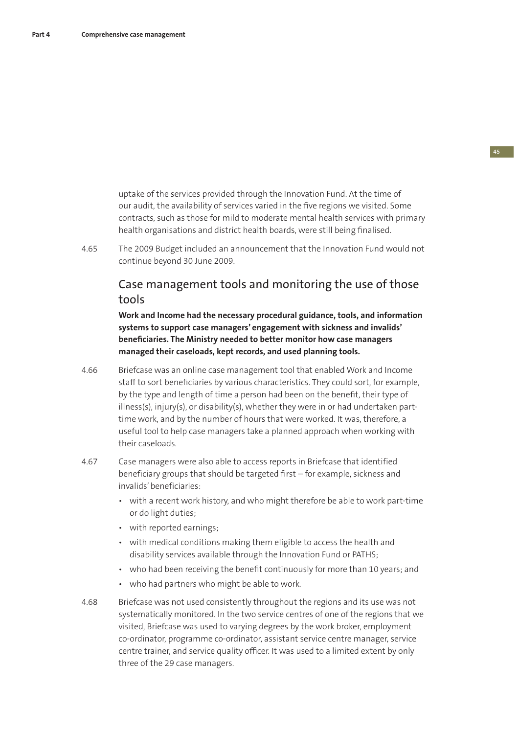uptake of the services provided through the Innovation Fund. At the time of our audit, the availability of services varied in the five regions we visited. Some contracts, such as those for mild to moderate mental health services with primary health organisations and district health boards, were still being finalised.

4.65 The 2009 Budget included an announcement that the Innovation Fund would not continue beyond 30 June 2009.

## Case management tools and monitoring the use of those tools

**Work and Income had the necessary procedural guidance, tools, and information systems to support case managers' engagement with sickness and invalids' beneficiaries. The Ministry needed to better monitor how case managers managed their caseloads, kept records, and used planning tools.**

4.66 Briefcase was an online case management tool that enabled Work and Income staff to sort beneficiaries by various characteristics. They could sort, for example, by the type and length of time a person had been on the benefit, their type of illness(s), injury(s), or disability(s), whether they were in or had undertaken part-time work, and by the number of hours that were worked. It was, therefore, a useful tool to help case managers take a planned approach when working with their caseloads.

4.67 Case managers were also able to access reports in Briefcase that identified beneficiary groups that should be targeted first – for example, sickness and invalids' beneficiaries:

- with a recent work history, and who might therefore be able to work part-time or do light duties;
- with reported earnings;
- with medical conditions making them eligible to access the health and disability services available through the Innovation Fund or PATHS;
- who had been receiving the benefit continuously for more than 10 years; and
- who had partners who might be able to work.

4.68 Briefcase was not used consistently throughout the regions and its use was not systematically monitored. In the two service centres of one of the regions that we visited, Briefcase was used to varying degrees by the work broker, employment co-ordinator, programme co-ordinator, assistant service centre manager, service centre trainer, and service quality officer. It was used to a limited extent by only three of the 29 case managers.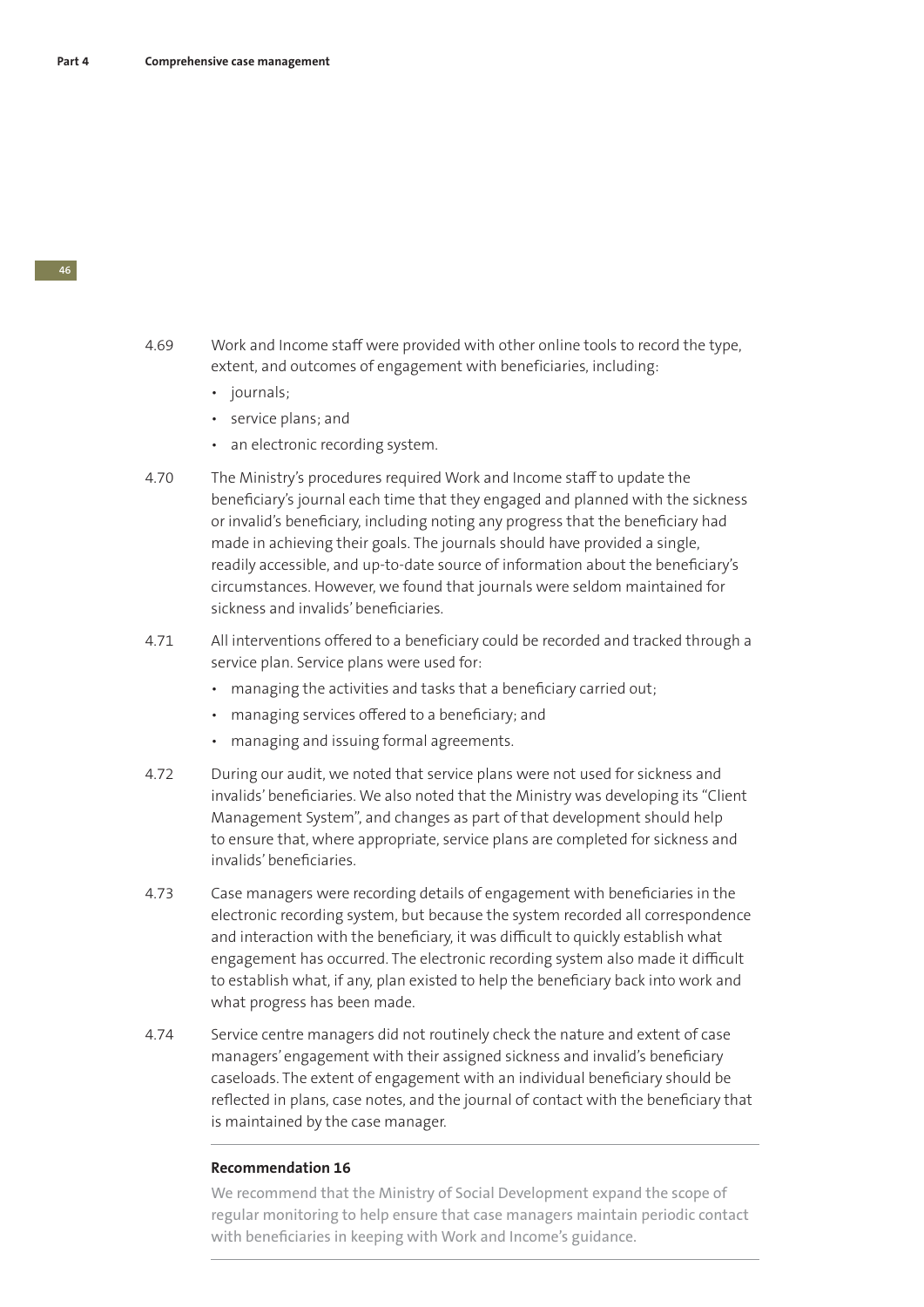4.69 Work and Income staff were provided with other online tools to record the type, extent, and outcomes of engagement with beneficiaries, including:

- journals;
- service plans; and
- an electronic recording system.

4.70 The Ministry's procedures required Work and Income staff to update the beneficiary's journal each time that they engaged and planned with the sickness or invalid's beneficiary, including noting any progress that the beneficiary had made in achieving their goals. The journals should have provided a single, readily accessible, and up-to-date source of information about the beneficiary's circumstances. However, we found that journals were seldom maintained for sickness and invalids' beneficiaries.

4.71 All interventions offered to a beneficiary could be recorded and tracked through a service plan. Service plans were used for:

- managing the activities and tasks that a beneficiary carried out;
- managing services offered to a beneficiary; and
- managing and issuing formal agreements.

4.72 During our audit, we noted that service plans were not used for sickness and invalids' beneficiaries. We also noted that the Ministry was developing its "Client Management System", and changes as part of that development should help to ensure that, where appropriate, service plans are completed for sickness and invalids' beneficiaries.

4.73 Case managers were recording details of engagement with beneficiaries in the electronic recording system, but because the system recorded all correspondence and interaction with the beneficiary, it was difficult to quickly establish what engagement has occurred. The electronic recording system also made it difficult to establish what, if any, plan existed to help the beneficiary back into work and what progress has been made.

4.74 Service centre managers did not routinely check the nature and extent of case managers' engagement with their assigned sickness and invalid's beneficiary caseloads. The extent of engagement with an individual beneficiary should be reflected in plans, case notes, and the journal of contact with the beneficiary that is maintained by the case manager.

**Recommendation 16**

We recommend that the Ministry of Social Development expand the scope of regular monitoring to help ensure that case managers maintain periodic contact with beneficiaries in keeping with Work and Income's guidance.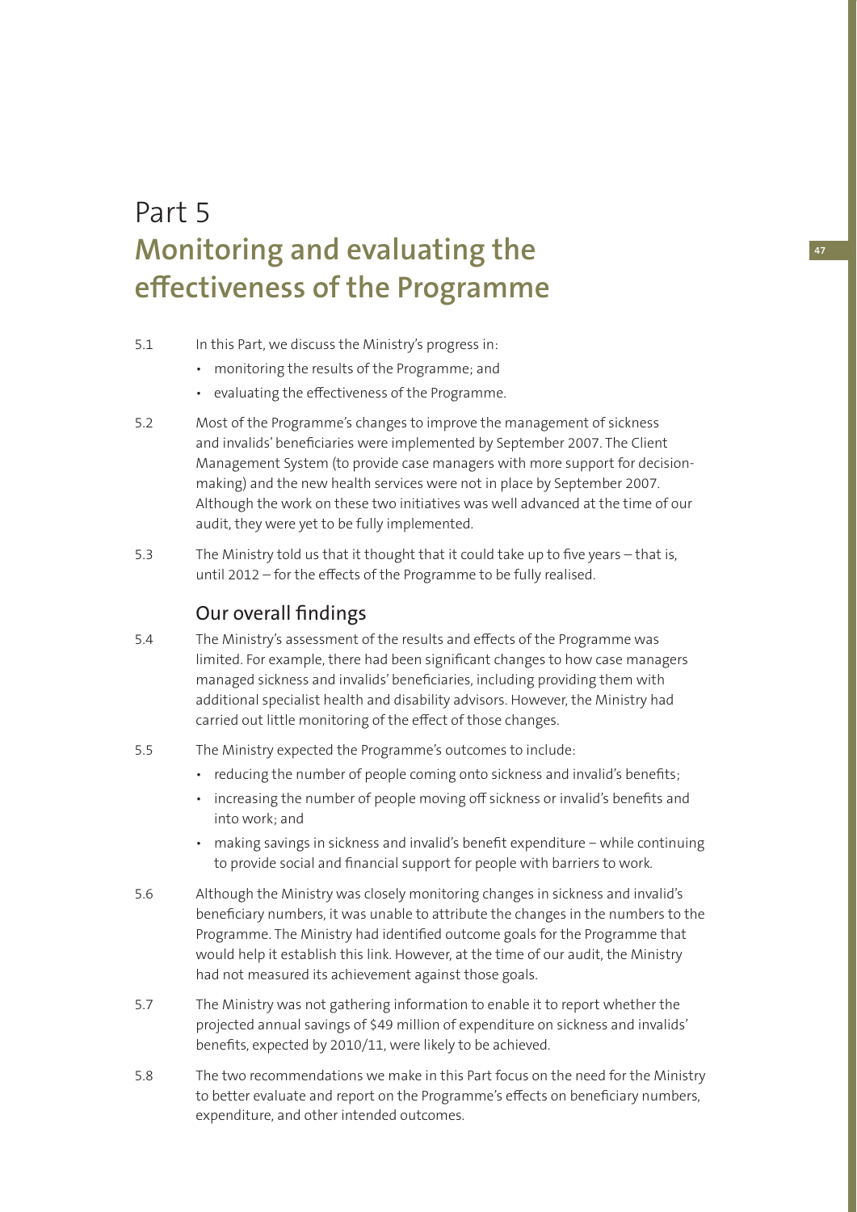# Part 5
# Monitoring and evaluating the effectiveness of the Programme

5.1 In this Part, we discuss the Ministry's progress in:

- monitoring the results of the Programme; and
- evaluating the effectiveness of the Programme.

5.2 Most of the Programme's changes to improve the management of sickness and invalids' beneficiaries were implemented by September 2007. The Client Management System (to provide case managers with more support for decision-making) and the new health services were not in place by September 2007. Although the work on these two initiatives was well advanced at the time of our audit, they were yet to be fully implemented.

5.3 The Ministry told us that it thought that it could take up to five years – that is, until 2012 – for the effects of the Programme to be fully realised.

## Our overall findings

5.4 The Ministry's assessment of the results and effects of the Programme was limited. For example, there had been significant changes to how case managers managed sickness and invalids' beneficiaries, including providing them with additional specialist health and disability advisors. However, the Ministry had carried out little monitoring of the effect of those changes.

5.5 The Ministry expected the Programme's outcomes to include:

- reducing the number of people coming onto sickness and invalid's benefits;
- increasing the number of people moving off sickness or invalid's benefits and into work; and
- making savings in sickness and invalid's benefit expenditure – while continuing to provide social and financial support for people with barriers to work.

5.6 Although the Ministry was closely monitoring changes in sickness and invalid's beneficiary numbers, it was unable to attribute the changes in the numbers to the Programme. The Ministry had identified outcome goals for the Programme that would help it establish this link. However, at the time of our audit, the Ministry had not measured its achievement against those goals.

5.7 The Ministry was not gathering information to enable it to report whether the projected annual savings of $49 million of expenditure on sickness and invalids' benefits, expected by 2010/11, were likely to be achieved.

5.8 The two recommendations we make in this Part focus on the need for the Ministry to better evaluate and report on the Programme's effects on beneficiary numbers, expenditure, and other intended outcomes.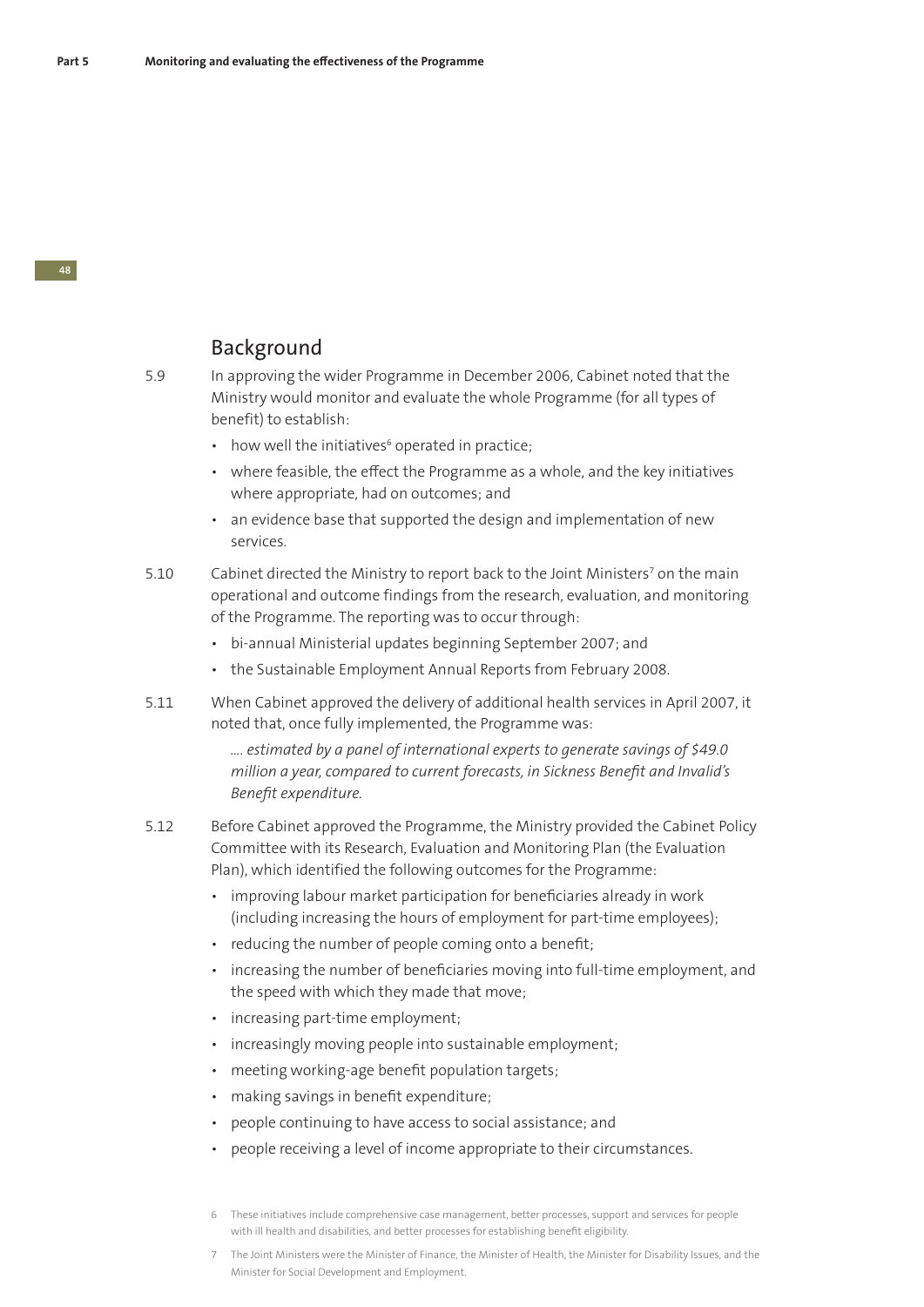## Background

5.9 In approving the wider Programme in December 2006, Cabinet noted that the Ministry would monitor and evaluate the whole Programme (for all types of benefit) to establish:

- how well the initiatives[6] operated in practice;
- where feasible, the effect the Programme as a whole, and the key initiatives where appropriate, had on outcomes; and
- an evidence base that supported the design and implementation of new services.

5.10 Cabinet directed the Ministry to report back to the Joint Ministers[7] on the main operational and outcome findings from the research, evaluation, and monitoring of the Programme. The reporting was to occur through:

- bi-annual Ministerial updates beginning September 2007; and
- the Sustainable Employment Annual Reports from February 2008.

5.11 When Cabinet approved the delivery of additional health services in April 2007, it noted that, once fully implemented, the Programme was:

> *…. estimated by a panel of international experts to generate savings of $49.0 million a year, compared to current forecasts, in Sickness Benefit and Invalid's Benefit expenditure.*

5.12 Before Cabinet approved the Programme, the Ministry provided the Cabinet Policy Committee with its Research, Evaluation and Monitoring Plan (the Evaluation Plan), which identified the following outcomes for the Programme:

- improving labour market participation for beneficiaries already in work (including increasing the hours of employment for part-time employees);
- reducing the number of people coming onto a benefit;
- increasing the number of beneficiaries moving into full-time employment, and the speed with which they made that move;
- increasing part-time employment;
- increasingly moving people into sustainable employment;
- meeting working-age benefit population targets;
- making savings in benefit expenditure;
- people continuing to have access to social assistance; and
- people receiving a level of income appropriate to their circumstances.

6 These initiatives include comprehensive case management, better processes, support and services for people with ill health and disabilities, and better processes for establishing benefit eligibility.

7 The Joint Ministers were the Minister of Finance, the Minister of Health, the Minister for Disability Issues, and the Minister for Social Development and Employment.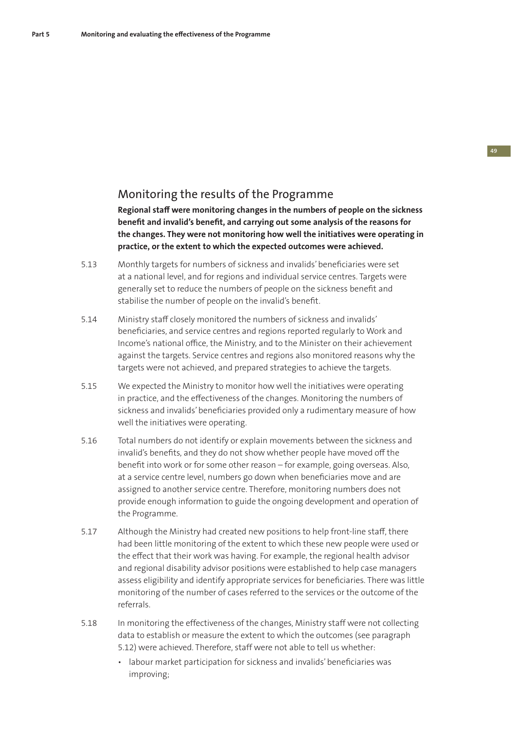## Monitoring the results of the Programme

**Regional staff were monitoring changes in the numbers of people on the sickness benefit and invalid's benefit, and carrying out some analysis of the reasons for the changes. They were not monitoring how well the initiatives were operating in practice, or the extent to which the expected outcomes were achieved.**

5.13 Monthly targets for numbers of sickness and invalids' beneficiaries were set at a national level, and for regions and individual service centres. Targets were generally set to reduce the numbers of people on the sickness benefit and stabilise the number of people on the invalid's benefit.

5.14 Ministry staff closely monitored the numbers of sickness and invalids' beneficiaries, and service centres and regions reported regularly to Work and Income's national office, the Ministry, and to the Minister on their achievement against the targets. Service centres and regions also monitored reasons why the targets were not achieved, and prepared strategies to achieve the targets.

5.15 We expected the Ministry to monitor how well the initiatives were operating in practice, and the effectiveness of the changes. Monitoring the numbers of sickness and invalids' beneficiaries provided only a rudimentary measure of how well the initiatives were operating.

5.16 Total numbers do not identify or explain movements between the sickness and invalid's benefits, and they do not show whether people have moved off the benefit into work or for some other reason – for example, going overseas. Also, at a service centre level, numbers go down when beneficiaries move and are assigned to another service centre. Therefore, monitoring numbers does not provide enough information to guide the ongoing development and operation of the Programme.

5.17 Although the Ministry had created new positions to help front-line staff, there had been little monitoring of the extent to which these new people were used or the effect that their work was having. For example, the regional health advisor and regional disability advisor positions were established to help case managers assess eligibility and identify appropriate services for beneficiaries. There was little monitoring of the number of cases referred to the services or the outcome of the referrals.

5.18 In monitoring the effectiveness of the changes, Ministry staff were not collecting data to establish or measure the extent to which the outcomes (see paragraph 5.12) were achieved. Therefore, staff were not able to tell us whether:

- labour market participation for sickness and invalids' beneficiaries was improving;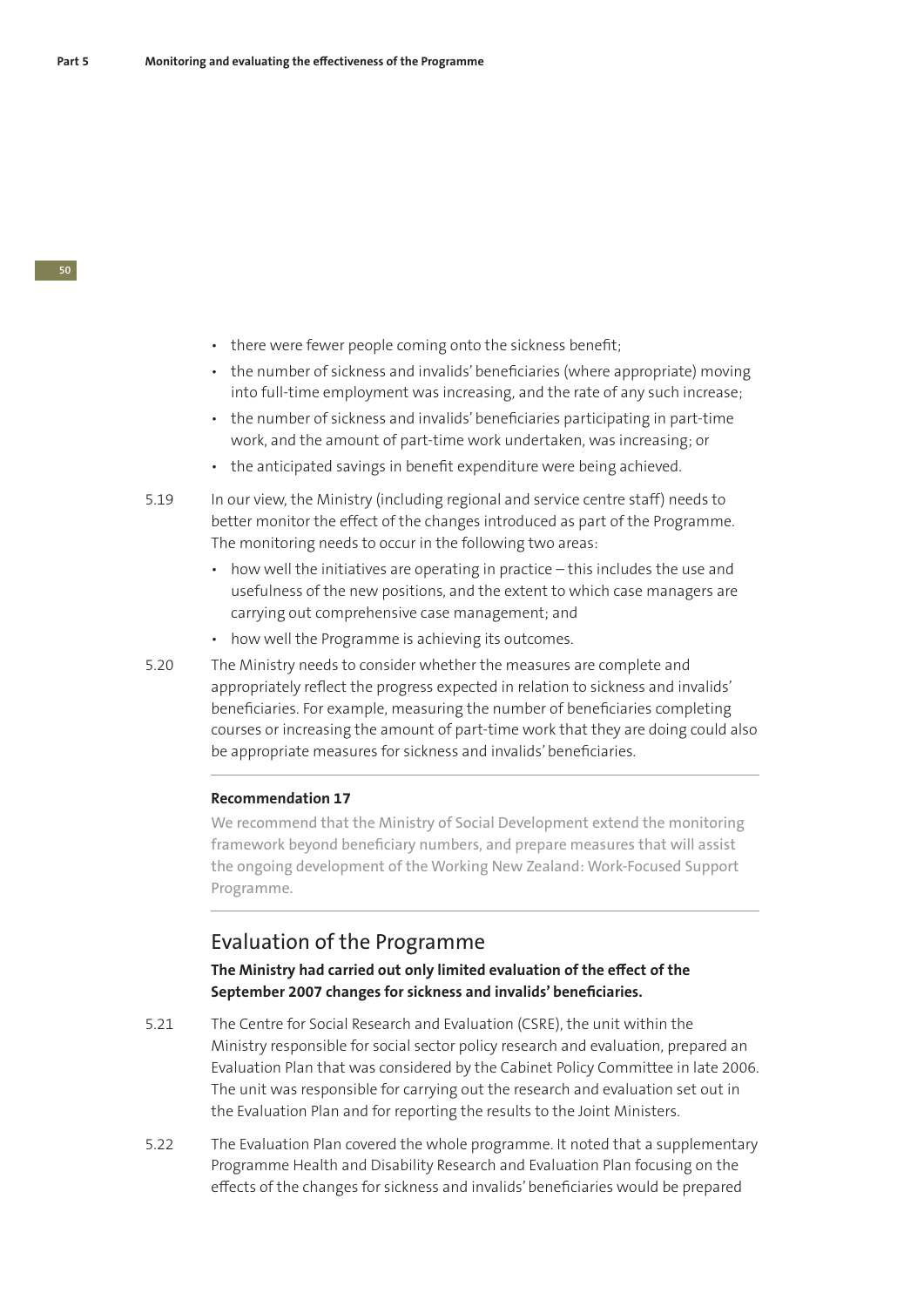- there were fewer people coming onto the sickness benefit;
- the number of sickness and invalids' beneficiaries (where appropriate) moving into full-time employment was increasing, and the rate of any such increase;
- the number of sickness and invalids' beneficiaries participating in part-time work, and the amount of part-time work undertaken, was increasing; or
- the anticipated savings in benefit expenditure were being achieved.

5.19 In our view, the Ministry (including regional and service centre staff) needs to better monitor the effect of the changes introduced as part of the Programme. The monitoring needs to occur in the following two areas:

- how well the initiatives are operating in practice – this includes the use and usefulness of the new positions, and the extent to which case managers are carrying out comprehensive case management; and
- how well the Programme is achieving its outcomes.

5.20 The Ministry needs to consider whether the measures are complete and appropriately reflect the progress expected in relation to sickness and invalids' beneficiaries. For example, measuring the number of beneficiaries completing courses or increasing the amount of part-time work that they are doing could also be appropriate measures for sickness and invalids' beneficiaries.

**Recommendation 17**

We recommend that the Ministry of Social Development extend the monitoring framework beyond beneficiary numbers, and prepare measures that will assist the ongoing development of the Working New Zealand: Work-Focused Support Programme.

## Evaluation of the Programme

**The Ministry had carried out only limited evaluation of the effect of the September 2007 changes for sickness and invalids' beneficiaries.**

5.21 The Centre for Social Research and Evaluation (CSRE), the unit within the Ministry responsible for social sector policy research and evaluation, prepared an Evaluation Plan that was considered by the Cabinet Policy Committee in late 2006. The unit was responsible for carrying out the research and evaluation set out in the Evaluation Plan and for reporting the results to the Joint Ministers.

5.22 The Evaluation Plan covered the whole programme. It noted that a supplementary Programme Health and Disability Research and Evaluation Plan focusing on the effects of the changes for sickness and invalids' beneficiaries would be prepared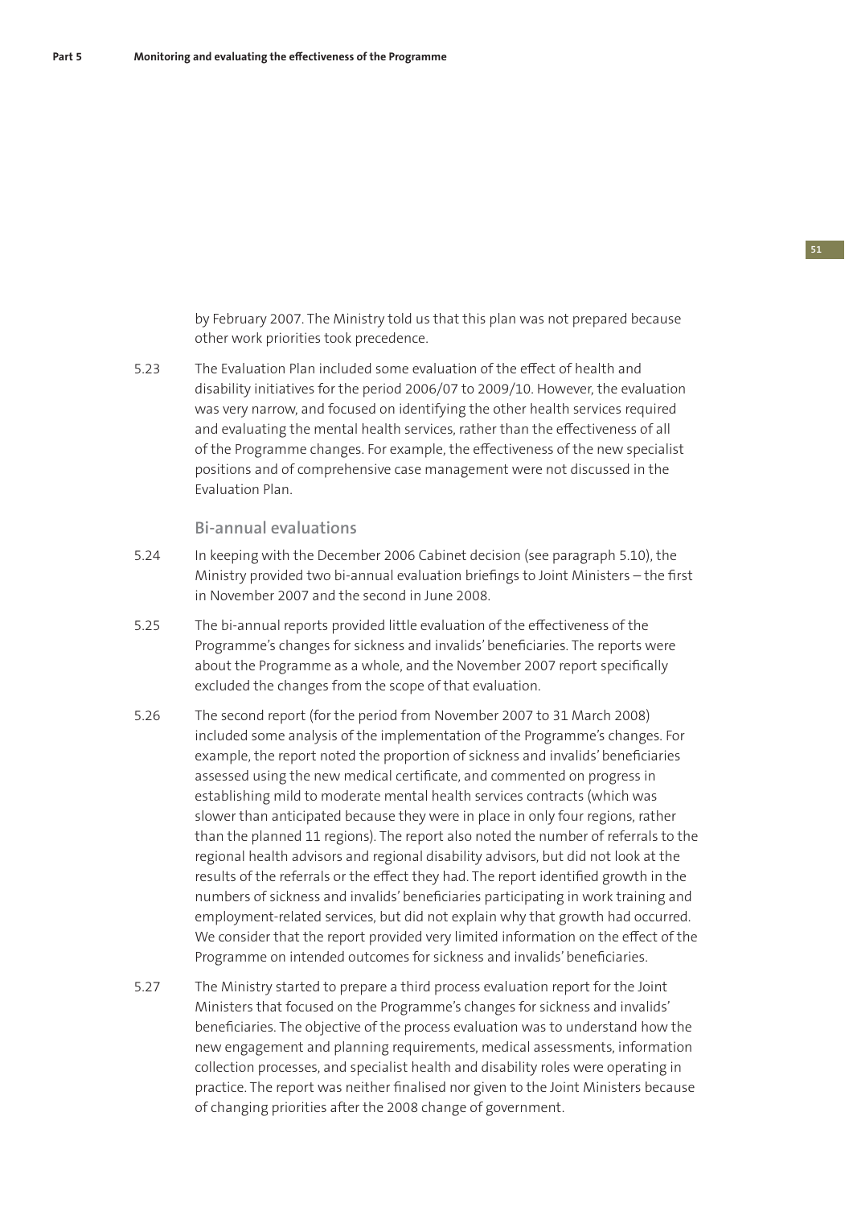by February 2007. The Ministry told us that this plan was not prepared because other work priorities took precedence.

5.23 The Evaluation Plan included some evaluation of the effect of health and disability initiatives for the period 2006/07 to 2009/10. However, the evaluation was very narrow, and focused on identifying the other health services required and evaluating the mental health services, rather than the effectiveness of all of the Programme changes. For example, the effectiveness of the new specialist positions and of comprehensive case management were not discussed in the Evaluation Plan.

### Bi-annual evaluations

5.24 In keeping with the December 2006 Cabinet decision (see paragraph 5.10), the Ministry provided two bi-annual evaluation briefings to Joint Ministers – the first in November 2007 and the second in June 2008.

5.25 The bi-annual reports provided little evaluation of the effectiveness of the Programme's changes for sickness and invalids' beneficiaries. The reports were about the Programme as a whole, and the November 2007 report specifically excluded the changes from the scope of that evaluation.

5.26 The second report (for the period from November 2007 to 31 March 2008) included some analysis of the implementation of the Programme's changes. For example, the report noted the proportion of sickness and invalids' beneficiaries assessed using the new medical certificate, and commented on progress in establishing mild to moderate mental health services contracts (which was slower than anticipated because they were in place in only four regions, rather than the planned 11 regions). The report also noted the number of referrals to the regional health advisors and regional disability advisors, but did not look at the results of the referrals or the effect they had. The report identified growth in the numbers of sickness and invalids' beneficiaries participating in work training and employment-related services, but did not explain why that growth had occurred. We consider that the report provided very limited information on the effect of the Programme on intended outcomes for sickness and invalids' beneficiaries.

5.27 The Ministry started to prepare a third process evaluation report for the Joint Ministers that focused on the Programme's changes for sickness and invalids' beneficiaries. The objective of the process evaluation was to understand how the new engagement and planning requirements, medical assessments, information collection processes, and specialist health and disability roles were operating in practice. The report was neither finalised nor given to the Joint Ministers because of changing priorities after the 2008 change of government.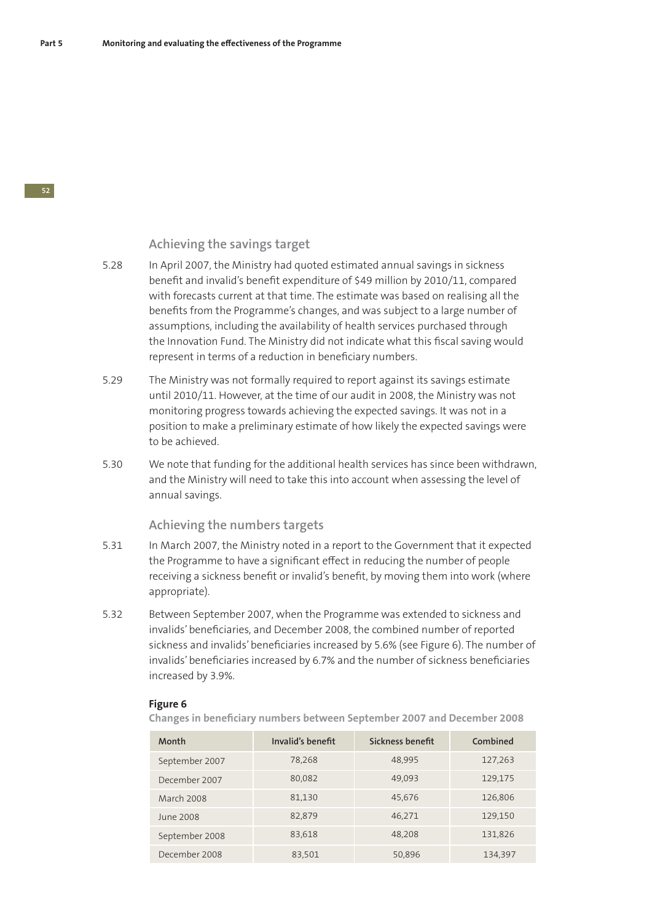### Achieving the savings target

5.28 In April 2007, the Ministry had quoted estimated annual savings in sickness benefit and invalid's benefit expenditure of $49 million by 2010/11, compared with forecasts current at that time. The estimate was based on realising all the benefits from the Programme's changes, and was subject to a large number of assumptions, including the availability of health services purchased through the Innovation Fund. The Ministry did not indicate what this fiscal saving would represent in terms of a reduction in beneficiary numbers.

5.29 The Ministry was not formally required to report against its savings estimate until 2010/11. However, at the time of our audit in 2008, the Ministry was not monitoring progress towards achieving the expected savings. It was not in a position to make a preliminary estimate of how likely the expected savings were to be achieved.

5.30 We note that funding for the additional health services has since been withdrawn, and the Ministry will need to take this into account when assessing the level of annual savings.

### Achieving the numbers targets

5.31 In March 2007, the Ministry noted in a report to the Government that it expected the Programme to have a significant effect in reducing the number of people receiving a sickness benefit or invalid's benefit, by moving them into work (where appropriate).

5.32 Between September 2007, when the Programme was extended to sickness and invalids' beneficiaries, and December 2008, the combined number of reported sickness and invalids' beneficiaries increased by 5.6% (see Figure 6). The number of invalids' beneficiaries increased by 6.7% and the number of sickness beneficiaries increased by 3.9%.

**Figure 6**

**Changes in beneficiary numbers between September 2007 and December 2008**

| Month | Invalid's benefit | Sickness benefit | Combined |
|---|---|---|---|
| September 2007 | 78,268 | 48,995 | 127,263 |
| December 2007 | 80,082 | 49,093 | 129,175 |
| March 2008 | 81,130 | 45,676 | 126,806 |
| June 2008 | 82,879 | 46,271 | 129,150 |
| September 2008 | 83,618 | 48,208 | 131,826 |
| December 2008 | 83,501 | 50,896 | 134,397 |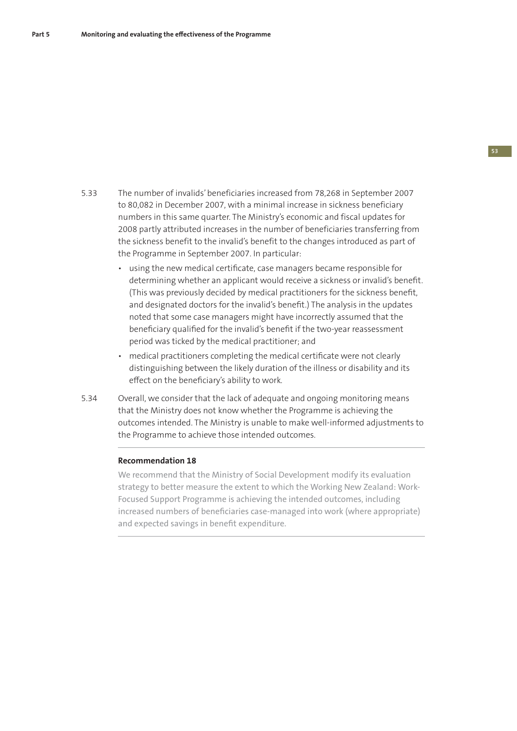5.33 The number of invalids' beneficiaries increased from 78,268 in September 2007 to 80,082 in December 2007, with a minimal increase in sickness beneficiary numbers in this same quarter. The Ministry's economic and fiscal updates for 2008 partly attributed increases in the number of beneficiaries transferring from the sickness benefit to the invalid's benefit to the changes introduced as part of the Programme in September 2007. In particular:

- using the new medical certificate, case managers became responsible for determining whether an applicant would receive a sickness or invalid's benefit. (This was previously decided by medical practitioners for the sickness benefit, and designated doctors for the invalid's benefit.) The analysis in the updates noted that some case managers might have incorrectly assumed that the beneficiary qualified for the invalid's benefit if the two-year reassessment period was ticked by the medical practitioner; and
- medical practitioners completing the medical certificate were not clearly distinguishing between the likely duration of the illness or disability and its effect on the beneficiary's ability to work.

5.34 Overall, we consider that the lack of adequate and ongoing monitoring means that the Ministry does not know whether the Programme is achieving the outcomes intended. The Ministry is unable to make well-informed adjustments to the Programme to achieve those intended outcomes.

---

**Recommendation 18**

We recommend that the Ministry of Social Development modify its evaluation strategy to better measure the extent to which the Working New Zealand: Work-Focused Support Programme is achieving the intended outcomes, including increased numbers of beneficiaries case-managed into work (where appropriate) and expected savings in benefit expenditure.

---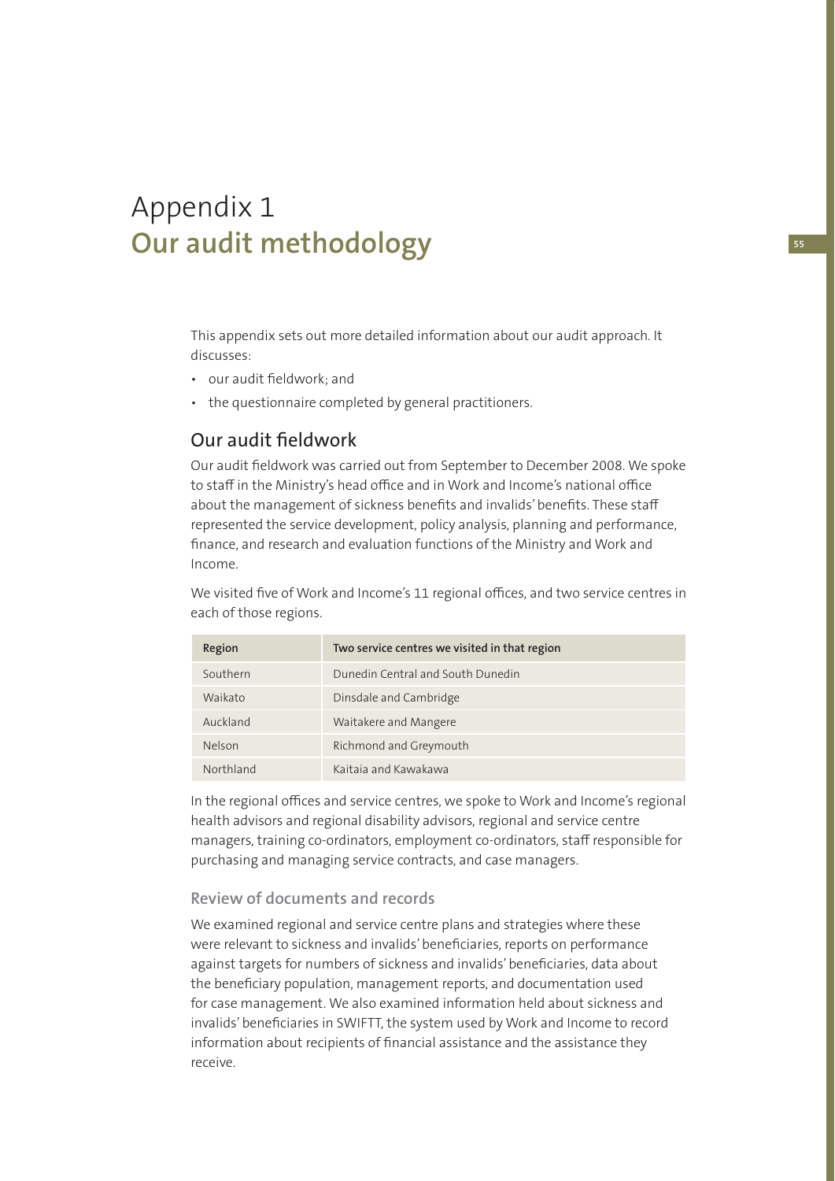# Appendix 1
# Our audit methodology

This appendix sets out more detailed information about our audit approach. It discusses:

- our audit fieldwork; and
- the questionnaire completed by general practitioners.

## Our audit fieldwork

Our audit fieldwork was carried out from September to December 2008. We spoke to staff in the Ministry's head office and in Work and Income's national office about the management of sickness benefits and invalids' benefits. These staff represented the service development, policy analysis, planning and performance, finance, and research and evaluation functions of the Ministry and Work and Income.

We visited five of Work and Income's 11 regional offices, and two service centres in each of those regions.

| Region | Two service centres we visited in that region |
|---|---|
| Southern | Dunedin Central and South Dunedin |
| Waikato | Dinsdale and Cambridge |
| Auckland | Waitakere and Mangere |
| Nelson | Richmond and Greymouth |
| Northland | Kaitaia and Kawakawa |

In the regional offices and service centres, we spoke to Work and Income's regional health advisors and regional disability advisors, regional and service centre managers, training co-ordinators, employment co-ordinators, staff responsible for purchasing and managing service contracts, and case managers.

### Review of documents and records

We examined regional and service centre plans and strategies where these were relevant to sickness and invalids' beneficiaries, reports on performance against targets for numbers of sickness and invalids' beneficiaries, data about the beneficiary population, management reports, and documentation used for case management. We also examined information held about sickness and invalids' beneficiaries in SWIFTT, the system used by Work and Income to record information about recipients of financial assistance and the assistance they receive.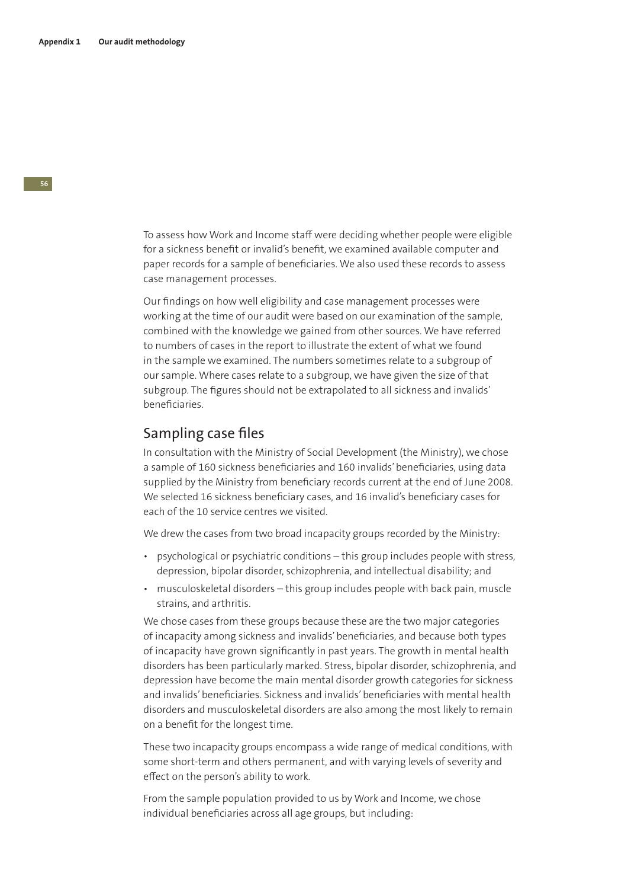To assess how Work and Income staff were deciding whether people were eligible for a sickness benefit or invalid's benefit, we examined available computer and paper records for a sample of beneficiaries. We also used these records to assess case management processes.

Our findings on how well eligibility and case management processes were working at the time of our audit were based on our examination of the sample, combined with the knowledge we gained from other sources. We have referred to numbers of cases in the report to illustrate the extent of what we found in the sample we examined. The numbers sometimes relate to a subgroup of our sample. Where cases relate to a subgroup, we have given the size of that subgroup. The figures should not be extrapolated to all sickness and invalids' beneficiaries.

## Sampling case files

In consultation with the Ministry of Social Development (the Ministry), we chose a sample of 160 sickness beneficiaries and 160 invalids' beneficiaries, using data supplied by the Ministry from beneficiary records current at the end of June 2008. We selected 16 sickness beneficiary cases, and 16 invalid's beneficiary cases for each of the 10 service centres we visited.

We drew the cases from two broad incapacity groups recorded by the Ministry:

- psychological or psychiatric conditions – this group includes people with stress, depression, bipolar disorder, schizophrenia, and intellectual disability; and
- musculoskeletal disorders – this group includes people with back pain, muscle strains, and arthritis.

We chose cases from these groups because these are the two major categories of incapacity among sickness and invalids' beneficiaries, and because both types of incapacity have grown significantly in past years. The growth in mental health disorders has been particularly marked. Stress, bipolar disorder, schizophrenia, and depression have become the main mental disorder growth categories for sickness and invalids' beneficiaries. Sickness and invalids' beneficiaries with mental health disorders and musculoskeletal disorders are also among the most likely to remain on a benefit for the longest time.

These two incapacity groups encompass a wide range of medical conditions, with some short-term and others permanent, and with varying levels of severity and effect on the person's ability to work.

From the sample population provided to us by Work and Income, we chose individual beneficiaries across all age groups, but including: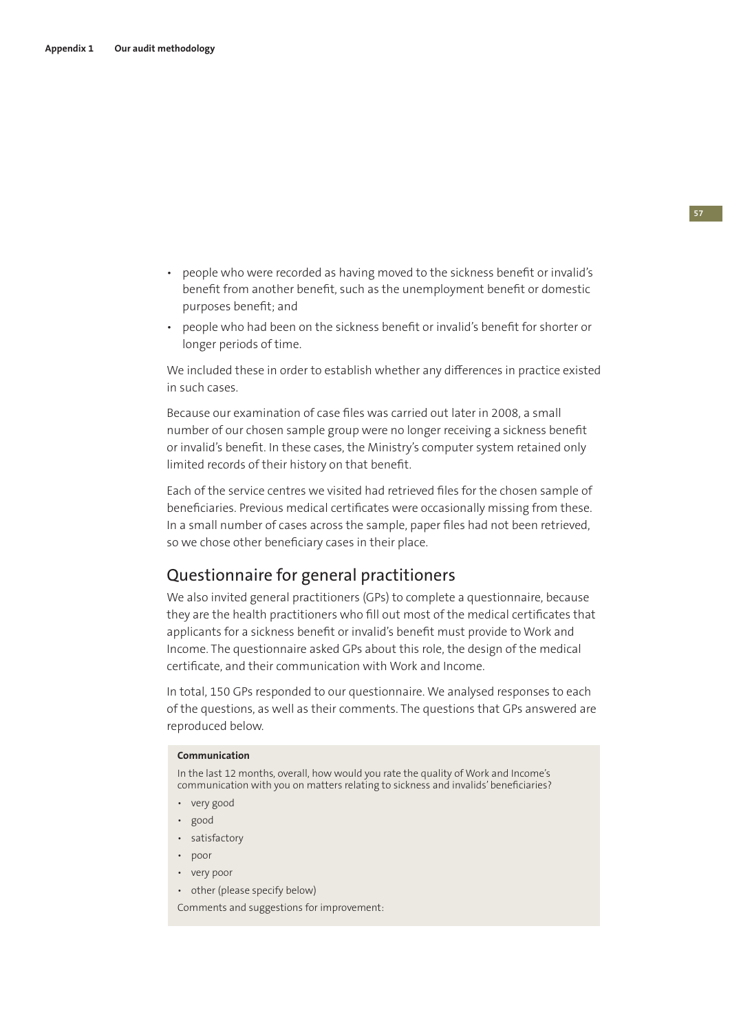- people who were recorded as having moved to the sickness benefit or invalid's benefit from another benefit, such as the unemployment benefit or domestic purposes benefit; and
- people who had been on the sickness benefit or invalid's benefit for shorter or longer periods of time.

We included these in order to establish whether any differences in practice existed in such cases.

Because our examination of case files was carried out later in 2008, a small number of our chosen sample group were no longer receiving a sickness benefit or invalid's benefit. In these cases, the Ministry's computer system retained only limited records of their history on that benefit.

Each of the service centres we visited had retrieved files for the chosen sample of beneficiaries. Previous medical certificates were occasionally missing from these. In a small number of cases across the sample, paper files had not been retrieved, so we chose other beneficiary cases in their place.

## Questionnaire for general practitioners

We also invited general practitioners (GPs) to complete a questionnaire, because they are the health practitioners who fill out most of the medical certificates that applicants for a sickness benefit or invalid's benefit must provide to Work and Income. The questionnaire asked GPs about this role, the design of the medical certificate, and their communication with Work and Income.

In total, 150 GPs responded to our questionnaire. We analysed responses to each of the questions, as well as their comments. The questions that GPs answered are reproduced below.

**Communication**

In the last 12 months, overall, how would you rate the quality of Work and Income's communication with you on matters relating to sickness and invalids' beneficiaries?

- very good
- good
- satisfactory
- poor
- very poor
- other (please specify below)

Comments and suggestions for improvement: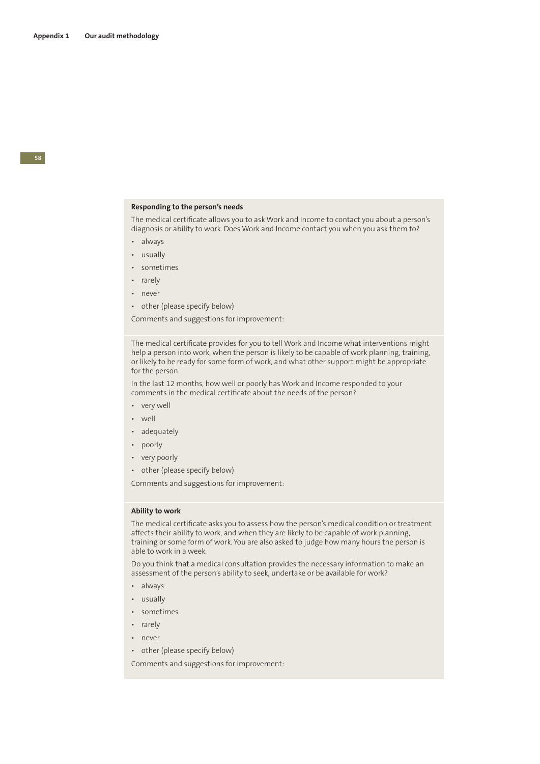**Responding to the person's needs**

The medical certificate allows you to ask Work and Income to contact you about a person's diagnosis or ability to work. Does Work and Income contact you when you ask them to?

- always
- usually
- sometimes
- rarely
- never
- other (please specify below)

Comments and suggestions for improvement:

The medical certificate provides for you to tell Work and Income what interventions might help a person into work, when the person is likely to be capable of work planning, training, or likely to be ready for some form of work, and what other support might be appropriate for the person.

In the last 12 months, how well or poorly has Work and Income responded to your comments in the medical certificate about the needs of the person?

- very well
- well
- adequately
- poorly
- very poorly
- other (please specify below)

Comments and suggestions for improvement:

**Ability to work**

The medical certificate asks you to assess how the person's medical condition or treatment affects their ability to work, and when they are likely to be capable of work planning, training or some form of work. You are also asked to judge how many hours the person is able to work in a week.

Do you think that a medical consultation provides the necessary information to make an assessment of the person's ability to seek, undertake or be available for work?

- always
- usually
- sometimes
- rarely
- never
- other (please specify below)

Comments and suggestions for improvement: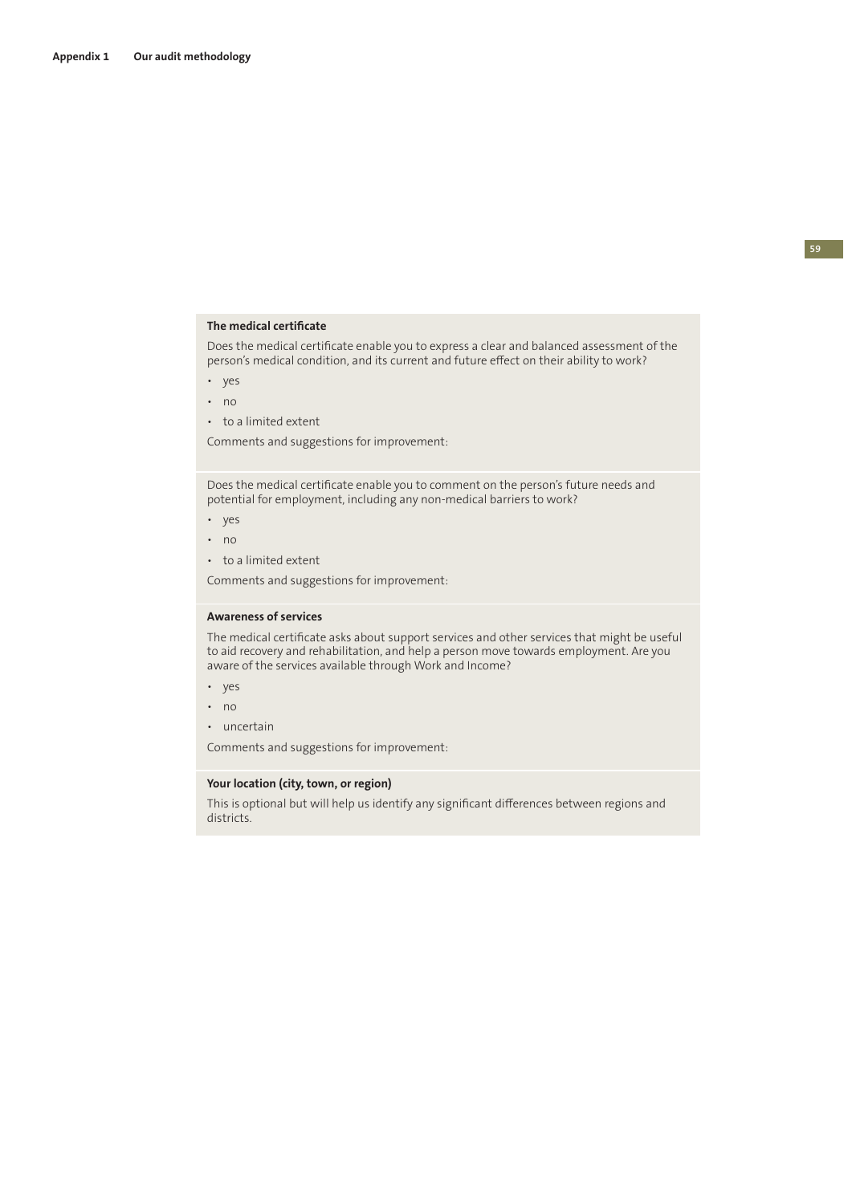**The medical certificate**

Does the medical certificate enable you to express a clear and balanced assessment of the person's medical condition, and its current and future effect on their ability to work?

- yes
- no
- to a limited extent

Comments and suggestions for improvement:

Does the medical certificate enable you to comment on the person's future needs and potential for employment, including any non-medical barriers to work?

- yes
- no
- to a limited extent

Comments and suggestions for improvement:

**Awareness of services**

The medical certificate asks about support services and other services that might be useful to aid recovery and rehabilitation, and help a person move towards employment. Are you aware of the services available through Work and Income?

- yes
- no
- uncertain

Comments and suggestions for improvement:

**Your location (city, town, or region)**

This is optional but will help us identify any significant differences between regions and districts.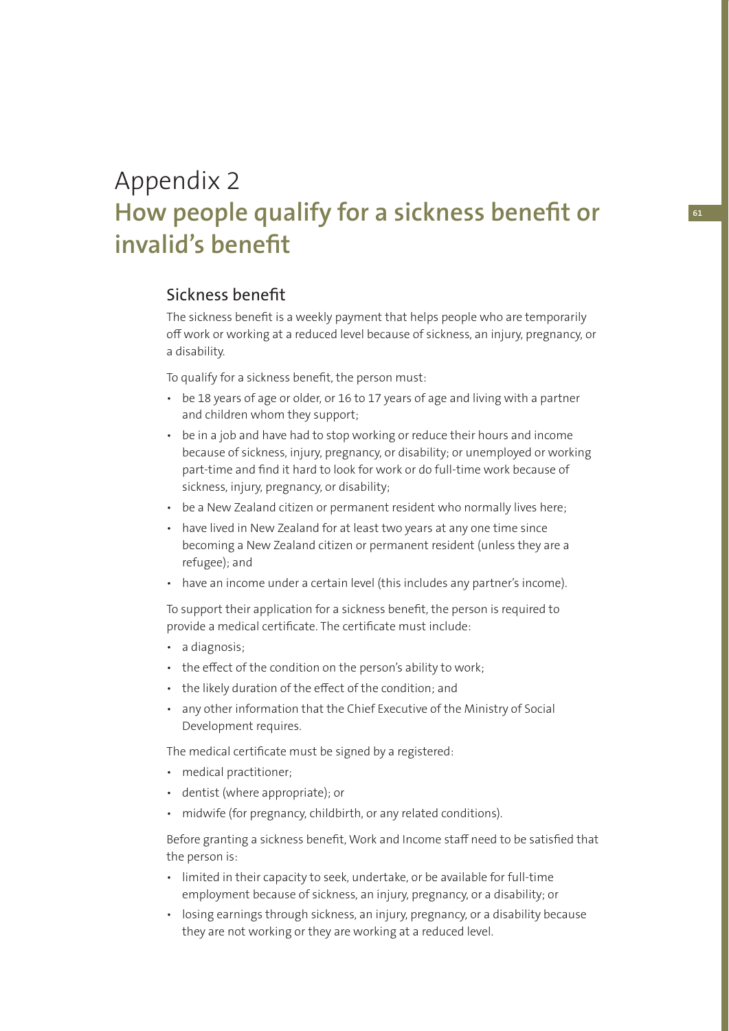# Appendix 2
# How people qualify for a sickness benefit or invalid's benefit

## Sickness benefit

The sickness benefit is a weekly payment that helps people who are temporarily off work or working at a reduced level because of sickness, an injury, pregnancy, or a disability.

To qualify for a sickness benefit, the person must:

- be 18 years of age or older, or 16 to 17 years of age and living with a partner and children whom they support;
- be in a job and have had to stop working or reduce their hours and income because of sickness, injury, pregnancy, or disability; or unemployed or working part-time and find it hard to look for work or do full-time work because of sickness, injury, pregnancy, or disability;
- be a New Zealand citizen or permanent resident who normally lives here;
- have lived in New Zealand for at least two years at any one time since becoming a New Zealand citizen or permanent resident (unless they are a refugee); and
- have an income under a certain level (this includes any partner's income).

To support their application for a sickness benefit, the person is required to provide a medical certificate. The certificate must include:

- a diagnosis;
- the effect of the condition on the person's ability to work;
- the likely duration of the effect of the condition; and
- any other information that the Chief Executive of the Ministry of Social Development requires.

The medical certificate must be signed by a registered:

- medical practitioner;
- dentist (where appropriate); or
- midwife (for pregnancy, childbirth, or any related conditions).

Before granting a sickness benefit, Work and Income staff need to be satisfied that the person is:

- limited in their capacity to seek, undertake, or be available for full-time employment because of sickness, an injury, pregnancy, or a disability; or
- losing earnings through sickness, an injury, pregnancy, or a disability because they are not working or they are working at a reduced level.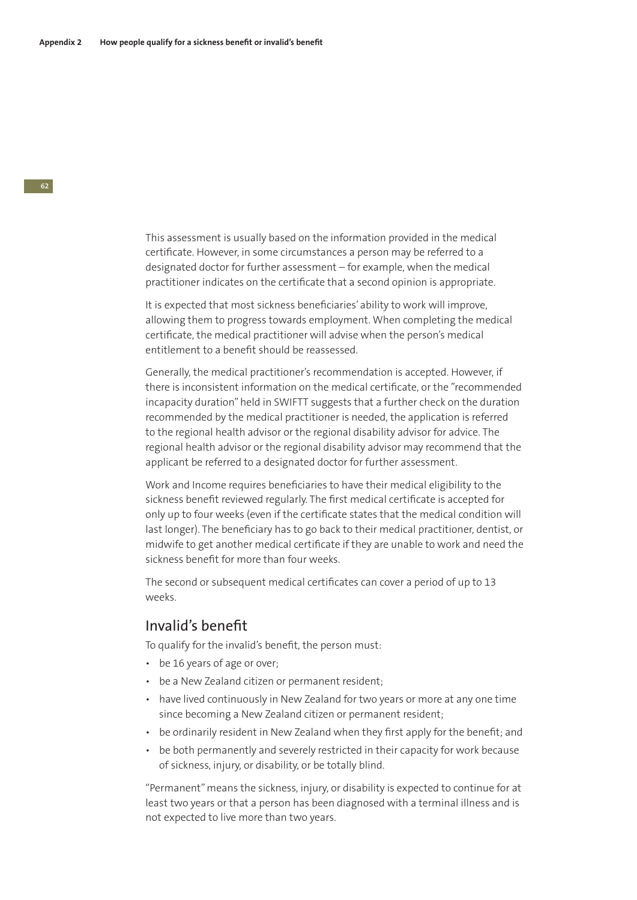This assessment is usually based on the information provided in the medical certificate. However, in some circumstances a person may be referred to a designated doctor for further assessment – for example, when the medical practitioner indicates on the certificate that a second opinion is appropriate.

It is expected that most sickness beneficiaries' ability to work will improve, allowing them to progress towards employment. When completing the medical certificate, the medical practitioner will advise when the person's medical entitlement to a benefit should be reassessed.

Generally, the medical practitioner's recommendation is accepted. However, if there is inconsistent information on the medical certificate, or the "recommended incapacity duration" held in SWIFTT suggests that a further check on the duration recommended by the medical practitioner is needed, the application is referred to the regional health advisor or the regional disability advisor for advice. The regional health advisor or the regional disability advisor may recommend that the applicant be referred to a designated doctor for further assessment.

Work and Income requires beneficiaries to have their medical eligibility to the sickness benefit reviewed regularly. The first medical certificate is accepted for only up to four weeks (even if the certificate states that the medical condition will last longer). The beneficiary has to go back to their medical practitioner, dentist, or midwife to get another medical certificate if they are unable to work and need the sickness benefit for more than four weeks.

The second or subsequent medical certificates can cover a period of up to 13 weeks.

## Invalid's benefit

To qualify for the invalid's benefit, the person must:

- be 16 years of age or over;
- be a New Zealand citizen or permanent resident;
- have lived continuously in New Zealand for two years or more at any one time since becoming a New Zealand citizen or permanent resident;
- be ordinarily resident in New Zealand when they first apply for the benefit; and
- be both permanently and severely restricted in their capacity for work because of sickness, injury, or disability, or be totally blind.

"Permanent" means the sickness, injury, or disability is expected to continue for at least two years or that a person has been diagnosed with a terminal illness and is not expected to live more than two years.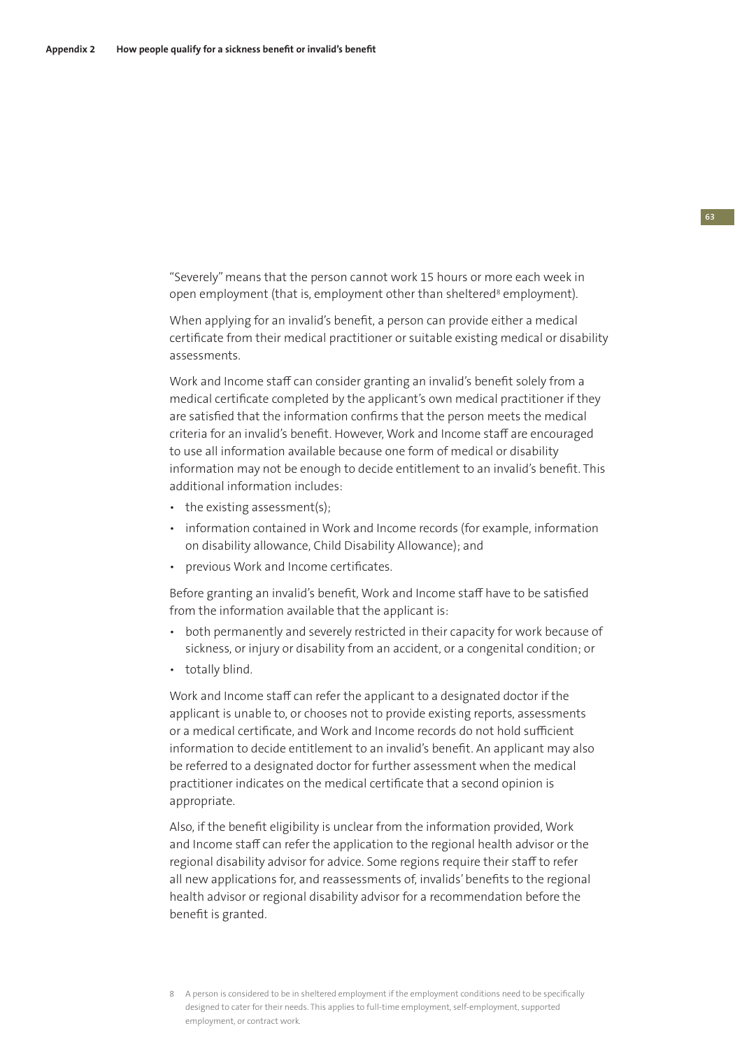"Severely" means that the person cannot work 15 hours or more each week in open employment (that is, employment other than sheltered[8] employment).

When applying for an invalid's benefit, a person can provide either a medical certificate from their medical practitioner or suitable existing medical or disability assessments.

Work and Income staff can consider granting an invalid's benefit solely from a medical certificate completed by the applicant's own medical practitioner if they are satisfied that the information confirms that the person meets the medical criteria for an invalid's benefit. However, Work and Income staff are encouraged to use all information available because one form of medical or disability information may not be enough to decide entitlement to an invalid's benefit. This additional information includes:

- the existing assessment(s);
- information contained in Work and Income records (for example, information on disability allowance, Child Disability Allowance); and
- previous Work and Income certificates.

Before granting an invalid's benefit, Work and Income staff have to be satisfied from the information available that the applicant is:

- both permanently and severely restricted in their capacity for work because of sickness, or injury or disability from an accident, or a congenital condition; or
- totally blind.

Work and Income staff can refer the applicant to a designated doctor if the applicant is unable to, or chooses not to provide existing reports, assessments or a medical certificate, and Work and Income records do not hold sufficient information to decide entitlement to an invalid's benefit. An applicant may also be referred to a designated doctor for further assessment when the medical practitioner indicates on the medical certificate that a second opinion is appropriate.

Also, if the benefit eligibility is unclear from the information provided, Work and Income staff can refer the application to the regional health advisor or the regional disability advisor for advice. Some regions require their staff to refer all new applications for, and reassessments of, invalids' benefits to the regional health advisor or regional disability advisor for a recommendation before the benefit is granted.

8 A person is considered to be in sheltered employment if the employment conditions need to be specifically designed to cater for their needs. This applies to full-time employment, self-employment, supported employment, or contract work.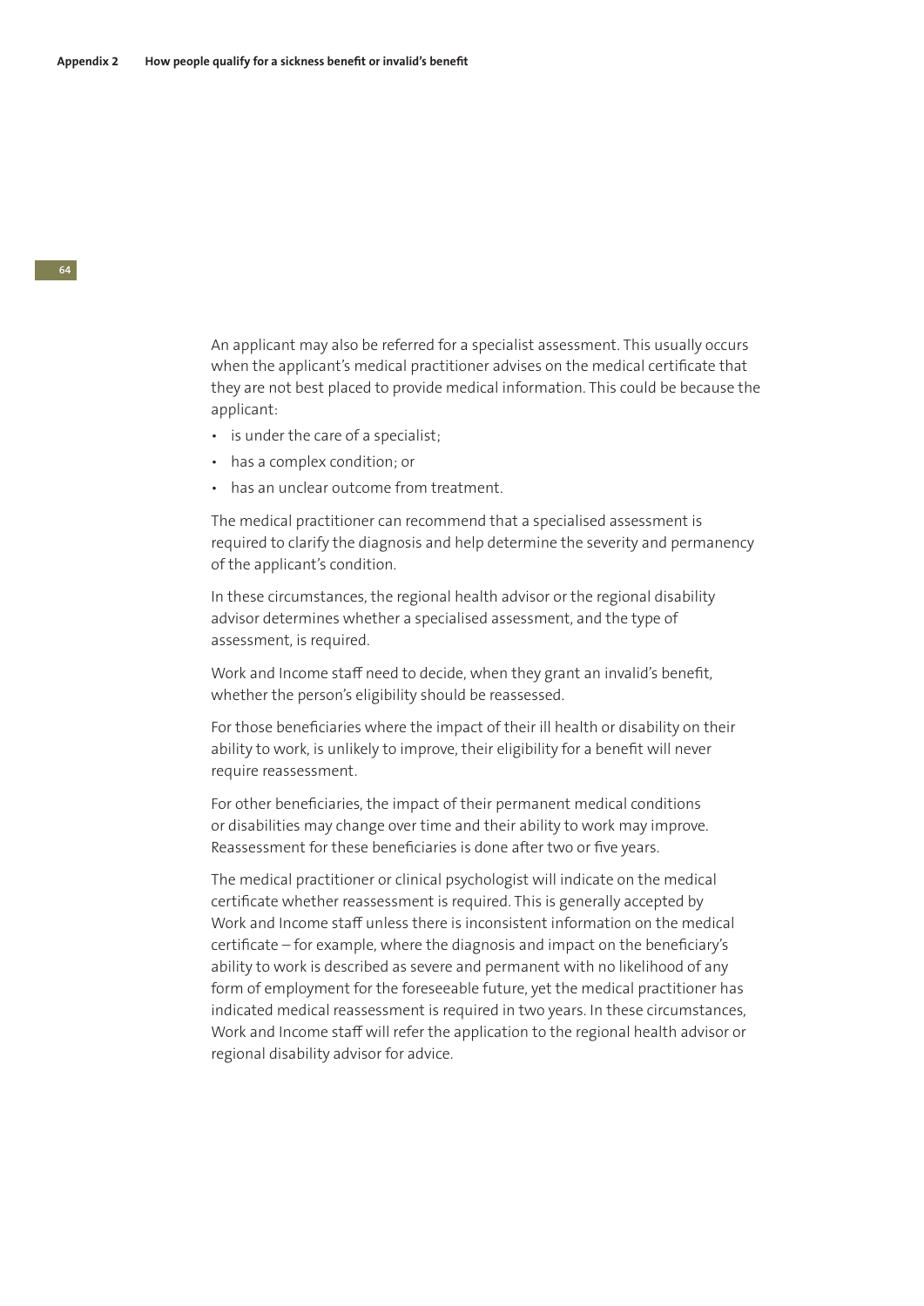An applicant may also be referred for a specialist assessment. This usually occurs when the applicant's medical practitioner advises on the medical certificate that they are not best placed to provide medical information. This could be because the applicant:

- is under the care of a specialist;
- has a complex condition; or
- has an unclear outcome from treatment.

The medical practitioner can recommend that a specialised assessment is required to clarify the diagnosis and help determine the severity and permanency of the applicant's condition.

In these circumstances, the regional health advisor or the regional disability advisor determines whether a specialised assessment, and the type of assessment, is required.

Work and Income staff need to decide, when they grant an invalid's benefit, whether the person's eligibility should be reassessed.

For those beneficiaries where the impact of their ill health or disability on their ability to work, is unlikely to improve, their eligibility for a benefit will never require reassessment.

For other beneficiaries, the impact of their permanent medical conditions or disabilities may change over time and their ability to work may improve. Reassessment for these beneficiaries is done after two or five years.

The medical practitioner or clinical psychologist will indicate on the medical certificate whether reassessment is required. This is generally accepted by Work and Income staff unless there is inconsistent information on the medical certificate – for example, where the diagnosis and impact on the beneficiary's ability to work is described as severe and permanent with no likelihood of any form of employment for the foreseeable future, yet the medical practitioner has indicated medical reassessment is required in two years. In these circumstances, Work and Income staff will refer the application to the regional health advisor or regional disability advisor for advice.